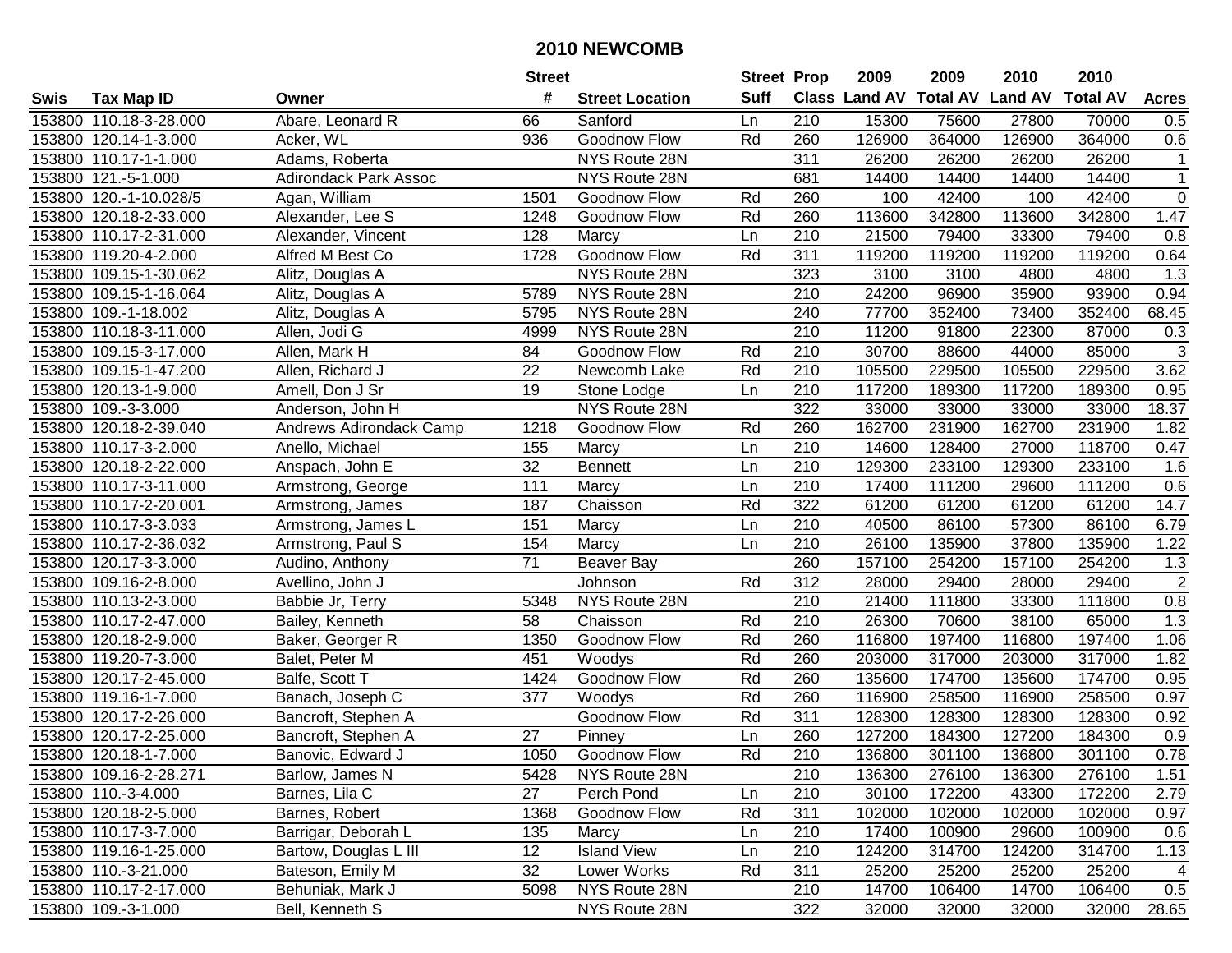# 2010 NEWCOMB

| Swis | Tax Map ID | Owner | Street # | Street Location | Street Suff | Prop Class | 2009 Land AV | 2009 Total AV | 2010 Land AV | 2010 Total AV | Acres |
|---|---|---|---|---|---|---|---|---|---|---|---|
| 153800 | 110.18-3-28.000 | Abare, Leonard R | 66 | Sanford | Ln | 210 | 15300 | 75600 | 27800 | 70000 | 0.5 |
| 153800 | 120.14-1-3.000 | Acker, WL | 936 | Goodnow Flow | Rd | 260 | 126900 | 364000 | 126900 | 364000 | 0.6 |
| 153800 | 110.17-1-1.000 | Adams, Roberta | | NYS Route 28N | | 311 | 26200 | 26200 | 26200 | 26200 | 1 |
| 153800 | 121.-5-1.000 | Adirondack Park Assoc | | NYS Route 28N | | 681 | 14400 | 14400 | 14400 | 14400 | 1 |
| 153800 | 120.-1-10.028/5 | Agan, William | 1501 | Goodnow Flow | Rd | 260 | 100 | 42400 | 100 | 42400 | 0 |
| 153800 | 120.18-2-33.000 | Alexander, Lee S | 1248 | Goodnow Flow | Rd | 260 | 113600 | 342800 | 113600 | 342800 | 1.47 |
| 153800 | 110.17-2-31.000 | Alexander, Vincent | 128 | Marcy | Ln | 210 | 21500 | 79400 | 33300 | 79400 | 0.8 |
| 153800 | 119.20-4-2.000 | Alfred M Best Co | 1728 | Goodnow Flow | Rd | 311 | 119200 | 119200 | 119200 | 119200 | 0.64 |
| 153800 | 109.15-1-30.062 | Alitz, Douglas A | | NYS Route 28N | | 323 | 3100 | 3100 | 4800 | 4800 | 1.3 |
| 153800 | 109.15-1-16.064 | Alitz, Douglas A | 5789 | NYS Route 28N | | 210 | 24200 | 96900 | 35900 | 93900 | 0.94 |
| 153800 | 109.-1-18.002 | Alitz, Douglas A | 5795 | NYS Route 28N | | 240 | 77700 | 352400 | 73400 | 352400 | 68.45 |
| 153800 | 110.18-3-11.000 | Allen, Jodi G | 4999 | NYS Route 28N | | 210 | 11200 | 91800 | 22300 | 87000 | 0.3 |
| 153800 | 109.15-3-17.000 | Allen, Mark H | 84 | Goodnow Flow | Rd | 210 | 30700 | 88600 | 44000 | 85000 | 3 |
| 153800 | 109.15-1-47.200 | Allen, Richard J | 22 | Newcomb Lake | Rd | 210 | 105500 | 229500 | 105500 | 229500 | 3.62 |
| 153800 | 120.13-1-9.000 | Amell, Don J Sr | 19 | Stone Lodge | Ln | 210 | 117200 | 189300 | 117200 | 189300 | 0.95 |
| 153800 | 109.-3-3.000 | Anderson, John H | | NYS Route 28N | | 322 | 33000 | 33000 | 33000 | 33000 | 18.37 |
| 153800 | 120.18-2-39.040 | Andrews Adirondack Camp | 1218 | Goodnow Flow | Rd | 260 | 162700 | 231900 | 162700 | 231900 | 1.82 |
| 153800 | 110.17-3-2.000 | Anello, Michael | 155 | Marcy | Ln | 210 | 14600 | 128400 | 27000 | 118700 | 0.47 |
| 153800 | 120.18-2-22.000 | Anspach, John E | 32 | Bennett | Ln | 210 | 129300 | 233100 | 129300 | 233100 | 1.6 |
| 153800 | 110.17-3-11.000 | Armstrong, George | 111 | Marcy | Ln | 210 | 17400 | 111200 | 29600 | 111200 | 0.6 |
| 153800 | 110.17-2-20.001 | Armstrong, James | 187 | Chaisson | Rd | 322 | 61200 | 61200 | 61200 | 61200 | 14.7 |
| 153800 | 110.17-3-3.033 | Armstrong, James L | 151 | Marcy | Ln | 210 | 40500 | 86100 | 57300 | 86100 | 6.79 |
| 153800 | 110.17-2-36.032 | Armstrong, Paul S | 154 | Marcy | Ln | 210 | 26100 | 135900 | 37800 | 135900 | 1.22 |
| 153800 | 120.17-3-3.000 | Audino, Anthony | 71 | Beaver Bay | | 260 | 157100 | 254200 | 157100 | 254200 | 1.3 |
| 153800 | 109.16-2-8.000 | Avellino, John J | | Johnson | Rd | 312 | 28000 | 29400 | 28000 | 29400 | 2 |
| 153800 | 110.13-2-3.000 | Babbie Jr, Terry | 5348 | NYS Route 28N | | 210 | 21400 | 111800 | 33300 | 111800 | 0.8 |
| 153800 | 110.17-2-47.000 | Bailey, Kenneth | 58 | Chaisson | Rd | 210 | 26300 | 70600 | 38100 | 65000 | 1.3 |
| 153800 | 120.18-2-9.000 | Baker, Georger R | 1350 | Goodnow Flow | Rd | 260 | 116800 | 197400 | 116800 | 197400 | 1.06 |
| 153800 | 119.20-7-3.000 | Balet, Peter M | 451 | Woodys | Rd | 260 | 203000 | 317000 | 203000 | 317000 | 1.82 |
| 153800 | 120.17-2-45.000 | Balfe, Scott T | 1424 | Goodnow Flow | Rd | 260 | 135600 | 174700 | 135600 | 174700 | 0.95 |
| 153800 | 119.16-1-7.000 | Banach, Joseph C | 377 | Woodys | Rd | 260 | 116900 | 258500 | 116900 | 258500 | 0.97 |
| 153800 | 120.17-2-26.000 | Bancroft, Stephen A | | Goodnow Flow | Rd | 311 | 128300 | 128300 | 128300 | 128300 | 0.92 |
| 153800 | 120.17-2-25.000 | Bancroft, Stephen A | 27 | Pinney | Ln | 260 | 127200 | 184300 | 127200 | 184300 | 0.9 |
| 153800 | 120.18-1-7.000 | Banovic, Edward J | 1050 | Goodnow Flow | Rd | 210 | 136800 | 301100 | 136800 | 301100 | 0.78 |
| 153800 | 109.16-2-28.271 | Barlow, James N | 5428 | NYS Route 28N | | 210 | 136300 | 276100 | 136300 | 276100 | 1.51 |
| 153800 | 110.-3-4.000 | Barnes, Lila C | 27 | Perch Pond | Ln | 210 | 30100 | 172200 | 43300 | 172200 | 2.79 |
| 153800 | 120.18-2-5.000 | Barnes, Robert | 1368 | Goodnow Flow | Rd | 311 | 102000 | 102000 | 102000 | 102000 | 0.97 |
| 153800 | 110.17-3-7.000 | Barrigar, Deborah L | 135 | Marcy | Ln | 210 | 17400 | 100900 | 29600 | 100900 | 0.6 |
| 153800 | 119.16-1-25.000 | Bartow, Douglas L III | 12 | Island View | Ln | 210 | 124200 | 314700 | 124200 | 314700 | 1.13 |
| 153800 | 110.-3-21.000 | Bateson, Emily M | 32 | Lower Works | Rd | 311 | 25200 | 25200 | 25200 | 25200 | 4 |
| 153800 | 110.17-2-17.000 | Behuniak, Mark J | 5098 | NYS Route 28N | | 210 | 14700 | 106400 | 14700 | 106400 | 0.5 |
| 153800 | 109.-3-1.000 | Bell, Kenneth S | | NYS Route 28N | | 322 | 32000 | 32000 | 32000 | 32000 | 28.65 |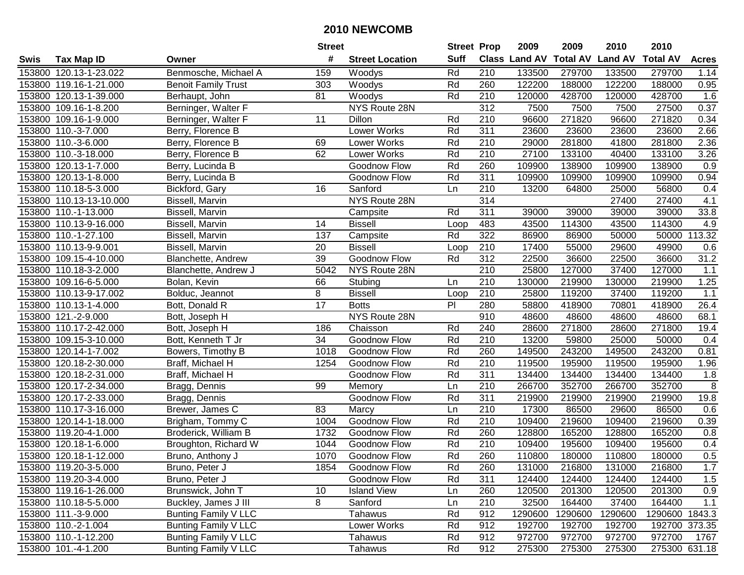# 2010 NEWCOMB

| Swis | Tax Map ID | Owner | Street # | Street Location | Street Suff | Prop Class | 2009 Land AV | 2009 Total AV | 2010 Land AV | 2010 Total AV | Acres |
|---|---|---|---|---|---|---|---|---|---|---|---|
| 153800 | 120.13-1-23.022 | Benmosche, Michael A | 159 | Woodys | Rd | 210 | 133500 | 279700 | 133500 | 279700 | 1.14 |
| 153800 | 119.16-1-21.000 | Benoit Family Trust | 303 | Woodys | Rd | 260 | 122200 | 188000 | 122200 | 188000 | 0.95 |
| 153800 | 120.13-1-39.000 | Berhaupt, John | 81 | Woodys | Rd | 210 | 120000 | 428700 | 120000 | 428700 | 1.6 |
| 153800 | 109.16-1-8.200 | Berninger, Walter F | | NYS Route 28N | | 312 | 7500 | 7500 | 7500 | 27500 | 0.37 |
| 153800 | 109.16-1-9.000 | Berninger, Walter F | 11 | Dillon | Rd | 210 | 96600 | 271820 | 96600 | 271820 | 0.34 |
| 153800 | 110.-3-7.000 | Berry, Florence B | | Lower Works | Rd | 311 | 23600 | 23600 | 23600 | 23600 | 2.66 |
| 153800 | 110.-3-6.000 | Berry, Florence B | 69 | Lower Works | Rd | 210 | 29000 | 281800 | 41800 | 281800 | 2.36 |
| 153800 | 110.-3-18.000 | Berry, Florence B | 62 | Lower Works | Rd | 210 | 27100 | 133100 | 40400 | 133100 | 3.26 |
| 153800 | 120.13-1-7.000 | Berry, Lucinda B | | Goodnow Flow | Rd | 260 | 109900 | 138900 | 109900 | 138900 | 0.9 |
| 153800 | 120.13-1-8.000 | Berry, Lucinda B | | Goodnow Flow | Rd | 311 | 109900 | 109900 | 109900 | 109900 | 0.94 |
| 153800 | 110.18-5-3.000 | Bickford, Gary | 16 | Sanford | Ln | 210 | 13200 | 64800 | 25000 | 56800 | 0.4 |
| 153800 | 110.13-13-10.000 | Bissell, Marvin | | NYS Route 28N | | 314 | | | 27400 | 27400 | 4.1 |
| 153800 | 110.-1-13.000 | Bissell, Marvin | | Campsite | Rd | 311 | 39000 | 39000 | 39000 | 39000 | 33.8 |
| 153800 | 110.13-9-16.000 | Bissell, Marvin | 14 | Bissell | Loop | 483 | 43500 | 114300 | 43500 | 114300 | 4.9 |
| 153800 | 110.-1-27.100 | Bissell, Marvin | 137 | Campsite | Rd | 322 | 86900 | 86900 | 50000 | 50000 | 113.32 |
| 153800 | 110.13-9-9.001 | Bissell, Marvin | 20 | Bissell | Loop | 210 | 17400 | 55000 | 29600 | 49900 | 0.6 |
| 153800 | 109.15-4-10.000 | Blanchette, Andrew | 39 | Goodnow Flow | Rd | 312 | 22500 | 36600 | 22500 | 36600 | 31.2 |
| 153800 | 110.18-3-2.000 | Blanchette, Andrew J | 5042 | NYS Route 28N | | 210 | 25800 | 127000 | 37400 | 127000 | 1.1 |
| 153800 | 109.16-6-5.000 | Bolan, Kevin | 66 | Stubing | Ln | 210 | 130000 | 219900 | 130000 | 219900 | 1.25 |
| 153800 | 110.13-9-17.002 | Bolduc, Jeannot | 8 | Bissell | Loop | 210 | 25800 | 119200 | 37400 | 119200 | 1.1 |
| 153800 | 110.13-1-4.000 | Bott, Donald R | 17 | Botts | Pl | 280 | 58800 | 418900 | 70801 | 418900 | 26.4 |
| 153800 | 121.-2-9.000 | Bott, Joseph H | | NYS Route 28N | | 910 | 48600 | 48600 | 48600 | 48600 | 68.1 |
| 153800 | 110.17-2-42.000 | Bott, Joseph H | 186 | Chaisson | Rd | 240 | 28600 | 271800 | 28600 | 271800 | 19.4 |
| 153800 | 109.15-3-10.000 | Bott, Kenneth T Jr | 34 | Goodnow Flow | Rd | 210 | 13200 | 59800 | 25000 | 50000 | 0.4 |
| 153800 | 120.14-1-7.002 | Bowers, Timothy B | 1018 | Goodnow Flow | Rd | 260 | 149500 | 243200 | 149500 | 243200 | 0.81 |
| 153800 | 120.18-2-30.000 | Braff, Michael H | 1254 | Goodnow Flow | Rd | 210 | 119500 | 195900 | 119500 | 195900 | 1.96 |
| 153800 | 120.18-2-31.000 | Braff, Michael H | | Goodnow Flow | Rd | 311 | 134400 | 134400 | 134400 | 134400 | 1.8 |
| 153800 | 120.17-2-34.000 | Bragg, Dennis | 99 | Memory | Ln | 210 | 266700 | 352700 | 266700 | 352700 | 8 |
| 153800 | 120.17-2-33.000 | Bragg, Dennis | | Goodnow Flow | Rd | 311 | 219900 | 219900 | 219900 | 219900 | 19.8 |
| 153800 | 110.17-3-16.000 | Brewer, James C | 83 | Marcy | Ln | 210 | 17300 | 86500 | 29600 | 86500 | 0.6 |
| 153800 | 120.14-1-18.000 | Brigham, Tommy C | 1004 | Goodnow Flow | Rd | 210 | 109400 | 219600 | 109400 | 219600 | 0.39 |
| 153800 | 119.20-4-1.000 | Broderick, William B | 1732 | Goodnow Flow | Rd | 260 | 128800 | 165200 | 128800 | 165200 | 0.8 |
| 153800 | 120.18-1-6.000 | Broughton, Richard W | 1044 | Goodnow Flow | Rd | 210 | 109400 | 195600 | 109400 | 195600 | 0.4 |
| 153800 | 120.18-1-12.000 | Bruno, Anthony J | 1070 | Goodnow Flow | Rd | 260 | 110800 | 180000 | 110800 | 180000 | 0.5 |
| 153800 | 119.20-3-5.000 | Bruno, Peter J | 1854 | Goodnow Flow | Rd | 260 | 131000 | 216800 | 131000 | 216800 | 1.7 |
| 153800 | 119.20-3-4.000 | Bruno, Peter J | | Goodnow Flow | Rd | 311 | 124400 | 124400 | 124400 | 124400 | 1.5 |
| 153800 | 119.16-1-26.000 | Brunswick, John T | 10 | Island View | Ln | 260 | 120500 | 201300 | 120500 | 201300 | 0.9 |
| 153800 | 110.18-5-5.000 | Buckley, James J III | 8 | Sanford | Ln | 210 | 32500 | 164400 | 37400 | 164400 | 1.1 |
| 153800 | 111.-3-9.000 | Bunting Family V LLC | | Tahawus | Rd | 912 | 1290600 | 1290600 | 1290600 | 1290600 | 1843.3 |
| 153800 | 110.-2-1.004 | Bunting Family V LLC | | Lower Works | Rd | 912 | 192700 | 192700 | 192700 | 192700 | 373.35 |
| 153800 | 110.-1-12.200 | Bunting Family V LLC | | Tahawus | Rd | 912 | 972700 | 972700 | 972700 | 972700 | 1767 |
| 153800 | 101.-4-1.200 | Bunting Family V LLC | | Tahawus | Rd | 912 | 275300 | 275300 | 275300 | 275300 | 631.18 |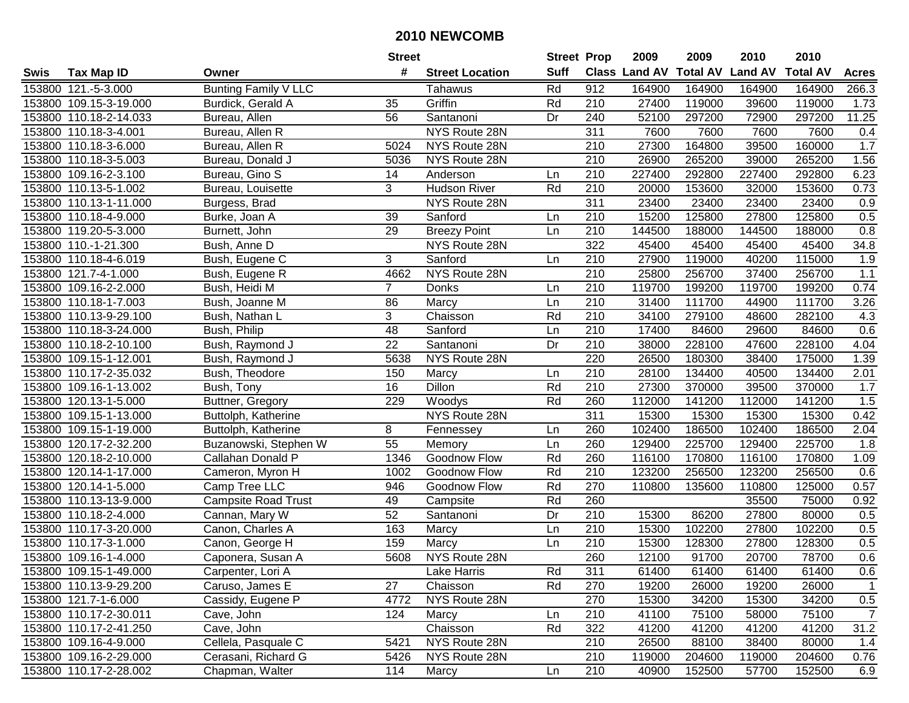# 2010 NEWCOMB

| Swis | Tax Map ID | Owner | Street # | Street Location | Street Suff | Prop Class | 2009 Land AV | 2009 Total AV | 2010 Land AV | 2010 Total AV | Acres |
|---|---|---|---|---|---|---|---|---|---|---|---|
| 153800 | 121.-5-3.000 | Bunting Family V LLC | | Tahawus | Rd | 912 | 164900 | 164900 | 164900 | 164900 | 266.3 |
| 153800 | 109.15-3-19.000 | Burdick, Gerald A | 35 | Griffin | Rd | 210 | 27400 | 119000 | 39600 | 119000 | 1.73 |
| 153800 | 110.18-2-14.033 | Bureau, Allen | 56 | Santanoni | Dr | 240 | 52100 | 297200 | 72900 | 297200 | 11.25 |
| 153800 | 110.18-3-4.001 | Bureau, Allen R | | NYS Route 28N | | 311 | 7600 | 7600 | 7600 | 7600 | 0.4 |
| 153800 | 110.18-3-6.000 | Bureau, Allen R | 5024 | NYS Route 28N | | 210 | 27300 | 164800 | 39500 | 160000 | 1.7 |
| 153800 | 110.18-3-5.003 | Bureau, Donald J | 5036 | NYS Route 28N | | 210 | 26900 | 265200 | 39000 | 265200 | 1.56 |
| 153800 | 109.16-2-3.100 | Bureau, Gino S | 14 | Anderson | Ln | 210 | 227400 | 292800 | 227400 | 292800 | 6.23 |
| 153800 | 110.13-5-1.002 | Bureau, Louisette | 3 | Hudson River | Rd | 210 | 20000 | 153600 | 32000 | 153600 | 0.73 |
| 153800 | 110.13-1-11.000 | Burgess, Brad | | NYS Route 28N | | 311 | 23400 | 23400 | 23400 | 23400 | 0.9 |
| 153800 | 110.18-4-9.000 | Burke, Joan A | 39 | Sanford | Ln | 210 | 15200 | 125800 | 27800 | 125800 | 0.5 |
| 153800 | 119.20-5-3.000 | Burnett, John | 29 | Breezy Point | Ln | 210 | 144500 | 188000 | 144500 | 188000 | 0.8 |
| 153800 | 110.-1-21.300 | Bush, Anne D | | NYS Route 28N | | 322 | 45400 | 45400 | 45400 | 45400 | 34.8 |
| 153800 | 110.18-4-6.019 | Bush, Eugene C | 3 | Sanford | Ln | 210 | 27900 | 119000 | 40200 | 115000 | 1.9 |
| 153800 | 121.7-4-1.000 | Bush, Eugene R | 4662 | NYS Route 28N | | 210 | 25800 | 256700 | 37400 | 256700 | 1.1 |
| 153800 | 109.16-2-2.000 | Bush, Heidi M | 7 | Donks | Ln | 210 | 119700 | 199200 | 119700 | 199200 | 0.74 |
| 153800 | 110.18-1-7.003 | Bush, Joanne M | 86 | Marcy | Ln | 210 | 31400 | 111700 | 44900 | 111700 | 3.26 |
| 153800 | 110.13-9-29.100 | Bush, Nathan L | 3 | Chaisson | Rd | 210 | 34100 | 279100 | 48600 | 282100 | 4.3 |
| 153800 | 110.18-3-24.000 | Bush, Philip | 48 | Sanford | Ln | 210 | 17400 | 84600 | 29600 | 84600 | 0.6 |
| 153800 | 110.18-2-10.100 | Bush, Raymond J | 22 | Santanoni | Dr | 210 | 38000 | 228100 | 47600 | 228100 | 4.04 |
| 153800 | 109.15-1-12.001 | Bush, Raymond J | 5638 | NYS Route 28N | | 220 | 26500 | 180300 | 38400 | 175000 | 1.39 |
| 153800 | 110.17-2-35.032 | Bush, Theodore | 150 | Marcy | Ln | 210 | 28100 | 134400 | 40500 | 134400 | 2.01 |
| 153800 | 109.16-1-13.002 | Bush, Tony | 16 | Dillon | Rd | 210 | 27300 | 370000 | 39500 | 370000 | 1.7 |
| 153800 | 120.13-1-5.000 | Buttner, Gregory | 229 | Woodys | Rd | 260 | 112000 | 141200 | 112000 | 141200 | 1.5 |
| 153800 | 109.15-1-13.000 | Buttolph, Katherine | | NYS Route 28N | | 311 | 15300 | 15300 | 15300 | 15300 | 0.42 |
| 153800 | 109.15-1-19.000 | Buttolph, Katherine | 8 | Fennessey | Ln | 260 | 102400 | 186500 | 102400 | 186500 | 2.04 |
| 153800 | 120.17-2-32.200 | Buzanowski, Stephen W | 55 | Memory | Ln | 260 | 129400 | 225700 | 129400 | 225700 | 1.8 |
| 153800 | 120.18-2-10.000 | Callahan Donald P | 1346 | Goodnow Flow | Rd | 260 | 116100 | 170800 | 116100 | 170800 | 1.09 |
| 153800 | 120.14-1-17.000 | Cameron, Myron H | 1002 | Goodnow Flow | Rd | 210 | 123200 | 256500 | 123200 | 256500 | 0.6 |
| 153800 | 120.14-1-5.000 | Camp Tree LLC | 946 | Goodnow Flow | Rd | 270 | 110800 | 135600 | 110800 | 125000 | 0.57 |
| 153800 | 110.13-13-9.000 | Campsite Road Trust | 49 | Campsite | Rd | 260 | | | 35500 | 75000 | 0.92 |
| 153800 | 110.18-2-4.000 | Cannan, Mary W | 52 | Santanoni | Dr | 210 | 15300 | 86200 | 27800 | 80000 | 0.5 |
| 153800 | 110.17-3-20.000 | Canon, Charles A | 163 | Marcy | Ln | 210 | 15300 | 102200 | 27800 | 102200 | 0.5 |
| 153800 | 110.17-3-1.000 | Canon, George H | 159 | Marcy | Ln | 210 | 15300 | 128300 | 27800 | 128300 | 0.5 |
| 153800 | 109.16-1-4.000 | Caponera, Susan A | 5608 | NYS Route 28N | | 260 | 12100 | 91700 | 20700 | 78700 | 0.6 |
| 153800 | 109.15-1-49.000 | Carpenter, Lori A | | Lake Harris | Rd | 311 | 61400 | 61400 | 61400 | 61400 | 0.6 |
| 153800 | 110.13-9-29.200 | Caruso, James E | 27 | Chaisson | Rd | 270 | 19200 | 26000 | 19200 | 26000 | 1 |
| 153800 | 121.7-1-6.000 | Cassidy, Eugene P | 4772 | NYS Route 28N | | 270 | 15300 | 34200 | 15300 | 34200 | 0.5 |
| 153800 | 110.17-2-30.011 | Cave, John | 124 | Marcy | Ln | 210 | 41100 | 75100 | 58000 | 75100 | 7 |
| 153800 | 110.17-2-41.250 | Cave, John | | Chaisson | Rd | 322 | 41200 | 41200 | 41200 | 41200 | 31.2 |
| 153800 | 109.16-4-9.000 | Cellela, Pasquale C | 5421 | NYS Route 28N | | 210 | 26500 | 88100 | 38400 | 80000 | 1.4 |
| 153800 | 109.16-2-29.000 | Cerasani, Richard G | 5426 | NYS Route 28N | | 210 | 119000 | 204600 | 119000 | 204600 | 0.76 |
| 153800 | 110.17-2-28.002 | Chapman, Walter | 114 | Marcy | Ln | 210 | 40900 | 152500 | 57700 | 152500 | 6.9 |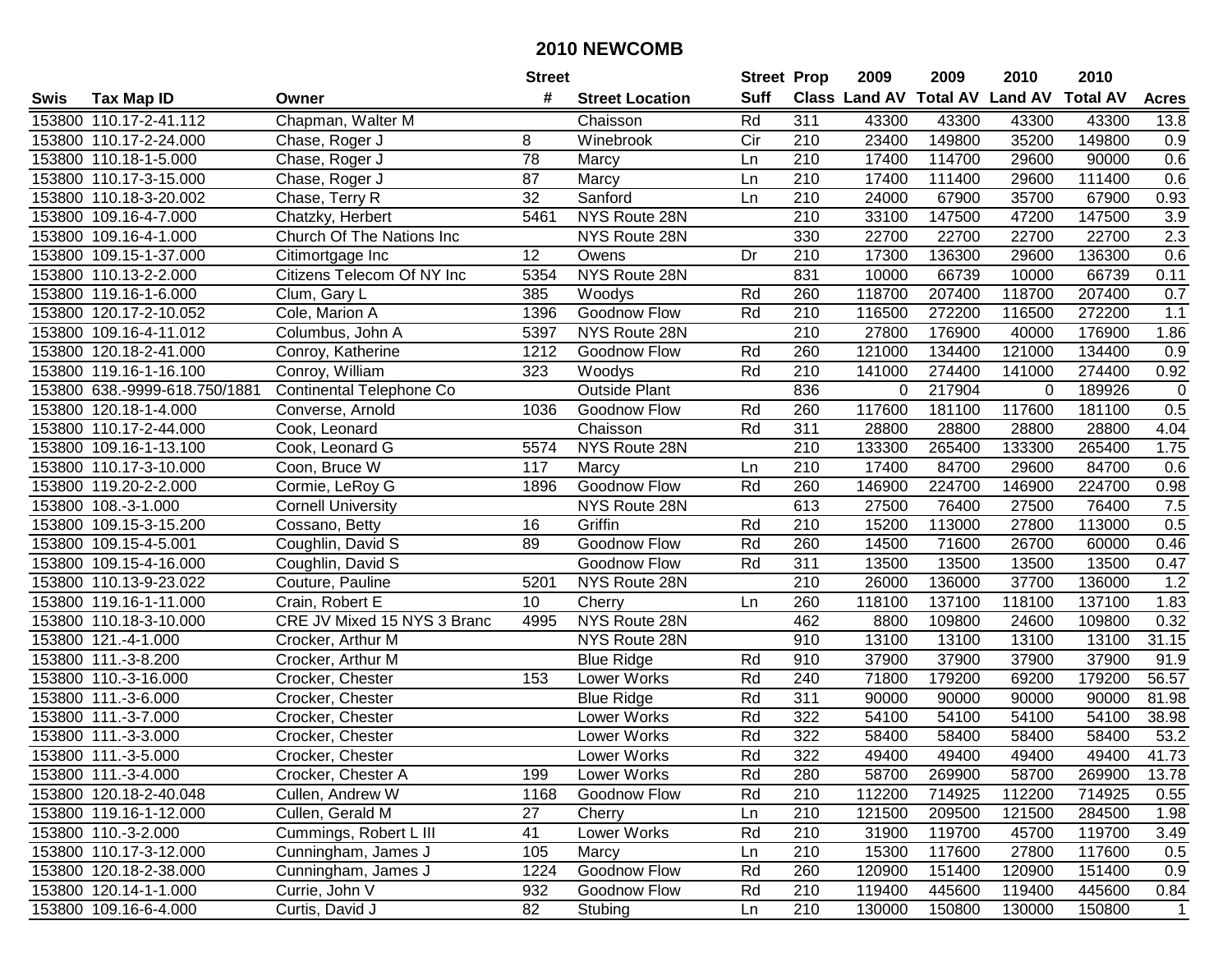# 2010 NEWCOMB

| Swis | Tax Map ID | Owner | Street # | Street Location | Street Suff | Prop Class | 2009 Land AV | 2009 Total AV | 2010 Land AV | 2010 Total AV | Acres |
|---|---|---|---|---|---|---|---|---|---|---|---|
| 153800 | 110.17-2-41.112 | Chapman, Walter M | | Chaisson | Rd | 311 | 43300 | 43300 | 43300 | 43300 | 13.8 |
| 153800 | 110.17-2-24.000 | Chase, Roger J | 8 | Winebrook | Cir | 210 | 23400 | 149800 | 35200 | 149800 | 0.9 |
| 153800 | 110.18-1-5.000 | Chase, Roger J | 78 | Marcy | Ln | 210 | 17400 | 114700 | 29600 | 90000 | 0.6 |
| 153800 | 110.17-3-15.000 | Chase, Roger J | 87 | Marcy | Ln | 210 | 17400 | 111400 | 29600 | 111400 | 0.6 |
| 153800 | 110.18-3-20.002 | Chase, Terry R | 32 | Sanford | Ln | 210 | 24000 | 67900 | 35700 | 67900 | 0.93 |
| 153800 | 109.16-4-7.000 | Chatzky, Herbert | 5461 | NYS Route 28N | | 210 | 33100 | 147500 | 47200 | 147500 | 3.9 |
| 153800 | 109.16-4-1.000 | Church Of The Nations Inc | | NYS Route 28N | | 330 | 22700 | 22700 | 22700 | 22700 | 2.3 |
| 153800 | 109.15-1-37.000 | Citimortgage Inc | 12 | Owens | Dr | 210 | 17300 | 136300 | 29600 | 136300 | 0.6 |
| 153800 | 110.13-2-2.000 | Citizens Telecom Of NY Inc | 5354 | NYS Route 28N | | 831 | 10000 | 66739 | 10000 | 66739 | 0.11 |
| 153800 | 119.16-1-6.000 | Clum, Gary L | 385 | Woodys | Rd | 260 | 118700 | 207400 | 118700 | 207400 | 0.7 |
| 153800 | 120.17-2-10.052 | Cole, Marion A | 1396 | Goodnow Flow | Rd | 210 | 116500 | 272200 | 116500 | 272200 | 1.1 |
| 153800 | 109.16-4-11.012 | Columbus, John A | 5397 | NYS Route 28N | | 210 | 27800 | 176900 | 40000 | 176900 | 1.86 |
| 153800 | 120.18-2-41.000 | Conroy, Katherine | 1212 | Goodnow Flow | Rd | 260 | 121000 | 134400 | 121000 | 134400 | 0.9 |
| 153800 | 119.16-1-16.100 | Conroy, William | 323 | Woodys | Rd | 210 | 141000 | 274400 | 141000 | 274400 | 0.92 |
| 153800 | 638.-9999-618.750/1881 | Continental Telephone Co | | Outside Plant | | 836 | 0 | 217904 | 0 | 189926 | 0 |
| 153800 | 120.18-1-4.000 | Converse, Arnold | 1036 | Goodnow Flow | Rd | 260 | 117600 | 181100 | 117600 | 181100 | 0.5 |
| 153800 | 110.17-2-44.000 | Cook, Leonard | | Chaisson | Rd | 311 | 28800 | 28800 | 28800 | 28800 | 4.04 |
| 153800 | 109.16-1-13.100 | Cook, Leonard G | 5574 | NYS Route 28N | | 210 | 133300 | 265400 | 133300 | 265400 | 1.75 |
| 153800 | 110.17-3-10.000 | Coon, Bruce W | 117 | Marcy | Ln | 210 | 17400 | 84700 | 29600 | 84700 | 0.6 |
| 153800 | 119.20-2-2.000 | Cormie, LeRoy G | 1896 | Goodnow Flow | Rd | 260 | 146900 | 224700 | 146900 | 224700 | 0.98 |
| 153800 | 108.-3-1.000 | Cornell University | | NYS Route 28N | | 613 | 27500 | 76400 | 27500 | 76400 | 7.5 |
| 153800 | 109.15-3-15.200 | Cossano, Betty | 16 | Griffin | Rd | 210 | 15200 | 113000 | 27800 | 113000 | 0.5 |
| 153800 | 109.15-4-5.001 | Coughlin, David S | 89 | Goodnow Flow | Rd | 260 | 14500 | 71600 | 26700 | 60000 | 0.46 |
| 153800 | 109.15-4-16.000 | Coughlin, David S | | Goodnow Flow | Rd | 311 | 13500 | 13500 | 13500 | 13500 | 0.47 |
| 153800 | 110.13-9-23.022 | Couture, Pauline | 5201 | NYS Route 28N | | 210 | 26000 | 136000 | 37700 | 136000 | 1.2 |
| 153800 | 119.16-1-11.000 | Crain, Robert E | 10 | Cherry | Ln | 260 | 118100 | 137100 | 118100 | 137100 | 1.83 |
| 153800 | 110.18-3-10.000 | CRE JV Mixed 15 NYS 3 Branc | 4995 | NYS Route 28N | | 462 | 8800 | 109800 | 24600 | 109800 | 0.32 |
| 153800 | 121.-4-1.000 | Crocker, Arthur M | | NYS Route 28N | | 910 | 13100 | 13100 | 13100 | 13100 | 31.15 |
| 153800 | 111.-3-8.200 | Crocker, Arthur M | | Blue Ridge | Rd | 910 | 37900 | 37900 | 37900 | 37900 | 91.9 |
| 153800 | 110.-3-16.000 | Crocker, Chester | 153 | Lower Works | Rd | 240 | 71800 | 179200 | 69200 | 179200 | 56.57 |
| 153800 | 111.-3-6.000 | Crocker, Chester | | Blue Ridge | Rd | 311 | 90000 | 90000 | 90000 | 90000 | 81.98 |
| 153800 | 111.-3-7.000 | Crocker, Chester | | Lower Works | Rd | 322 | 54100 | 54100 | 54100 | 54100 | 38.98 |
| 153800 | 111.-3-3.000 | Crocker, Chester | | Lower Works | Rd | 322 | 58400 | 58400 | 58400 | 58400 | 53.2 |
| 153800 | 111.-3-5.000 | Crocker, Chester | | Lower Works | Rd | 322 | 49400 | 49400 | 49400 | 49400 | 41.73 |
| 153800 | 111.-3-4.000 | Crocker, Chester A | 199 | Lower Works | Rd | 280 | 58700 | 269900 | 58700 | 269900 | 13.78 |
| 153800 | 120.18-2-40.048 | Cullen, Andrew W | 1168 | Goodnow Flow | Rd | 210 | 112200 | 714925 | 112200 | 714925 | 0.55 |
| 153800 | 119.16-1-12.000 | Cullen, Gerald M | 27 | Cherry | Ln | 210 | 121500 | 209500 | 121500 | 284500 | 1.98 |
| 153800 | 110.-3-2.000 | Cummings, Robert L III | 41 | Lower Works | Rd | 210 | 31900 | 119700 | 45700 | 119700 | 3.49 |
| 153800 | 110.17-3-12.000 | Cunningham, James J | 105 | Marcy | Ln | 210 | 15300 | 117600 | 27800 | 117600 | 0.5 |
| 153800 | 120.18-2-38.000 | Cunningham, James J | 1224 | Goodnow Flow | Rd | 260 | 120900 | 151400 | 120900 | 151400 | 0.9 |
| 153800 | 120.14-1-1.000 | Currie, John V | 932 | Goodnow Flow | Rd | 210 | 119400 | 445600 | 119400 | 445600 | 0.84 |
| 153800 | 109.16-6-4.000 | Curtis, David J | 82 | Stubing | Ln | 210 | 130000 | 150800 | 130000 | 150800 | 1 |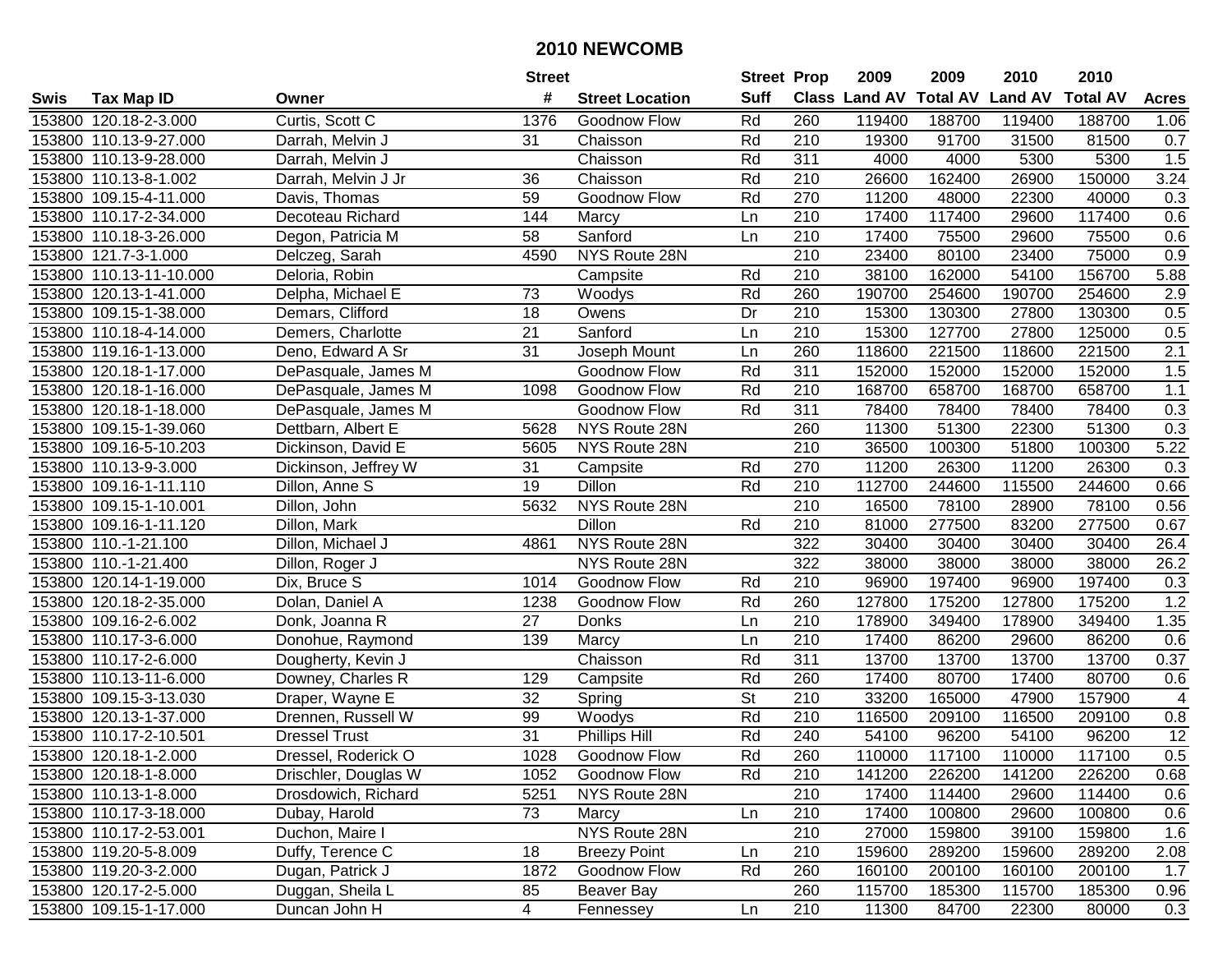# 2010 NEWCOMB

| Swis | Tax Map ID | Owner | Street # | Street Location | Street Suff | Prop Class | 2009 Land AV | 2009 Total AV | 2010 Land AV | 2010 Total AV | Acres |
|---|---|---|---|---|---|---|---|---|---|---|---|
| 153800 | 120.18-2-3.000 | Curtis, Scott C | 1376 | Goodnow Flow | Rd | 260 | 119400 | 188700 | 119400 | 188700 | 1.06 |
| 153800 | 110.13-9-27.000 | Darrah, Melvin J | 31 | Chaisson | Rd | 210 | 19300 | 91700 | 31500 | 81500 | 0.7 |
| 153800 | 110.13-9-28.000 | Darrah, Melvin J | | Chaisson | Rd | 311 | 4000 | 4000 | 5300 | 5300 | 1.5 |
| 153800 | 110.13-8-1.002 | Darrah, Melvin J Jr | 36 | Chaisson | Rd | 210 | 26600 | 162400 | 26900 | 150000 | 3.24 |
| 153800 | 109.15-4-11.000 | Davis, Thomas | 59 | Goodnow Flow | Rd | 270 | 11200 | 48000 | 22300 | 40000 | 0.3 |
| 153800 | 110.17-2-34.000 | Decoteau Richard | 144 | Marcy | Ln | 210 | 17400 | 117400 | 29600 | 117400 | 0.6 |
| 153800 | 110.18-3-26.000 | Degon, Patricia M | 58 | Sanford | Ln | 210 | 17400 | 75500 | 29600 | 75500 | 0.6 |
| 153800 | 121.7-3-1.000 | Delczeg, Sarah | 4590 | NYS Route 28N | | 210 | 23400 | 80100 | 23400 | 75000 | 0.9 |
| 153800 | 110.13-11-10.000 | Deloria, Robin | | Campsite | Rd | 210 | 38100 | 162000 | 54100 | 156700 | 5.88 |
| 153800 | 120.13-1-41.000 | Delpha, Michael E | 73 | Woodys | Rd | 260 | 190700 | 254600 | 190700 | 254600 | 2.9 |
| 153800 | 109.15-1-38.000 | Demars, Clifford | 18 | Owens | Dr | 210 | 15300 | 130300 | 27800 | 130300 | 0.5 |
| 153800 | 110.18-4-14.000 | Demers, Charlotte | 21 | Sanford | Ln | 210 | 15300 | 127700 | 27800 | 125000 | 0.5 |
| 153800 | 119.16-1-13.000 | Deno, Edward A Sr | 31 | Joseph Mount | Ln | 260 | 118600 | 221500 | 118600 | 221500 | 2.1 |
| 153800 | 120.18-1-17.000 | DePasquale, James M | | Goodnow Flow | Rd | 311 | 152000 | 152000 | 152000 | 152000 | 1.5 |
| 153800 | 120.18-1-16.000 | DePasquale, James M | 1098 | Goodnow Flow | Rd | 210 | 168700 | 658700 | 168700 | 658700 | 1.1 |
| 153800 | 120.18-1-18.000 | DePasquale, James M | | Goodnow Flow | Rd | 311 | 78400 | 78400 | 78400 | 78400 | 0.3 |
| 153800 | 109.15-1-39.060 | Dettbarn, Albert E | 5628 | NYS Route 28N | | 260 | 11300 | 51300 | 22300 | 51300 | 0.3 |
| 153800 | 109.16-5-10.203 | Dickinson, David E | 5605 | NYS Route 28N | | 210 | 36500 | 100300 | 51800 | 100300 | 5.22 |
| 153800 | 110.13-9-3.000 | Dickinson, Jeffrey W | 31 | Campsite | Rd | 270 | 11200 | 26300 | 11200 | 26300 | 0.3 |
| 153800 | 109.16-1-11.110 | Dillon, Anne S | 19 | Dillon | Rd | 210 | 112700 | 244600 | 115500 | 244600 | 0.66 |
| 153800 | 109.15-1-10.001 | Dillon, John | 5632 | NYS Route 28N | | 210 | 16500 | 78100 | 28900 | 78100 | 0.56 |
| 153800 | 109.16-1-11.120 | Dillon, Mark | | Dillon | Rd | 210 | 81000 | 277500 | 83200 | 277500 | 0.67 |
| 153800 | 110.-1-21.100 | Dillon, Michael J | 4861 | NYS Route 28N | | 322 | 30400 | 30400 | 30400 | 30400 | 26.4 |
| 153800 | 110.-1-21.400 | Dillon, Roger J | | NYS Route 28N | | 322 | 38000 | 38000 | 38000 | 38000 | 26.2 |
| 153800 | 120.14-1-19.000 | Dix, Bruce S | 1014 | Goodnow Flow | Rd | 210 | 96900 | 197400 | 96900 | 197400 | 0.3 |
| 153800 | 120.18-2-35.000 | Dolan, Daniel A | 1238 | Goodnow Flow | Rd | 260 | 127800 | 175200 | 127800 | 175200 | 1.2 |
| 153800 | 109.16-2-6.002 | Donk, Joanna R | 27 | Donks | Ln | 210 | 178900 | 349400 | 178900 | 349400 | 1.35 |
| 153800 | 110.17-3-6.000 | Donohue, Raymond | 139 | Marcy | Ln | 210 | 17400 | 86200 | 29600 | 86200 | 0.6 |
| 153800 | 110.17-2-6.000 | Dougherty, Kevin J | | Chaisson | Rd | 311 | 13700 | 13700 | 13700 | 13700 | 0.37 |
| 153800 | 110.13-11-6.000 | Downey, Charles R | 129 | Campsite | Rd | 260 | 17400 | 80700 | 17400 | 80700 | 0.6 |
| 153800 | 109.15-3-13.030 | Draper, Wayne E | 32 | Spring | St | 210 | 33200 | 165000 | 47900 | 157900 | 4 |
| 153800 | 120.13-1-37.000 | Drennen, Russell W | 99 | Woodys | Rd | 210 | 116500 | 209100 | 116500 | 209100 | 0.8 |
| 153800 | 110.17-2-10.501 | Dressel Trust | 31 | Phillips Hill | Rd | 240 | 54100 | 96200 | 54100 | 96200 | 12 |
| 153800 | 120.18-1-2.000 | Dressel, Roderick O | 1028 | Goodnow Flow | Rd | 260 | 110000 | 117100 | 110000 | 117100 | 0.5 |
| 153800 | 120.18-1-8.000 | Drischler, Douglas W | 1052 | Goodnow Flow | Rd | 210 | 141200 | 226200 | 141200 | 226200 | 0.68 |
| 153800 | 110.13-1-8.000 | Drosdowich, Richard | 5251 | NYS Route 28N | | 210 | 17400 | 114400 | 29600 | 114400 | 0.6 |
| 153800 | 110.17-3-18.000 | Dubay, Harold | 73 | Marcy | Ln | 210 | 17400 | 100800 | 29600 | 100800 | 0.6 |
| 153800 | 110.17-2-53.001 | Duchon, Maire I | | NYS Route 28N | | 210 | 27000 | 159800 | 39100 | 159800 | 1.6 |
| 153800 | 119.20-5-8.009 | Duffy, Terence C | 18 | Breezy Point | Ln | 210 | 159600 | 289200 | 159600 | 289200 | 2.08 |
| 153800 | 119.20-3-2.000 | Dugan, Patrick J | 1872 | Goodnow Flow | Rd | 260 | 160100 | 200100 | 160100 | 200100 | 1.7 |
| 153800 | 120.17-2-5.000 | Duggan, Sheila L | 85 | Beaver Bay | | 260 | 115700 | 185300 | 115700 | 185300 | 0.96 |
| 153800 | 109.15-1-17.000 | Duncan John H | 4 | Fennessey | Ln | 210 | 11300 | 84700 | 22300 | 80000 | 0.3 |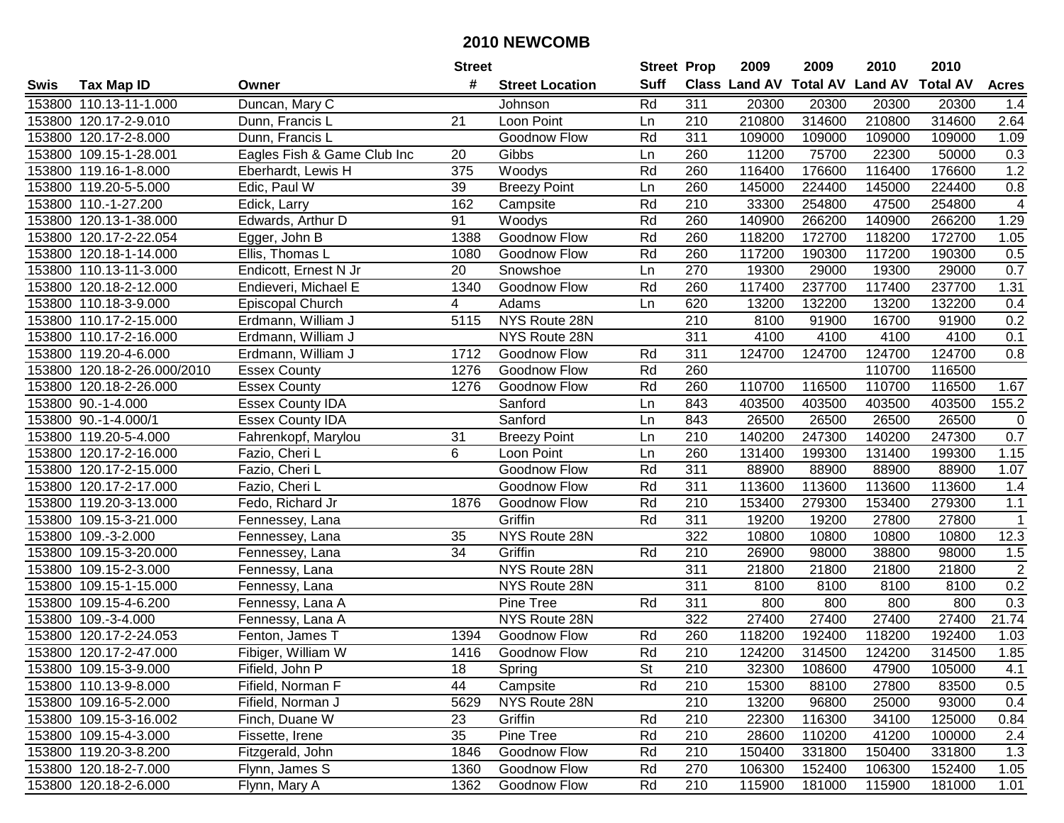# 2010 NEWCOMB

| Swis | Tax Map ID | Owner | Street # | Street Location | Street Suff | Prop Class | 2009 Land AV | 2009 Total AV | 2010 Land AV | 2010 Total AV | Acres |
|---|---|---|---|---|---|---|---|---|---|---|---|
| 153800 | 110.13-11-1.000 | Duncan, Mary C | | Johnson | Rd | 311 | 20300 | 20300 | 20300 | 20300 | 1.4 |
| 153800 | 120.17-2-9.010 | Dunn, Francis L | 21 | Loon Point | Ln | 210 | 210800 | 314600 | 210800 | 314600 | 2.64 |
| 153800 | 120.17-2-8.000 | Dunn, Francis L | | Goodnow Flow | Rd | 311 | 109000 | 109000 | 109000 | 109000 | 1.09 |
| 153800 | 109.15-1-28.001 | Eagles Fish & Game Club Inc | 20 | Gibbs | Ln | 260 | 11200 | 75700 | 22300 | 50000 | 0.3 |
| 153800 | 119.16-1-8.000 | Eberhardt, Lewis H | 375 | Woodys | Rd | 260 | 116400 | 176600 | 116400 | 176600 | 1.2 |
| 153800 | 119.20-5-5.000 | Edic, Paul W | 39 | Breezy Point | Ln | 260 | 145000 | 224400 | 145000 | 224400 | 0.8 |
| 153800 | 110.-1-27.200 | Edick, Larry | 162 | Campsite | Rd | 210 | 33300 | 254800 | 47500 | 254800 | 4 |
| 153800 | 120.13-1-38.000 | Edwards, Arthur D | 91 | Woodys | Rd | 260 | 140900 | 266200 | 140900 | 266200 | 1.29 |
| 153800 | 120.17-2-22.054 | Egger, John B | 1388 | Goodnow Flow | Rd | 260 | 118200 | 172700 | 118200 | 172700 | 1.05 |
| 153800 | 120.18-1-14.000 | Ellis, Thomas L | 1080 | Goodnow Flow | Rd | 260 | 117200 | 190300 | 117200 | 190300 | 0.5 |
| 153800 | 110.13-11-3.000 | Endicott, Ernest N Jr | 20 | Snowshoe | Ln | 270 | 19300 | 29000 | 19300 | 29000 | 0.7 |
| 153800 | 120.18-2-12.000 | Endieveri, Michael E | 1340 | Goodnow Flow | Rd | 260 | 117400 | 237700 | 117400 | 237700 | 1.31 |
| 153800 | 110.18-3-9.000 | Episcopal Church | 4 | Adams | Ln | 620 | 13200 | 132200 | 13200 | 132200 | 0.4 |
| 153800 | 110.17-2-15.000 | Erdmann, William J | 5115 | NYS Route 28N | | 210 | 8100 | 91900 | 16700 | 91900 | 0.2 |
| 153800 | 110.17-2-16.000 | Erdmann, William J | | NYS Route 28N | | 311 | 4100 | 4100 | 4100 | 4100 | 0.1 |
| 153800 | 119.20-4-6.000 | Erdmann, William J | 1712 | Goodnow Flow | Rd | 311 | 124700 | 124700 | 124700 | 124700 | 0.8 |
| 153800 | 120.18-2-26.000/2010 | Essex County | 1276 | Goodnow Flow | Rd | 260 | | | 110700 | 116500 | |
| 153800 | 120.18-2-26.000 | Essex County | 1276 | Goodnow Flow | Rd | 260 | 110700 | 116500 | 110700 | 116500 | 1.67 |
| 153800 | 90.-1-4.000 | Essex County IDA | | Sanford | Ln | 843 | 403500 | 403500 | 403500 | 403500 | 155.2 |
| 153800 | 90.-1-4.000/1 | Essex County IDA | | Sanford | Ln | 843 | 26500 | 26500 | 26500 | 26500 | 0 |
| 153800 | 119.20-5-4.000 | Fahrenkopf, Marylou | 31 | Breezy Point | Ln | 210 | 140200 | 247300 | 140200 | 247300 | 0.7 |
| 153800 | 120.17-2-16.000 | Fazio, Cheri L | 6 | Loon Point | Ln | 260 | 131400 | 199300 | 131400 | 199300 | 1.15 |
| 153800 | 120.17-2-15.000 | Fazio, Cheri L | | Goodnow Flow | Rd | 311 | 88900 | 88900 | 88900 | 88900 | 1.07 |
| 153800 | 120.17-2-17.000 | Fazio, Cheri L | | Goodnow Flow | Rd | 311 | 113600 | 113600 | 113600 | 113600 | 1.4 |
| 153800 | 119.20-3-13.000 | Fedo, Richard Jr | 1876 | Goodnow Flow | Rd | 210 | 153400 | 279300 | 153400 | 279300 | 1.1 |
| 153800 | 109.15-3-21.000 | Fennessey, Lana | | Griffin | Rd | 311 | 19200 | 19200 | 27800 | 27800 | 1 |
| 153800 | 109.-3-2.000 | Fennessey, Lana | 35 | NYS Route 28N | | 322 | 10800 | 10800 | 10800 | 10800 | 12.3 |
| 153800 | 109.15-3-20.000 | Fennessey, Lana | 34 | Griffin | Rd | 210 | 26900 | 98000 | 38800 | 98000 | 1.5 |
| 153800 | 109.15-2-3.000 | Fennessy, Lana | | NYS Route 28N | | 311 | 21800 | 21800 | 21800 | 21800 | 2 |
| 153800 | 109.15-1-15.000 | Fennessy, Lana | | NYS Route 28N | | 311 | 8100 | 8100 | 8100 | 8100 | 0.2 |
| 153800 | 109.15-4-6.200 | Fennessy, Lana A | | Pine Tree | Rd | 311 | 800 | 800 | 800 | 800 | 0.3 |
| 153800 | 109.-3-4.000 | Fennessy, Lana A | | NYS Route 28N | | 322 | 27400 | 27400 | 27400 | 27400 | 21.74 |
| 153800 | 120.17-2-24.053 | Fenton, James T | 1394 | Goodnow Flow | Rd | 260 | 118200 | 192400 | 118200 | 192400 | 1.03 |
| 153800 | 120.17-2-47.000 | Fibiger, William W | 1416 | Goodnow Flow | Rd | 210 | 124200 | 314500 | 124200 | 314500 | 1.85 |
| 153800 | 109.15-3-9.000 | Fifield, John P | 18 | Spring | St | 210 | 32300 | 108600 | 47900 | 105000 | 4.1 |
| 153800 | 110.13-9-8.000 | Fifield, Norman F | 44 | Campsite | Rd | 210 | 15300 | 88100 | 27800 | 83500 | 0.5 |
| 153800 | 109.16-5-2.000 | Fifield, Norman J | 5629 | NYS Route 28N | | 210 | 13200 | 96800 | 25000 | 93000 | 0.4 |
| 153800 | 109.15-3-16.002 | Finch, Duane W | 23 | Griffin | Rd | 210 | 22300 | 116300 | 34100 | 125000 | 0.84 |
| 153800 | 109.15-4-3.000 | Fissette, Irene | 35 | Pine Tree | Rd | 210 | 28600 | 110200 | 41200 | 100000 | 2.4 |
| 153800 | 119.20-3-8.200 | Fitzgerald, John | 1846 | Goodnow Flow | Rd | 210 | 150400 | 331800 | 150400 | 331800 | 1.3 |
| 153800 | 120.18-2-7.000 | Flynn, James S | 1360 | Goodnow Flow | Rd | 270 | 106300 | 152400 | 106300 | 152400 | 1.05 |
| 153800 | 120.18-2-6.000 | Flynn, Mary A | 1362 | Goodnow Flow | Rd | 210 | 115900 | 181000 | 115900 | 181000 | 1.01 |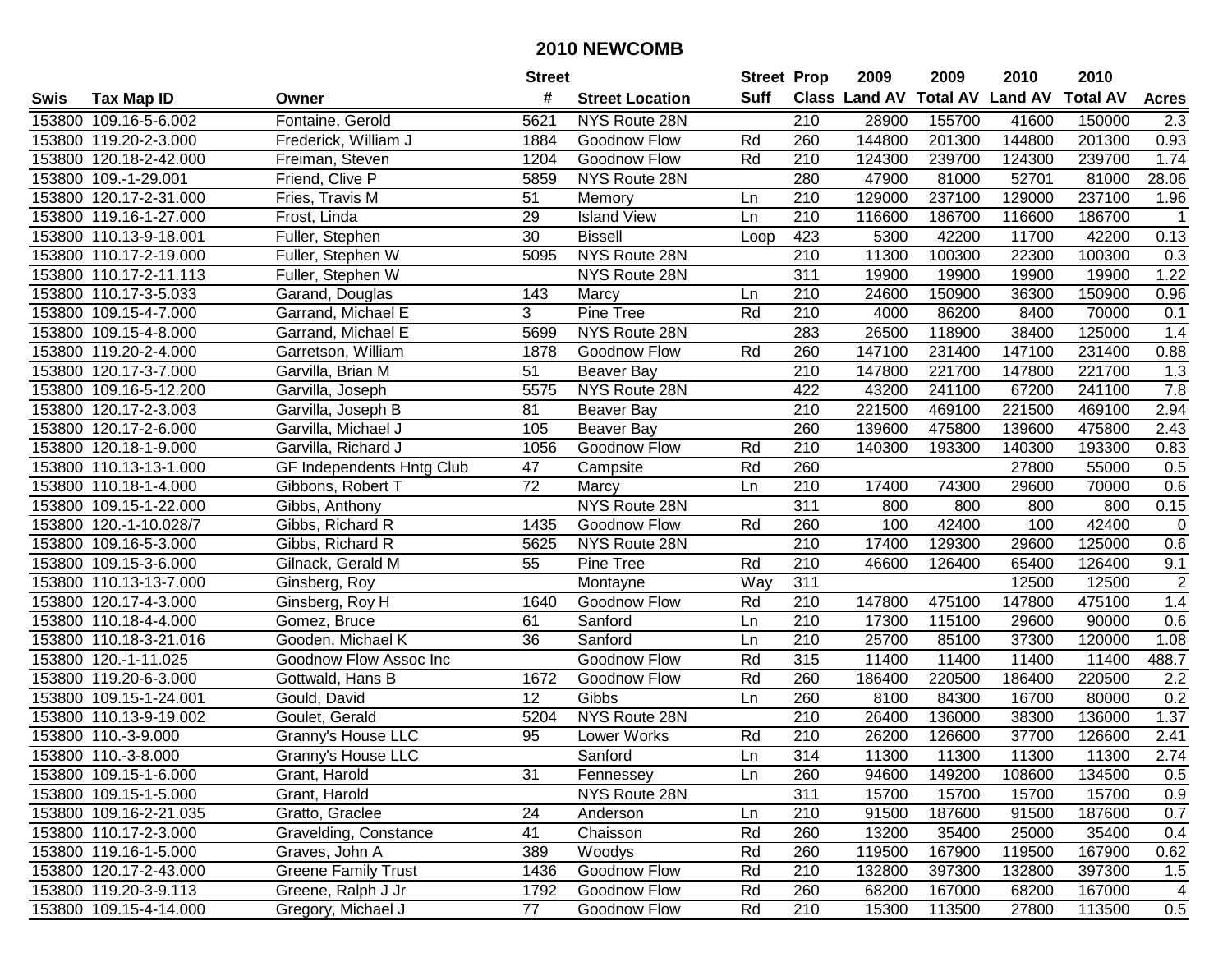# 2010 NEWCOMB

| Swis | Tax Map ID | Owner | Street # | Street Location | Street Suff | Prop Class | 2009 Land AV | 2009 Total AV | 2010 Land AV | 2010 Total AV | Acres |
|---|---|---|---|---|---|---|---|---|---|---|---|
| 153800 | 109.16-5-6.002 | Fontaine, Gerold | 5621 | NYS Route 28N | | 210 | 28900 | 155700 | 41600 | 150000 | 2.3 |
| 153800 | 119.20-2-3.000 | Frederick, William J | 1884 | Goodnow Flow | Rd | 260 | 144800 | 201300 | 144800 | 201300 | 0.93 |
| 153800 | 120.18-2-42.000 | Freiman, Steven | 1204 | Goodnow Flow | Rd | 210 | 124300 | 239700 | 124300 | 239700 | 1.74 |
| 153800 | 109.-1-29.001 | Friend, Clive P | 5859 | NYS Route 28N | | 280 | 47900 | 81000 | 52701 | 81000 | 28.06 |
| 153800 | 120.17-2-31.000 | Fries, Travis M | 51 | Memory | Ln | 210 | 129000 | 237100 | 129000 | 237100 | 1.96 |
| 153800 | 119.16-1-27.000 | Frost, Linda | 29 | Island View | Ln | 210 | 116600 | 186700 | 116600 | 186700 | 1 |
| 153800 | 110.13-9-18.001 | Fuller, Stephen | 30 | Bissell | Loop | 423 | 5300 | 42200 | 11700 | 42200 | 0.13 |
| 153800 | 110.17-2-19.000 | Fuller, Stephen W | 5095 | NYS Route 28N | | 210 | 11300 | 100300 | 22300 | 100300 | 0.3 |
| 153800 | 110.17-2-11.113 | Fuller, Stephen W | | NYS Route 28N | | 311 | 19900 | 19900 | 19900 | 19900 | 1.22 |
| 153800 | 110.17-3-5.033 | Garand, Douglas | 143 | Marcy | Ln | 210 | 24600 | 150900 | 36300 | 150900 | 0.96 |
| 153800 | 109.15-4-7.000 | Garrand, Michael E | 3 | Pine Tree | Rd | 210 | 4000 | 86200 | 8400 | 70000 | 0.1 |
| 153800 | 109.15-4-8.000 | Garrand, Michael E | 5699 | NYS Route 28N | | 283 | 26500 | 118900 | 38400 | 125000 | 1.4 |
| 153800 | 119.20-2-4.000 | Garretson, William | 1878 | Goodnow Flow | Rd | 260 | 147100 | 231400 | 147100 | 231400 | 0.88 |
| 153800 | 120.17-3-7.000 | Garvilla, Brian M | 51 | Beaver Bay | | 210 | 147800 | 221700 | 147800 | 221700 | 1.3 |
| 153800 | 109.16-5-12.200 | Garvilla, Joseph | 5575 | NYS Route 28N | | 422 | 43200 | 241100 | 67200 | 241100 | 7.8 |
| 153800 | 120.17-2-3.003 | Garvilla, Joseph B | 81 | Beaver Bay | | 210 | 221500 | 469100 | 221500 | 469100 | 2.94 |
| 153800 | 120.17-2-6.000 | Garvilla, Michael J | 105 | Beaver Bay | | 260 | 139600 | 475800 | 139600 | 475800 | 2.43 |
| 153800 | 120.18-1-9.000 | Garvilla, Richard J | 1056 | Goodnow Flow | Rd | 210 | 140300 | 193300 | 140300 | 193300 | 0.83 |
| 153800 | 110.13-13-1.000 | GF Independents Hntg Club | 47 | Campsite | Rd | 260 | | | 27800 | 55000 | 0.5 |
| 153800 | 110.18-1-4.000 | Gibbons, Robert T | 72 | Marcy | Ln | 210 | 17400 | 74300 | 29600 | 70000 | 0.6 |
| 153800 | 109.15-1-22.000 | Gibbs, Anthony | | NYS Route 28N | | 311 | 800 | 800 | 800 | 800 | 0.15 |
| 153800 | 120.-1-10.028/7 | Gibbs, Richard R | 1435 | Goodnow Flow | Rd | 260 | 100 | 42400 | 100 | 42400 | 0 |
| 153800 | 109.16-5-3.000 | Gibbs, Richard R | 5625 | NYS Route 28N | | 210 | 17400 | 129300 | 29600 | 125000 | 0.6 |
| 153800 | 109.15-3-6.000 | Gilnack, Gerald M | 55 | Pine Tree | Rd | 210 | 46600 | 126400 | 65400 | 126400 | 9.1 |
| 153800 | 110.13-13-7.000 | Ginsberg, Roy | | Montayne | Way | 311 | | | 12500 | 12500 | 2 |
| 153800 | 120.17-4-3.000 | Ginsberg, Roy H | 1640 | Goodnow Flow | Rd | 210 | 147800 | 475100 | 147800 | 475100 | 1.4 |
| 153800 | 110.18-4-4.000 | Gomez, Bruce | 61 | Sanford | Ln | 210 | 17300 | 115100 | 29600 | 90000 | 0.6 |
| 153800 | 110.18-3-21.016 | Gooden, Michael K | 36 | Sanford | Ln | 210 | 25700 | 85100 | 37300 | 120000 | 1.08 |
| 153800 | 120.-1-11.025 | Goodnow Flow Assoc Inc | | Goodnow Flow | Rd | 315 | 11400 | 11400 | 11400 | 11400 | 488.7 |
| 153800 | 119.20-6-3.000 | Gottwald, Hans B | 1672 | Goodnow Flow | Rd | 260 | 186400 | 220500 | 186400 | 220500 | 2.2 |
| 153800 | 109.15-1-24.001 | Gould, David | 12 | Gibbs | Ln | 260 | 8100 | 84300 | 16700 | 80000 | 0.2 |
| 153800 | 110.13-9-19.002 | Goulet, Gerald | 5204 | NYS Route 28N | | 210 | 26400 | 136000 | 38300 | 136000 | 1.37 |
| 153800 | 110.-3-9.000 | Granny's House LLC | 95 | Lower Works | Rd | 210 | 26200 | 126600 | 37700 | 126600 | 2.41 |
| 153800 | 110.-3-8.000 | Granny's House LLC | | Sanford | Ln | 314 | 11300 | 11300 | 11300 | 11300 | 2.74 |
| 153800 | 109.15-1-6.000 | Grant, Harold | 31 | Fennessey | Ln | 260 | 94600 | 149200 | 108600 | 134500 | 0.5 |
| 153800 | 109.15-1-5.000 | Grant, Harold | | NYS Route 28N | | 311 | 15700 | 15700 | 15700 | 15700 | 0.9 |
| 153800 | 109.16-2-21.035 | Gratto, Graclee | 24 | Anderson | Ln | 210 | 91500 | 187600 | 91500 | 187600 | 0.7 |
| 153800 | 110.17-2-3.000 | Gravelding, Constance | 41 | Chaisson | Rd | 260 | 13200 | 35400 | 25000 | 35400 | 0.4 |
| 153800 | 119.16-1-5.000 | Graves, John A | 389 | Woodys | Rd | 260 | 119500 | 167900 | 119500 | 167900 | 0.62 |
| 153800 | 120.17-2-43.000 | Greene Family Trust | 1436 | Goodnow Flow | Rd | 210 | 132800 | 397300 | 132800 | 397300 | 1.5 |
| 153800 | 119.20-3-9.113 | Greene, Ralph J Jr | 1792 | Goodnow Flow | Rd | 260 | 68200 | 167000 | 68200 | 167000 | 4 |
| 153800 | 109.15-4-14.000 | Gregory, Michael J | 77 | Goodnow Flow | Rd | 210 | 15300 | 113500 | 27800 | 113500 | 0.5 |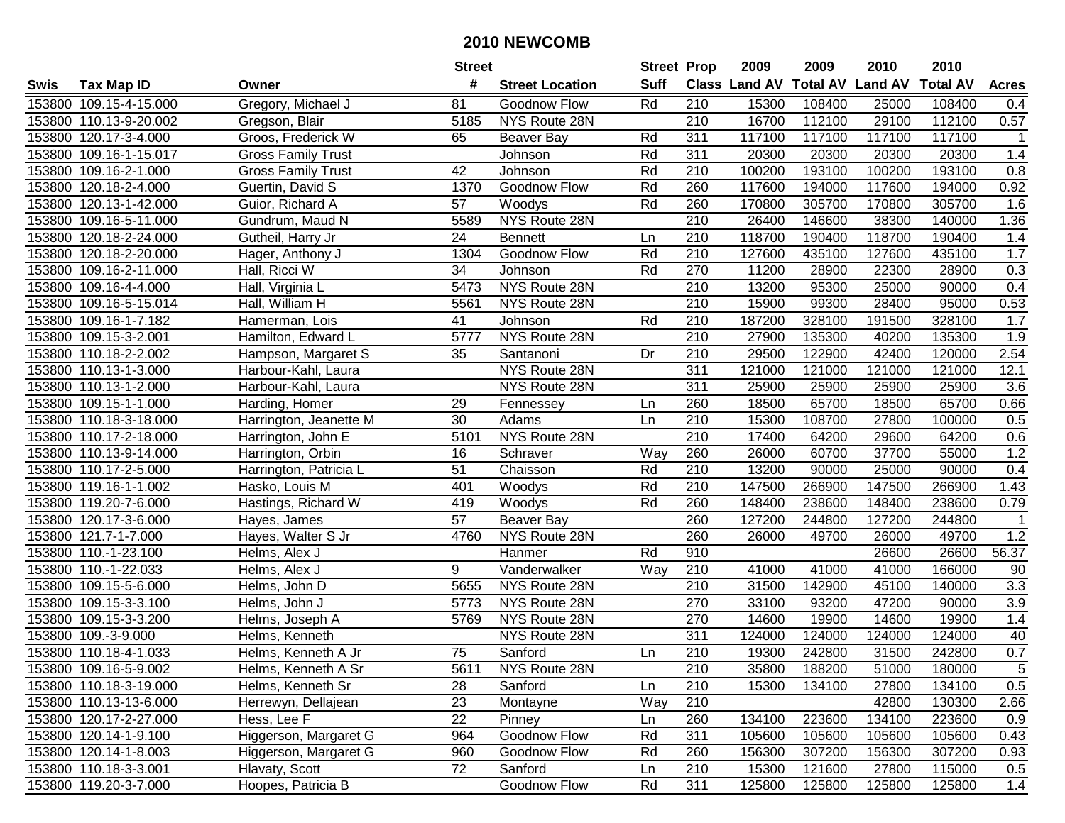# 2010 NEWCOMB

| Swis | Tax Map ID | Owner | Street # | Street Location | Street Suff | Prop Class | 2009 Land AV | 2009 Total AV | 2010 Land AV | 2010 Total AV | Acres |
|---|---|---|---|---|---|---|---|---|---|---|---|
| 153800 | 109.15-4-15.000 | Gregory, Michael J | 81 | Goodnow Flow | Rd | 210 | 15300 | 108400 | 25000 | 108400 | 0.4 |
| 153800 | 110.13-9-20.002 | Gregson, Blair | 5185 | NYS Route 28N | | 210 | 16700 | 112100 | 29100 | 112100 | 0.57 |
| 153800 | 120.17-3-4.000 | Groos, Frederick W | 65 | Beaver Bay | Rd | 311 | 117100 | 117100 | 117100 | 117100 | 1 |
| 153800 | 109.16-1-15.017 | Gross Family Trust | | Johnson | Rd | 311 | 20300 | 20300 | 20300 | 20300 | 1.4 |
| 153800 | 109.16-2-1.000 | Gross Family Trust | 42 | Johnson | Rd | 210 | 100200 | 193100 | 100200 | 193100 | 0.8 |
| 153800 | 120.18-2-4.000 | Guertin, David S | 1370 | Goodnow Flow | Rd | 260 | 117600 | 194000 | 117600 | 194000 | 0.92 |
| 153800 | 120.13-1-42.000 | Guior, Richard A | 57 | Woodys | Rd | 260 | 170800 | 305700 | 170800 | 305700 | 1.6 |
| 153800 | 109.16-5-11.000 | Gundrum, Maud N | 5589 | NYS Route 28N | | 210 | 26400 | 146600 | 38300 | 140000 | 1.36 |
| 153800 | 120.18-2-24.000 | Gutheil, Harry Jr | 24 | Bennett | Ln | 210 | 118700 | 190400 | 118700 | 190400 | 1.4 |
| 153800 | 120.18-2-20.000 | Hager, Anthony J | 1304 | Goodnow Flow | Rd | 210 | 127600 | 435100 | 127600 | 435100 | 1.7 |
| 153800 | 109.16-2-11.000 | Hall, Ricci W | 34 | Johnson | Rd | 270 | 11200 | 28900 | 22300 | 28900 | 0.3 |
| 153800 | 109.16-4-4.000 | Hall, Virginia L | 5473 | NYS Route 28N | | 210 | 13200 | 95300 | 25000 | 90000 | 0.4 |
| 153800 | 109.16-5-15.014 | Hall, William H | 5561 | NYS Route 28N | | 210 | 15900 | 99300 | 28400 | 95000 | 0.53 |
| 153800 | 109.16-1-7.182 | Hamerman, Lois | 41 | Johnson | Rd | 210 | 187200 | 328100 | 191500 | 328100 | 1.7 |
| 153800 | 109.15-3-2.001 | Hamilton, Edward L | 5777 | NYS Route 28N | | 210 | 27900 | 135300 | 40200 | 135300 | 1.9 |
| 153800 | 110.18-2-2.002 | Hampson, Margaret S | 35 | Santanoni | Dr | 210 | 29500 | 122900 | 42400 | 120000 | 2.54 |
| 153800 | 110.13-1-3.000 | Harbour-Kahl, Laura | | NYS Route 28N | | 311 | 121000 | 121000 | 121000 | 121000 | 12.1 |
| 153800 | 110.13-1-2.000 | Harbour-Kahl, Laura | | NYS Route 28N | | 311 | 25900 | 25900 | 25900 | 25900 | 3.6 |
| 153800 | 109.15-1-1.000 | Harding, Homer | 29 | Fennessey | Ln | 260 | 18500 | 65700 | 18500 | 65700 | 0.66 |
| 153800 | 110.18-3-18.000 | Harrington, Jeanette M | 30 | Adams | Ln | 210 | 15300 | 108700 | 27800 | 100000 | 0.5 |
| 153800 | 110.17-2-18.000 | Harrington, John E | 5101 | NYS Route 28N | | 210 | 17400 | 64200 | 29600 | 64200 | 0.6 |
| 153800 | 110.13-9-14.000 | Harrington, Orbin | 16 | Schraver | Way | 260 | 26000 | 60700 | 37700 | 55000 | 1.2 |
| 153800 | 110.17-2-5.000 | Harrington, Patricia L | 51 | Chaisson | Rd | 210 | 13200 | 90000 | 25000 | 90000 | 0.4 |
| 153800 | 119.16-1-1.002 | Hasko, Louis M | 401 | Woodys | Rd | 210 | 147500 | 266900 | 147500 | 266900 | 1.43 |
| 153800 | 119.20-7-6.000 | Hastings, Richard W | 419 | Woodys | Rd | 260 | 148400 | 238600 | 148400 | 238600 | 0.79 |
| 153800 | 120.17-3-6.000 | Hayes, James | 57 | Beaver Bay | | 260 | 127200 | 244800 | 127200 | 244800 | 1 |
| 153800 | 121.7-1-7.000 | Hayes, Walter S Jr | 4760 | NYS Route 28N | | 260 | 26000 | 49700 | 26000 | 49700 | 1.2 |
| 153800 | 110.-1-23.100 | Helms, Alex J | | Hanmer | Rd | 910 | | | 26600 | 26600 | 56.37 |
| 153800 | 110.-1-22.033 | Helms, Alex J | 9 | Vanderwalker | Way | 210 | 41000 | 41000 | 41000 | 166000 | 90 |
| 153800 | 109.15-5-6.000 | Helms, John D | 5655 | NYS Route 28N | | 210 | 31500 | 142900 | 45100 | 140000 | 3.3 |
| 153800 | 109.15-3-3.100 | Helms, John J | 5773 | NYS Route 28N | | 270 | 33100 | 93200 | 47200 | 90000 | 3.9 |
| 153800 | 109.15-3-3.200 | Helms, Joseph A | 5769 | NYS Route 28N | | 270 | 14600 | 19900 | 14600 | 19900 | 1.4 |
| 153800 | 109.-3-9.000 | Helms, Kenneth | | NYS Route 28N | | 311 | 124000 | 124000 | 124000 | 124000 | 40 |
| 153800 | 110.18-4-1.033 | Helms, Kenneth A Jr | 75 | Sanford | Ln | 210 | 19300 | 242800 | 31500 | 242800 | 0.7 |
| 153800 | 109.16-5-9.002 | Helms, Kenneth A Sr | 5611 | NYS Route 28N | | 210 | 35800 | 188200 | 51000 | 180000 | 5 |
| 153800 | 110.18-3-19.000 | Helms, Kenneth Sr | 28 | Sanford | Ln | 210 | 15300 | 134100 | 27800 | 134100 | 0.5 |
| 153800 | 110.13-13-6.000 | Herrewyn, Dellajean | 23 | Montayne | Way | 210 | | | 42800 | 130300 | 2.66 |
| 153800 | 120.17-2-27.000 | Hess, Lee F | 22 | Pinney | Ln | 260 | 134100 | 223600 | 134100 | 223600 | 0.9 |
| 153800 | 120.14-1-9.100 | Higgerson, Margaret G | 964 | Goodnow Flow | Rd | 311 | 105600 | 105600 | 105600 | 105600 | 0.43 |
| 153800 | 120.14-1-8.003 | Higgerson, Margaret G | 960 | Goodnow Flow | Rd | 260 | 156300 | 307200 | 156300 | 307200 | 0.93 |
| 153800 | 110.18-3-3.001 | Hlavaty, Scott | 72 | Sanford | Ln | 210 | 15300 | 121600 | 27800 | 115000 | 0.5 |
| 153800 | 119.20-3-7.000 | Hoopes, Patricia B | | Goodnow Flow | Rd | 311 | 125800 | 125800 | 125800 | 125800 | 1.4 |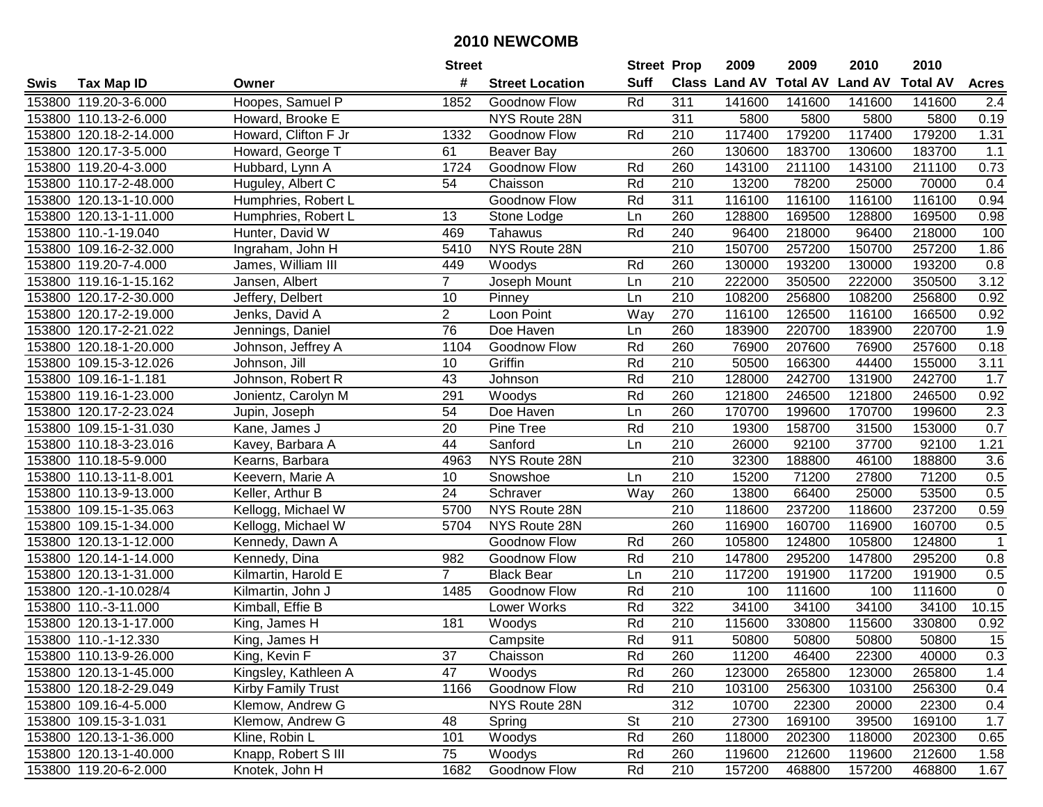# 2010 NEWCOMB

| Swis | Tax Map ID | Owner | Street # | Street Location | Street Suff | Prop Class | 2009 Land AV | 2009 Total AV | 2010 Land AV | 2010 Total AV | Acres |
|---|---|---|---|---|---|---|---|---|---|---|---|
| 153800 | 119.20-3-6.000 | Hoopes, Samuel P | 1852 | Goodnow Flow | Rd | 311 | 141600 | 141600 | 141600 | 141600 | 2.4 |
| 153800 | 110.13-2-6.000 | Howard, Brooke E | | NYS Route 28N | | 311 | 5800 | 5800 | 5800 | 5800 | 0.19 |
| 153800 | 120.18-2-14.000 | Howard, Clifton F Jr | 1332 | Goodnow Flow | Rd | 210 | 117400 | 179200 | 117400 | 179200 | 1.31 |
| 153800 | 120.17-3-5.000 | Howard, George T | 61 | Beaver Bay | | 260 | 130600 | 183700 | 130600 | 183700 | 1.1 |
| 153800 | 119.20-4-3.000 | Hubbard, Lynn A | 1724 | Goodnow Flow | Rd | 260 | 143100 | 211100 | 143100 | 211100 | 0.73 |
| 153800 | 110.17-2-48.000 | Huguley, Albert C | 54 | Chaisson | Rd | 210 | 13200 | 78200 | 25000 | 70000 | 0.4 |
| 153800 | 120.13-1-10.000 | Humphries, Robert L | | Goodnow Flow | Rd | 311 | 116100 | 116100 | 116100 | 116100 | 0.94 |
| 153800 | 120.13-1-11.000 | Humphries, Robert L | 13 | Stone Lodge | Ln | 260 | 128800 | 169500 | 128800 | 169500 | 0.98 |
| 153800 | 110.-1-19.040 | Hunter, David W | 469 | Tahawus | Rd | 240 | 96400 | 218000 | 96400 | 218000 | 100 |
| 153800 | 109.16-2-32.000 | Ingraham, John H | 5410 | NYS Route 28N | | 210 | 150700 | 257200 | 150700 | 257200 | 1.86 |
| 153800 | 119.20-7-4.000 | James, William III | 449 | Woodys | Rd | 260 | 130000 | 193200 | 130000 | 193200 | 0.8 |
| 153800 | 119.16-1-15.162 | Jansen, Albert | 7 | Joseph Mount | Ln | 210 | 222000 | 350500 | 222000 | 350500 | 3.12 |
| 153800 | 120.17-2-30.000 | Jeffery, Delbert | 10 | Pinney | Ln | 210 | 108200 | 256800 | 108200 | 256800 | 0.92 |
| 153800 | 120.17-2-19.000 | Jenks, David A | 2 | Loon Point | Way | 270 | 116100 | 126500 | 116100 | 166500 | 0.92 |
| 153800 | 120.17-2-21.022 | Jennings, Daniel | 76 | Doe Haven | Ln | 260 | 183900 | 220700 | 183900 | 220700 | 1.9 |
| 153800 | 120.18-1-20.000 | Johnson, Jeffrey A | 1104 | Goodnow Flow | Rd | 260 | 76900 | 207600 | 76900 | 257600 | 0.18 |
| 153800 | 109.15-3-12.026 | Johnson, Jill | 10 | Griffin | Rd | 210 | 50500 | 166300 | 44400 | 155000 | 3.11 |
| 153800 | 109.16-1-1.181 | Johnson, Robert R | 43 | Johnson | Rd | 210 | 128000 | 242700 | 131900 | 242700 | 1.7 |
| 153800 | 119.16-1-23.000 | Jonientz, Carolyn M | 291 | Woodys | Rd | 260 | 121800 | 246500 | 121800 | 246500 | 0.92 |
| 153800 | 120.17-2-23.024 | Jupin, Joseph | 54 | Doe Haven | Ln | 260 | 170700 | 199600 | 170700 | 199600 | 2.3 |
| 153800 | 109.15-1-31.030 | Kane, James J | 20 | Pine Tree | Rd | 210 | 19300 | 158700 | 31500 | 153000 | 0.7 |
| 153800 | 110.18-3-23.016 | Kavey, Barbara A | 44 | Sanford | Ln | 210 | 26000 | 92100 | 37700 | 92100 | 1.21 |
| 153800 | 110.18-5-9.000 | Kearns, Barbara | 4963 | NYS Route 28N | | 210 | 32300 | 188800 | 46100 | 188800 | 3.6 |
| 153800 | 110.13-11-8.001 | Keevern, Marie A | 10 | Snowshoe | Ln | 210 | 15200 | 71200 | 27800 | 71200 | 0.5 |
| 153800 | 110.13-9-13.000 | Keller, Arthur B | 24 | Schraver | Way | 260 | 13800 | 66400 | 25000 | 53500 | 0.5 |
| 153800 | 109.15-1-35.063 | Kellogg, Michael W | 5700 | NYS Route 28N | | 210 | 118600 | 237200 | 118600 | 237200 | 0.59 |
| 153800 | 109.15-1-34.000 | Kellogg, Michael W | 5704 | NYS Route 28N | | 260 | 116900 | 160700 | 116900 | 160700 | 0.5 |
| 153800 | 120.13-1-12.000 | Kennedy, Dawn A | | Goodnow Flow | Rd | 260 | 105800 | 124800 | 105800 | 124800 | 1 |
| 153800 | 120.14-1-14.000 | Kennedy, Dina | 982 | Goodnow Flow | Rd | 210 | 147800 | 295200 | 147800 | 295200 | 0.8 |
| 153800 | 120.13-1-31.000 | Kilmartin, Harold E | 7 | Black Bear | Ln | 210 | 117200 | 191900 | 117200 | 191900 | 0.5 |
| 153800 | 120.-1-10.028/4 | Kilmartin, John J | 1485 | Goodnow Flow | Rd | 210 | 100 | 111600 | 100 | 111600 | 0 |
| 153800 | 110.-3-11.000 | Kimball, Effie B | | Lower Works | Rd | 322 | 34100 | 34100 | 34100 | 34100 | 10.15 |
| 153800 | 120.13-1-17.000 | King, James H | 181 | Woodys | Rd | 210 | 115600 | 330800 | 115600 | 330800 | 0.92 |
| 153800 | 110.-1-12.330 | King, James H | | Campsite | Rd | 911 | 50800 | 50800 | 50800 | 50800 | 15 |
| 153800 | 110.13-9-26.000 | King, Kevin F | 37 | Chaisson | Rd | 260 | 11200 | 46400 | 22300 | 40000 | 0.3 |
| 153800 | 120.13-1-45.000 | Kingsley, Kathleen A | 47 | Woodys | Rd | 260 | 123000 | 265800 | 123000 | 265800 | 1.4 |
| 153800 | 120.18-2-29.049 | Kirby Family Trust | 1166 | Goodnow Flow | Rd | 210 | 103100 | 256300 | 103100 | 256300 | 0.4 |
| 153800 | 109.16-4-5.000 | Klemow, Andrew G | | NYS Route 28N | | 312 | 10700 | 22300 | 20000 | 22300 | 0.4 |
| 153800 | 109.15-3-1.031 | Klemow, Andrew G | 48 | Spring | St | 210 | 27300 | 169100 | 39500 | 169100 | 1.7 |
| 153800 | 120.13-1-36.000 | Kline, Robin L | 101 | Woodys | Rd | 260 | 118000 | 202300 | 118000 | 202300 | 0.65 |
| 153800 | 120.13-1-40.000 | Knapp, Robert S III | 75 | Woodys | Rd | 260 | 119600 | 212600 | 119600 | 212600 | 1.58 |
| 153800 | 119.20-6-2.000 | Knotek, John H | 1682 | Goodnow Flow | Rd | 210 | 157200 | 468800 | 157200 | 468800 | 1.67 |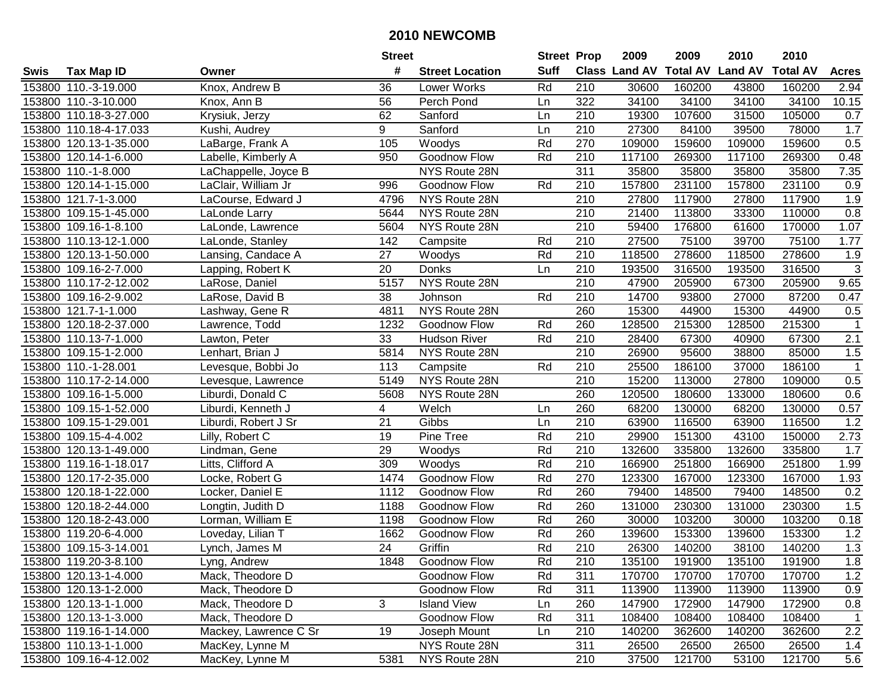# 2010 NEWCOMB

| Swis | Tax Map ID | Owner | Street # | Street Location | Street Suff | Prop Class | 2009 Land AV | 2009 Total AV | 2010 Land AV | 2010 Total AV | Acres |
|---|---|---|---|---|---|---|---|---|---|---|---|
| 153800 | 110.-3-19.000 | Knox, Andrew B | 36 | Lower Works | Rd | 210 | 30600 | 160200 | 43800 | 160200 | 2.94 |
| 153800 | 110.-3-10.000 | Knox, Ann B | 56 | Perch Pond | Ln | 322 | 34100 | 34100 | 34100 | 34100 | 10.15 |
| 153800 | 110.18-3-27.000 | Krysiuk, Jerzy | 62 | Sanford | Ln | 210 | 19300 | 107600 | 31500 | 105000 | 0.7 |
| 153800 | 110.18-4-17.033 | Kushi, Audrey | 9 | Sanford | Ln | 210 | 27300 | 84100 | 39500 | 78000 | 1.7 |
| 153800 | 120.13-1-35.000 | LaBarge, Frank A | 105 | Woodys | Rd | 270 | 109000 | 159600 | 109000 | 159600 | 0.5 |
| 153800 | 120.14-1-6.000 | Labelle, Kimberly A | 950 | Goodnow Flow | Rd | 210 | 117100 | 269300 | 117100 | 269300 | 0.48 |
| 153800 | 110.-1-8.000 | LaChappelle, Joyce B | | NYS Route 28N | | 311 | 35800 | 35800 | 35800 | 35800 | 7.35 |
| 153800 | 120.14-1-15.000 | LaClair, William Jr | 996 | Goodnow Flow | Rd | 210 | 157800 | 231100 | 157800 | 231100 | 0.9 |
| 153800 | 121.7-1-3.000 | LaCourse, Edward J | 4796 | NYS Route 28N | | 210 | 27800 | 117900 | 27800 | 117900 | 1.9 |
| 153800 | 109.15-1-45.000 | LaLonde Larry | 5644 | NYS Route 28N | | 210 | 21400 | 113800 | 33300 | 110000 | 0.8 |
| 153800 | 109.16-1-8.100 | LaLonde, Lawrence | 5604 | NYS Route 28N | | 210 | 59400 | 176800 | 61600 | 170000 | 1.07 |
| 153800 | 110.13-12-1.000 | LaLonde, Stanley | 142 | Campsite | Rd | 210 | 27500 | 75100 | 39700 | 75100 | 1.77 |
| 153800 | 120.13-1-50.000 | Lansing, Candace A | 27 | Woodys | Rd | 210 | 118500 | 278600 | 118500 | 278600 | 1.9 |
| 153800 | 109.16-2-7.000 | Lapping, Robert K | 20 | Donks | Ln | 210 | 193500 | 316500 | 193500 | 316500 | 3 |
| 153800 | 110.17-2-12.002 | LaRose, Daniel | 5157 | NYS Route 28N | | 210 | 47900 | 205900 | 67300 | 205900 | 9.65 |
| 153800 | 109.16-2-9.002 | LaRose, David B | 38 | Johnson | Rd | 210 | 14700 | 93800 | 27000 | 87200 | 0.47 |
| 153800 | 121.7-1-1.000 | Lashway, Gene R | 4811 | NYS Route 28N | | 260 | 15300 | 44900 | 15300 | 44900 | 0.5 |
| 153800 | 120.18-2-37.000 | Lawrence, Todd | 1232 | Goodnow Flow | Rd | 260 | 128500 | 215300 | 128500 | 215300 | 1 |
| 153800 | 110.13-7-1.000 | Lawton, Peter | 33 | Hudson River | Rd | 210 | 28400 | 67300 | 40900 | 67300 | 2.1 |
| 153800 | 109.15-1-2.000 | Lenhart, Brian J | 5814 | NYS Route 28N | | 210 | 26900 | 95600 | 38800 | 85000 | 1.5 |
| 153800 | 110.-1-28.001 | Levesque, Bobbi Jo | 113 | Campsite | Rd | 210 | 25500 | 186100 | 37000 | 186100 | 1 |
| 153800 | 110.17-2-14.000 | Levesque, Lawrence | 5149 | NYS Route 28N | | 210 | 15200 | 113000 | 27800 | 109000 | 0.5 |
| 153800 | 109.16-1-5.000 | Liburdi, Donald C | 5608 | NYS Route 28N | | 260 | 120500 | 180600 | 133000 | 180600 | 0.6 |
| 153800 | 109.15-1-52.000 | Liburdi, Kenneth J | 4 | Welch | Ln | 260 | 68200 | 130000 | 68200 | 130000 | 0.57 |
| 153800 | 109.15-1-29.001 | Liburdi, Robert J Sr | 21 | Gibbs | Ln | 210 | 63900 | 116500 | 63900 | 116500 | 1.2 |
| 153800 | 109.15-4-4.002 | Lilly, Robert C | 19 | Pine Tree | Rd | 210 | 29900 | 151300 | 43100 | 150000 | 2.73 |
| 153800 | 120.13-1-49.000 | Lindman, Gene | 29 | Woodys | Rd | 210 | 132600 | 335800 | 132600 | 335800 | 1.7 |
| 153800 | 119.16-1-18.017 | Litts, Clifford A | 309 | Woodys | Rd | 210 | 166900 | 251800 | 166900 | 251800 | 1.99 |
| 153800 | 120.17-2-35.000 | Locke, Robert G | 1474 | Goodnow Flow | Rd | 270 | 123300 | 167000 | 123300 | 167000 | 1.93 |
| 153800 | 120.18-1-22.000 | Locker, Daniel E | 1112 | Goodnow Flow | Rd | 260 | 79400 | 148500 | 79400 | 148500 | 0.2 |
| 153800 | 120.18-2-44.000 | Longtin, Judith D | 1188 | Goodnow Flow | Rd | 260 | 131000 | 230300 | 131000 | 230300 | 1.5 |
| 153800 | 120.18-2-43.000 | Lorman, William E | 1198 | Goodnow Flow | Rd | 260 | 30000 | 103200 | 30000 | 103200 | 0.18 |
| 153800 | 119.20-6-4.000 | Loveday, Lilian T | 1662 | Goodnow Flow | Rd | 260 | 139600 | 153300 | 139600 | 153300 | 1.2 |
| 153800 | 109.15-3-14.001 | Lynch, James M | 24 | Griffin | Rd | 210 | 26300 | 140200 | 38100 | 140200 | 1.3 |
| 153800 | 119.20-3-8.100 | Lyng, Andrew | 1848 | Goodnow Flow | Rd | 210 | 135100 | 191900 | 135100 | 191900 | 1.8 |
| 153800 | 120.13-1-4.000 | Mack, Theodore D | | Goodnow Flow | Rd | 311 | 170700 | 170700 | 170700 | 170700 | 1.2 |
| 153800 | 120.13-1-2.000 | Mack, Theodore D | | Goodnow Flow | Rd | 311 | 113900 | 113900 | 113900 | 113900 | 0.9 |
| 153800 | 120.13-1-1.000 | Mack, Theodore D | 3 | Island View | Ln | 260 | 147900 | 172900 | 147900 | 172900 | 0.8 |
| 153800 | 120.13-1-3.000 | Mack, Theodore D | | Goodnow Flow | Rd | 311 | 108400 | 108400 | 108400 | 108400 | 1 |
| 153800 | 119.16-1-14.000 | Mackey, Lawrence C Sr | 19 | Joseph Mount | Ln | 210 | 140200 | 362600 | 140200 | 362600 | 2.2 |
| 153800 | 110.13-1-1.000 | MacKey, Lynne M | | NYS Route 28N | | 311 | 26500 | 26500 | 26500 | 26500 | 1.4 |
| 153800 | 109.16-4-12.002 | MacKey, Lynne M | 5381 | NYS Route 28N | | 210 | 37500 | 121700 | 53100 | 121700 | 5.6 |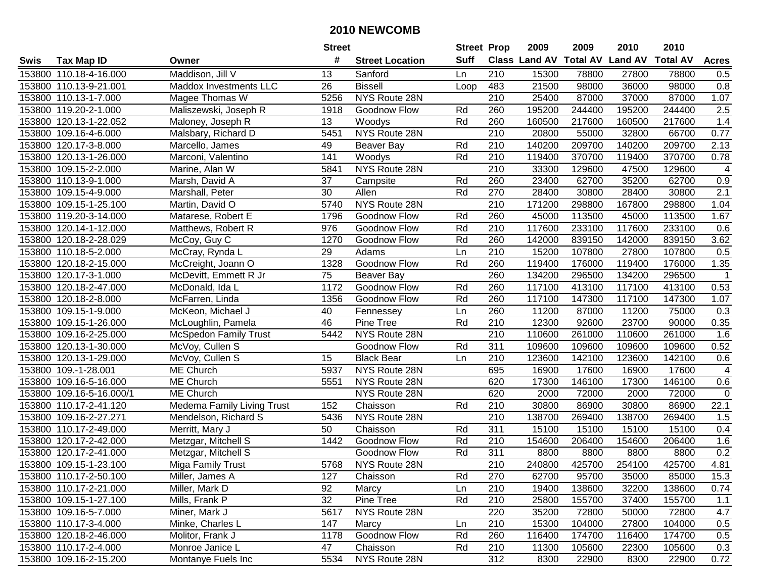# 2010 NEWCOMB

| Swis | Tax Map ID | Owner | Street # | Street Location | Street Suff | Prop Class | 2009 Land AV | 2009 Total AV | 2010 Land AV | 2010 Total AV | Acres |
|---|---|---|---|---|---|---|---|---|---|---|---|
| 153800 | 110.18-4-16.000 | Maddison, Jill V | 13 | Sanford | Ln | 210 | 15300 | 78800 | 27800 | 78800 | 0.5 |
| 153800 | 110.13-9-21.001 | Maddox Investments LLC | 26 | Bissell | Loop | 483 | 21500 | 98000 | 36000 | 98000 | 0.8 |
| 153800 | 110.13-1-7.000 | Magee Thomas W | 5256 | NYS Route 28N | | 210 | 25400 | 87000 | 37000 | 87000 | 1.07 |
| 153800 | 119.20-2-1.000 | Maliszewski, Joseph R | 1918 | Goodnow Flow | Rd | 260 | 195200 | 244400 | 195200 | 244400 | 2.5 |
| 153800 | 120.13-1-22.052 | Maloney, Joseph R | 13 | Woodys | Rd | 260 | 160500 | 217600 | 160500 | 217600 | 1.4 |
| 153800 | 109.16-4-6.000 | Malsbary, Richard D | 5451 | NYS Route 28N | | 210 | 20800 | 55000 | 32800 | 66700 | 0.77 |
| 153800 | 120.17-3-8.000 | Marcello, James | 49 | Beaver Bay | Rd | 210 | 140200 | 209700 | 140200 | 209700 | 2.13 |
| 153800 | 120.13-1-26.000 | Marconi, Valentino | 141 | Woodys | Rd | 210 | 119400 | 370700 | 119400 | 370700 | 0.78 |
| 153800 | 109.15-2-2.000 | Marine, Alan W | 5841 | NYS Route 28N | | 210 | 33300 | 129600 | 47500 | 129600 | 4 |
| 153800 | 110.13-9-1.000 | Marsh, David A | 37 | Campsite | Rd | 260 | 23400 | 62700 | 35200 | 62700 | 0.9 |
| 153800 | 109.15-4-9.000 | Marshall, Peter | 30 | Allen | Rd | 270 | 28400 | 30800 | 28400 | 30800 | 2.1 |
| 153800 | 109.15-1-25.100 | Martin, David O | 5740 | NYS Route 28N | | 210 | 171200 | 298800 | 167800 | 298800 | 1.04 |
| 153800 | 119.20-3-14.000 | Matarese, Robert E | 1796 | Goodnow Flow | Rd | 260 | 45000 | 113500 | 45000 | 113500 | 1.67 |
| 153800 | 120.14-1-12.000 | Matthews, Robert R | 976 | Goodnow Flow | Rd | 210 | 117600 | 233100 | 117600 | 233100 | 0.6 |
| 153800 | 120.18-2-28.029 | McCoy, Guy C | 1270 | Goodnow Flow | Rd | 260 | 142000 | 839150 | 142000 | 839150 | 3.62 |
| 153800 | 110.18-5-2.000 | McCray, Rynda L | 29 | Adams | Ln | 210 | 15200 | 107800 | 27800 | 107800 | 0.5 |
| 153800 | 120.18-2-15.000 | McCreight, Joann O | 1328 | Goodnow Flow | Rd | 260 | 119400 | 176000 | 119400 | 176000 | 1.35 |
| 153800 | 120.17-3-1.000 | McDevitt, Emmett R Jr | 75 | Beaver Bay | | 260 | 134200 | 296500 | 134200 | 296500 | 1 |
| 153800 | 120.18-2-47.000 | McDonald, Ida L | 1172 | Goodnow Flow | Rd | 260 | 117100 | 413100 | 117100 | 413100 | 0.53 |
| 153800 | 120.18-2-8.000 | McFarren, Linda | 1356 | Goodnow Flow | Rd | 260 | 117100 | 147300 | 117100 | 147300 | 1.07 |
| 153800 | 109.15-1-9.000 | McKeon, Michael J | 40 | Fennessey | Ln | 260 | 11200 | 87000 | 11200 | 75000 | 0.3 |
| 153800 | 109.15-1-26.000 | McLoughlin, Pamela | 46 | Pine Tree | Rd | 210 | 12300 | 92600 | 23700 | 90000 | 0.35 |
| 153800 | 109.16-2-25.000 | McSpedon Family Trust | 5442 | NYS Route 28N | | 210 | 110600 | 261000 | 110600 | 261000 | 1.6 |
| 153800 | 120.13-1-30.000 | McVoy, Cullen S | | Goodnow Flow | Rd | 311 | 109600 | 109600 | 109600 | 109600 | 0.52 |
| 153800 | 120.13-1-29.000 | McVoy, Cullen S | 15 | Black Bear | Ln | 210 | 123600 | 142100 | 123600 | 142100 | 0.6 |
| 153800 | 109.-1-28.001 | ME Church | 5937 | NYS Route 28N | | 695 | 16900 | 17600 | 16900 | 17600 | 4 |
| 153800 | 109.16-5-16.000 | ME Church | 5551 | NYS Route 28N | | 620 | 17300 | 146100 | 17300 | 146100 | 0.6 |
| 153800 | 109.16-5-16.000/1 | ME Church | | NYS Route 28N | | 620 | 2000 | 72000 | 2000 | 72000 | 0 |
| 153800 | 110.17-2-41.120 | Medema Family Living Trust | 152 | Chaisson | Rd | 210 | 30800 | 86900 | 30800 | 86900 | 22.1 |
| 153800 | 109.16-2-27.271 | Mendelson, Richard S | 5436 | NYS Route 28N | | 210 | 138700 | 269400 | 138700 | 269400 | 1.5 |
| 153800 | 110.17-2-49.000 | Merritt, Mary J | 50 | Chaisson | Rd | 311 | 15100 | 15100 | 15100 | 15100 | 0.4 |
| 153800 | 120.17-2-42.000 | Metzgar, Mitchell S | 1442 | Goodnow Flow | Rd | 210 | 154600 | 206400 | 154600 | 206400 | 1.6 |
| 153800 | 120.17-2-41.000 | Metzgar, Mitchell S | | Goodnow Flow | Rd | 311 | 8800 | 8800 | 8800 | 8800 | 0.2 |
| 153800 | 109.15-1-23.100 | Miga Family Trust | 5768 | NYS Route 28N | | 210 | 240800 | 425700 | 254100 | 425700 | 4.81 |
| 153800 | 110.17-2-50.100 | Miller, James A | 127 | Chaisson | Rd | 270 | 62700 | 95700 | 35000 | 85000 | 15.3 |
| 153800 | 110.17-2-21.000 | Miller, Mark D | 92 | Marcy | Ln | 210 | 19400 | 138600 | 32200 | 138600 | 0.74 |
| 153800 | 109.15-1-27.100 | Mills, Frank P | 32 | Pine Tree | Rd | 210 | 25800 | 155700 | 37400 | 155700 | 1.1 |
| 153800 | 109.16-5-7.000 | Miner, Mark J | 5617 | NYS Route 28N | | 220 | 35200 | 72800 | 50000 | 72800 | 4.7 |
| 153800 | 110.17-3-4.000 | Minke, Charles L | 147 | Marcy | Ln | 210 | 15300 | 104000 | 27800 | 104000 | 0.5 |
| 153800 | 120.18-2-46.000 | Molitor, Frank J | 1178 | Goodnow Flow | Rd | 260 | 116400 | 174700 | 116400 | 174700 | 0.5 |
| 153800 | 110.17-2-4.000 | Monroe Janice L | 47 | Chaisson | Rd | 210 | 11300 | 105600 | 22300 | 105600 | 0.3 |
| 153800 | 109.16-2-15.200 | Montanye Fuels Inc | 5534 | NYS Route 28N | | 312 | 8300 | 22900 | 8300 | 22900 | 0.72 |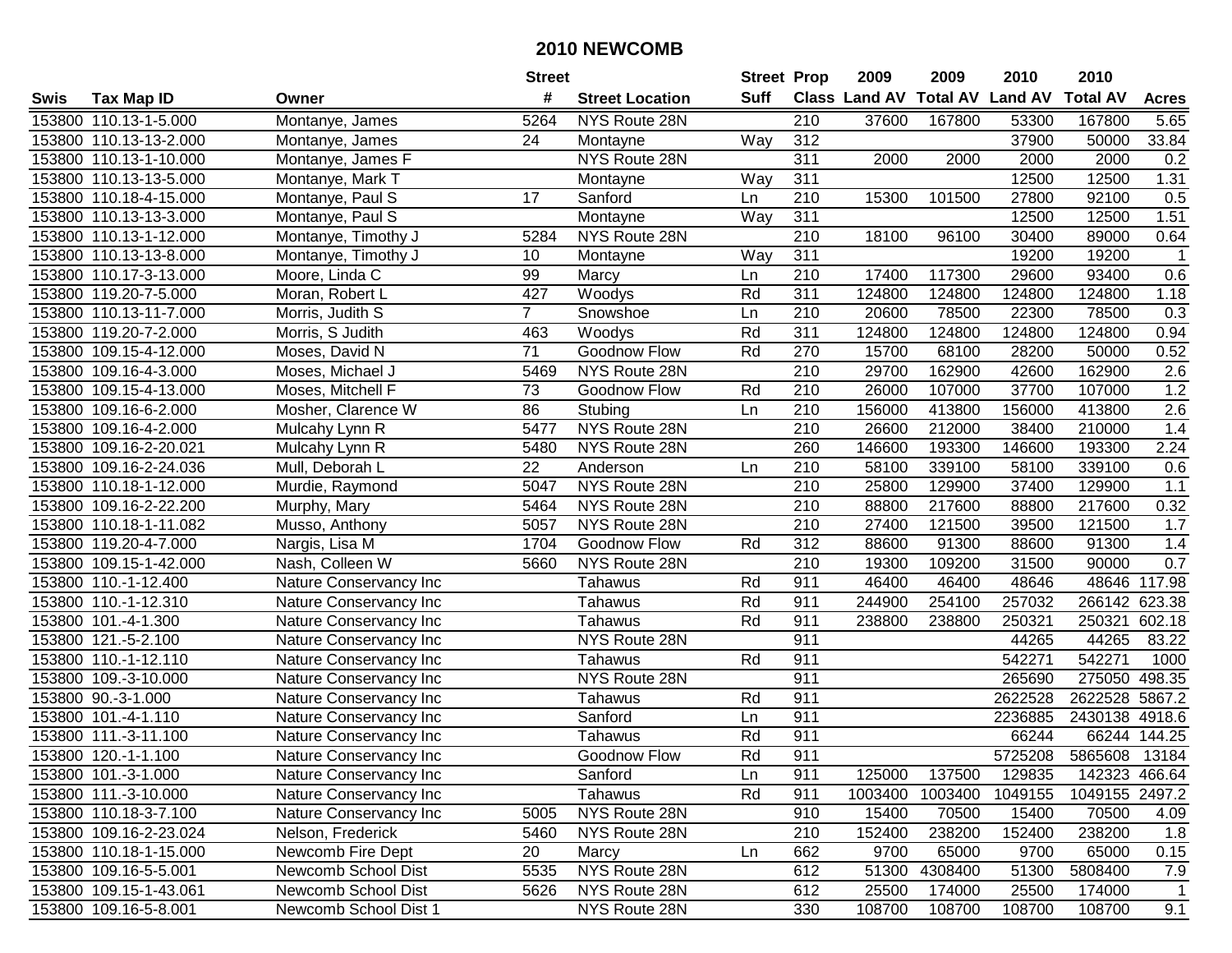# 2010 NEWCOMB

| Swis | Tax Map ID | Owner | Street # | Street Location | Street Suff | Prop Class | 2009 Land AV | 2009 Total AV | 2010 Land AV | 2010 Total AV | Acres |
|---|---|---|---|---|---|---|---|---|---|---|---|
| 153800 | 110.13-1-5.000 | Montanye, James | 5264 | NYS Route 28N | | 210 | 37600 | 167800 | 53300 | 167800 | 5.65 |
| 153800 | 110.13-13-2.000 | Montanye, James | 24 | Montayne | Way | 312 | | | 37900 | 50000 | 33.84 |
| 153800 | 110.13-1-10.000 | Montanye, James F | | NYS Route 28N | | 311 | 2000 | 2000 | 2000 | 2000 | 0.2 |
| 153800 | 110.13-13-5.000 | Montanye, Mark T | | Montayne | Way | 311 | | | 12500 | 12500 | 1.31 |
| 153800 | 110.18-4-15.000 | Montanye, Paul S | 17 | Sanford | Ln | 210 | 15300 | 101500 | 27800 | 92100 | 0.5 |
| 153800 | 110.13-13-3.000 | Montanye, Paul S | | Montayne | Way | 311 | | | 12500 | 12500 | 1.51 |
| 153800 | 110.13-1-12.000 | Montanye, Timothy J | 5284 | NYS Route 28N | | 210 | 18100 | 96100 | 30400 | 89000 | 0.64 |
| 153800 | 110.13-13-8.000 | Montanye, Timothy J | 10 | Montayne | Way | 311 | | | 19200 | 19200 | 1 |
| 153800 | 110.17-3-13.000 | Moore, Linda C | 99 | Marcy | Ln | 210 | 17400 | 117300 | 29600 | 93400 | 0.6 |
| 153800 | 119.20-7-5.000 | Moran, Robert L | 427 | Woodys | Rd | 311 | 124800 | 124800 | 124800 | 124800 | 1.18 |
| 153800 | 110.13-11-7.000 | Morris, Judith S | 7 | Snowshoe | Ln | 210 | 20600 | 78500 | 22300 | 78500 | 0.3 |
| 153800 | 119.20-7-2.000 | Morris, S Judith | 463 | Woodys | Rd | 311 | 124800 | 124800 | 124800 | 124800 | 0.94 |
| 153800 | 109.15-4-12.000 | Moses, David N | 71 | Goodnow Flow | Rd | 270 | 15700 | 68100 | 28200 | 50000 | 0.52 |
| 153800 | 109.16-4-3.000 | Moses, Michael J | 5469 | NYS Route 28N | | 210 | 29700 | 162900 | 42600 | 162900 | 2.6 |
| 153800 | 109.15-4-13.000 | Moses, Mitchell F | 73 | Goodnow Flow | Rd | 210 | 26000 | 107000 | 37700 | 107000 | 1.2 |
| 153800 | 109.16-6-2.000 | Mosher, Clarence W | 86 | Stubing | Ln | 210 | 156000 | 413800 | 156000 | 413800 | 2.6 |
| 153800 | 109.16-4-2.000 | Mulcahy Lynn R | 5477 | NYS Route 28N | | 210 | 26600 | 212000 | 38400 | 210000 | 1.4 |
| 153800 | 109.16-2-20.021 | Mulcahy Lynn R | 5480 | NYS Route 28N | | 260 | 146600 | 193300 | 146600 | 193300 | 2.24 |
| 153800 | 109.16-2-24.036 | Mull, Deborah L | 22 | Anderson | Ln | 210 | 58100 | 339100 | 58100 | 339100 | 0.6 |
| 153800 | 110.18-1-12.000 | Murdie, Raymond | 5047 | NYS Route 28N | | 210 | 25800 | 129900 | 37400 | 129900 | 1.1 |
| 153800 | 109.16-2-22.200 | Murphy, Mary | 5464 | NYS Route 28N | | 210 | 88800 | 217600 | 88800 | 217600 | 0.32 |
| 153800 | 110.18-1-11.082 | Musso, Anthony | 5057 | NYS Route 28N | | 210 | 27400 | 121500 | 39500 | 121500 | 1.7 |
| 153800 | 119.20-4-7.000 | Nargis, Lisa M | 1704 | Goodnow Flow | Rd | 312 | 88600 | 91300 | 88600 | 91300 | 1.4 |
| 153800 | 109.15-1-42.000 | Nash, Colleen W | 5660 | NYS Route 28N | | 210 | 19300 | 109200 | 31500 | 90000 | 0.7 |
| 153800 | 110.-1-12.400 | Nature Conservancy Inc | | Tahawus | Rd | 911 | 46400 | 46400 | 48646 | 48646 | 117.98 |
| 153800 | 110.-1-12.310 | Nature Conservancy Inc | | Tahawus | Rd | 911 | 244900 | 254100 | 257032 | 266142 | 623.38 |
| 153800 | 101.-4-1.300 | Nature Conservancy Inc | | Tahawus | Rd | 911 | 238800 | 238800 | 250321 | 250321 | 602.18 |
| 153800 | 121.-5-2.100 | Nature Conservancy Inc | | NYS Route 28N | | 911 | | | 44265 | 44265 | 83.22 |
| 153800 | 110.-1-12.110 | Nature Conservancy Inc | | Tahawus | Rd | 911 | | | 542271 | 542271 | 1000 |
| 153800 | 109.-3-10.000 | Nature Conservancy Inc | | NYS Route 28N | | 911 | | | 265690 | 275050 | 498.35 |
| 153800 | 90.-3-1.000 | Nature Conservancy Inc | | Tahawus | Rd | 911 | | | 2622528 | 2622528 | 5867.2 |
| 153800 | 101.-4-1.110 | Nature Conservancy Inc | | Sanford | Ln | 911 | | | 2236885 | 2430138 | 4918.6 |
| 153800 | 111.-3-11.100 | Nature Conservancy Inc | | Tahawus | Rd | 911 | | | 66244 | 66244 | 144.25 |
| 153800 | 120.-1-1.100 | Nature Conservancy Inc | | Goodnow Flow | Rd | 911 | | | 5725208 | 5865608 | 13184 |
| 153800 | 101.-3-1.000 | Nature Conservancy Inc | | Sanford | Ln | 911 | 125000 | 137500 | 129835 | 142323 | 466.64 |
| 153800 | 111.-3-10.000 | Nature Conservancy Inc | | Tahawus | Rd | 911 | 1003400 | 1003400 | 1049155 | 1049155 | 2497.2 |
| 153800 | 110.18-3-7.100 | Nature Conservancy Inc | 5005 | NYS Route 28N | | 910 | 15400 | 70500 | 15400 | 70500 | 4.09 |
| 153800 | 109.16-2-23.024 | Nelson, Frederick | 5460 | NYS Route 28N | | 210 | 152400 | 238200 | 152400 | 238200 | 1.8 |
| 153800 | 110.18-1-15.000 | Newcomb Fire Dept | 20 | Marcy | Ln | 662 | 9700 | 65000 | 9700 | 65000 | 0.15 |
| 153800 | 109.16-5-5.001 | Newcomb School Dist | 5535 | NYS Route 28N | | 612 | 51300 | 4308400 | 51300 | 5808400 | 7.9 |
| 153800 | 109.15-1-43.061 | Newcomb School Dist | 5626 | NYS Route 28N | | 612 | 25500 | 174000 | 25500 | 174000 | 1 |
| 153800 | 109.16-5-8.001 | Newcomb School Dist 1 | | NYS Route 28N | | 330 | 108700 | 108700 | 108700 | 108700 | 9.1 |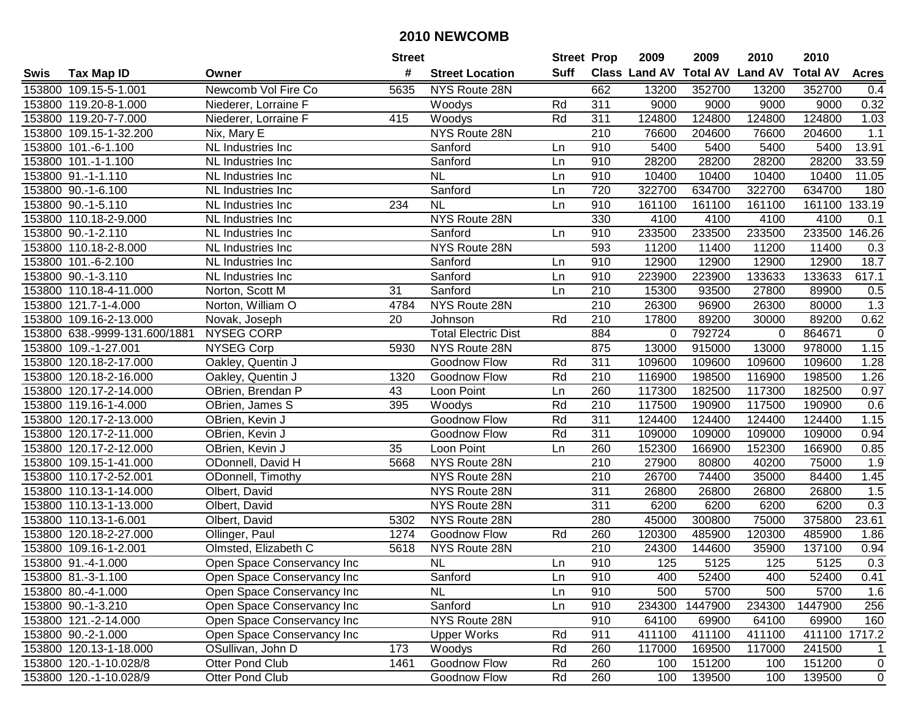# 2010 NEWCOMB

| Swis | Tax Map ID | Owner | Street # | Street Location | Street Suff | Prop Class | 2009 Land AV | 2009 Total AV | 2010 Land AV | 2010 Total AV | Acres |
|---|---|---|---|---|---|---|---|---|---|---|---|
| 153800 | 109.15-5-1.001 | Newcomb Vol Fire Co | 5635 | NYS Route 28N | | 662 | 13200 | 352700 | 13200 | 352700 | 0.4 |
| 153800 | 119.20-8-1.000 | Niederer, Lorraine F | | Woodys | Rd | 311 | 9000 | 9000 | 9000 | 9000 | 0.32 |
| 153800 | 119.20-7-7.000 | Niederer, Lorraine F | 415 | Woodys | Rd | 311 | 124800 | 124800 | 124800 | 124800 | 1.03 |
| 153800 | 109.15-1-32.200 | Nix, Mary E | | NYS Route 28N | | 210 | 76600 | 204600 | 76600 | 204600 | 1.1 |
| 153800 | 101.-6-1.100 | NL Industries Inc | | Sanford | Ln | 910 | 5400 | 5400 | 5400 | 5400 | 13.91 |
| 153800 | 101.-1-1.100 | NL Industries Inc | | Sanford | Ln | 910 | 28200 | 28200 | 28200 | 28200 | 33.59 |
| 153800 | 91.-1-1.110 | NL Industries Inc | | NL | Ln | 910 | 10400 | 10400 | 10400 | 10400 | 11.05 |
| 153800 | 90.-1-6.100 | NL Industries Inc | | Sanford | Ln | 720 | 322700 | 634700 | 322700 | 634700 | 180 |
| 153800 | 90.-1-5.110 | NL Industries Inc | 234 | NL | Ln | 910 | 161100 | 161100 | 161100 | 161100 | 133.19 |
| 153800 | 110.18-2-9.000 | NL Industries Inc | | NYS Route 28N | | 330 | 4100 | 4100 | 4100 | 4100 | 0.1 |
| 153800 | 90.-1-2.110 | NL Industries Inc | | Sanford | Ln | 910 | 233500 | 233500 | 233500 | 233500 | 146.26 |
| 153800 | 110.18-2-8.000 | NL Industries Inc | | NYS Route 28N | | 593 | 11200 | 11400 | 11200 | 11400 | 0.3 |
| 153800 | 101.-6-2.100 | NL Industries Inc | | Sanford | Ln | 910 | 12900 | 12900 | 12900 | 12900 | 18.7 |
| 153800 | 90.-1-3.110 | NL Industries Inc | | Sanford | Ln | 910 | 223900 | 223900 | 133633 | 133633 | 617.1 |
| 153800 | 110.18-4-11.000 | Norton, Scott M | 31 | Sanford | Ln | 210 | 15300 | 93500 | 27800 | 89900 | 0.5 |
| 153800 | 121.7-1-4.000 | Norton, William O | 4784 | NYS Route 28N | | 210 | 26300 | 96900 | 26300 | 80000 | 1.3 |
| 153800 | 109.16-2-13.000 | Novak, Joseph | 20 | Johnson | Rd | 210 | 17800 | 89200 | 30000 | 89200 | 0.62 |
| 153800 | 638.-9999-131.600/1881 | NYSEG CORP | | Total Electric Dist | | 884 | 0 | 792724 | 0 | 864671 | 0 |
| 153800 | 109.-1-27.001 | NYSEG Corp | 5930 | NYS Route 28N | | 875 | 13000 | 915000 | 13000 | 978000 | 1.15 |
| 153800 | 120.18-2-17.000 | Oakley, Quentin J | | Goodnow Flow | Rd | 311 | 109600 | 109600 | 109600 | 109600 | 1.28 |
| 153800 | 120.18-2-16.000 | Oakley, Quentin J | 1320 | Goodnow Flow | Rd | 210 | 116900 | 198500 | 116900 | 198500 | 1.26 |
| 153800 | 120.17-2-14.000 | OBrien, Brendan P | 43 | Loon Point | Ln | 260 | 117300 | 182500 | 117300 | 182500 | 0.97 |
| 153800 | 119.16-1-4.000 | OBrien, James S | 395 | Woodys | Rd | 210 | 117500 | 190900 | 117500 | 190900 | 0.6 |
| 153800 | 120.17-2-13.000 | OBrien, Kevin J | | Goodnow Flow | Rd | 311 | 124400 | 124400 | 124400 | 124400 | 1.15 |
| 153800 | 120.17-2-11.000 | OBrien, Kevin J | | Goodnow Flow | Rd | 311 | 109000 | 109000 | 109000 | 109000 | 0.94 |
| 153800 | 120.17-2-12.000 | OBrien, Kevin J | 35 | Loon Point | Ln | 260 | 152300 | 166900 | 152300 | 166900 | 0.85 |
| 153800 | 109.15-1-41.000 | ODonnell, David H | 5668 | NYS Route 28N | | 210 | 27900 | 80800 | 40200 | 75000 | 1.9 |
| 153800 | 110.17-2-52.001 | ODonnell, Timothy | | NYS Route 28N | | 210 | 26700 | 74400 | 35000 | 84400 | 1.45 |
| 153800 | 110.13-1-14.000 | Olbert, David | | NYS Route 28N | | 311 | 26800 | 26800 | 26800 | 26800 | 1.5 |
| 153800 | 110.13-1-13.000 | Olbert, David | | NYS Route 28N | | 311 | 6200 | 6200 | 6200 | 6200 | 0.3 |
| 153800 | 110.13-1-6.001 | Olbert, David | 5302 | NYS Route 28N | | 280 | 45000 | 300800 | 75000 | 375800 | 23.61 |
| 153800 | 120.18-2-27.000 | Ollinger, Paul | 1274 | Goodnow Flow | Rd | 260 | 120300 | 485900 | 120300 | 485900 | 1.86 |
| 153800 | 109.16-1-2.001 | Olmsted, Elizabeth C | 5618 | NYS Route 28N | | 210 | 24300 | 144600 | 35900 | 137100 | 0.94 |
| 153800 | 91.-4-1.000 | Open Space Conservancy Inc | | NL | Ln | 910 | 125 | 5125 | 125 | 5125 | 0.3 |
| 153800 | 81.-3-1.100 | Open Space Conservancy Inc | | Sanford | Ln | 910 | 400 | 52400 | 400 | 52400 | 0.41 |
| 153800 | 80.-4-1.000 | Open Space Conservancy Inc | | NL | Ln | 910 | 500 | 5700 | 500 | 5700 | 1.6 |
| 153800 | 90.-1-3.210 | Open Space Conservancy Inc | | Sanford | Ln | 910 | 234300 | 1447900 | 234300 | 1447900 | 256 |
| 153800 | 121.-2-14.000 | Open Space Conservancy Inc | | NYS Route 28N | | 910 | 64100 | 69900 | 64100 | 69900 | 160 |
| 153800 | 90.-2-1.000 | Open Space Conservancy Inc | | Upper Works | Rd | 911 | 411100 | 411100 | 411100 | 411100 | 1717.2 |
| 153800 | 120.13-1-18.000 | OSullivan, John D | 173 | Woodys | Rd | 260 | 117000 | 169500 | 117000 | 241500 | 1 |
| 153800 | 120.-1-10.028/8 | Otter Pond Club | 1461 | Goodnow Flow | Rd | 260 | 100 | 151200 | 100 | 151200 | 0 |
| 153800 | 120.-1-10.028/9 | Otter Pond Club | | Goodnow Flow | Rd | 260 | 100 | 139500 | 100 | 139500 | 0 |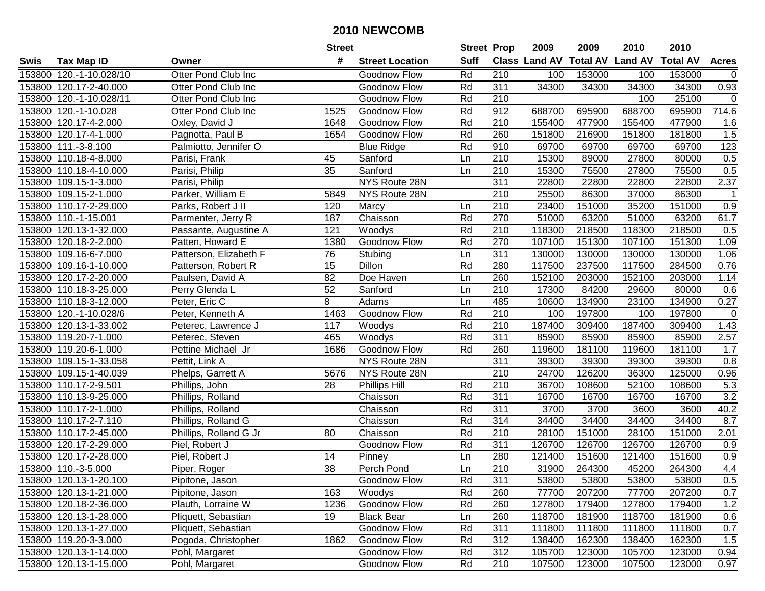# 2010 NEWCOMB

| Swis | Tax Map ID | Owner | Street # | Street Location | Street Suff | Prop Class | 2009 Land AV | 2009 Total AV | 2010 Land AV | 2010 Total AV | Acres |
|---|---|---|---|---|---|---|---|---|---|---|---|
| 153800 | 120.-1-10.028/10 | Otter Pond Club Inc | | Goodnow Flow | Rd | 210 | 100 | 153000 | 100 | 153000 | 0 |
| 153800 | 120.17-2-40.000 | Otter Pond Club Inc | | Goodnow Flow | Rd | 311 | 34300 | 34300 | 34300 | 34300 | 0.93 |
| 153800 | 120.-1-10.028/11 | Otter Pond Club Inc | | Goodnow Flow | Rd | 210 | | | 100 | 25100 | 0 |
| 153800 | 120.-1-10.028 | Otter Pond Club Inc | 1525 | Goodnow Flow | Rd | 912 | 688700 | 695900 | 688700 | 695900 | 714.6 |
| 153800 | 120.17-4-2.000 | Oxley, David J | 1648 | Goodnow Flow | Rd | 210 | 155400 | 477900 | 155400 | 477900 | 1.6 |
| 153800 | 120.17-4-1.000 | Pagnotta, Paul B | 1654 | Goodnow Flow | Rd | 260 | 151800 | 216900 | 151800 | 181800 | 1.5 |
| 153800 | 111.-3-8.100 | Palmiotto, Jennifer O | | Blue Ridge | Rd | 910 | 69700 | 69700 | 69700 | 69700 | 123 |
| 153800 | 110.18-4-8.000 | Parisi, Frank | 45 | Sanford | Ln | 210 | 15300 | 89000 | 27800 | 80000 | 0.5 |
| 153800 | 110.18-4-10.000 | Parisi, Philip | 35 | Sanford | Ln | 210 | 15300 | 75500 | 27800 | 75500 | 0.5 |
| 153800 | 109.15-1-3.000 | Parisi, Philip | | NYS Route 28N | | 311 | 22800 | 22800 | 22800 | 22800 | 2.37 |
| 153800 | 109.15-2-1.000 | Parker, William E | 5849 | NYS Route 28N | | 210 | 25500 | 86300 | 37000 | 86300 | 1 |
| 153800 | 110.17-2-29.000 | Parks, Robert J II | 120 | Marcy | Ln | 210 | 23400 | 151000 | 35200 | 151000 | 0.9 |
| 153800 | 110.-1-15.001 | Parmenter, Jerry R | 187 | Chaisson | Rd | 270 | 51000 | 63200 | 51000 | 63200 | 61.7 |
| 153800 | 120.13-1-32.000 | Passante, Augustine A | 121 | Woodys | Rd | 210 | 118300 | 218500 | 118300 | 218500 | 0.5 |
| 153800 | 120.18-2-2.000 | Patten, Howard E | 1380 | Goodnow Flow | Rd | 270 | 107100 | 151300 | 107100 | 151300 | 1.09 |
| 153800 | 109.16-6-7.000 | Patterson, Elizabeth F | 76 | Stubing | Ln | 311 | 130000 | 130000 | 130000 | 130000 | 1.06 |
| 153800 | 109.16-1-10.000 | Patterson, Robert R | 15 | Dillon | Rd | 280 | 117500 | 237500 | 117500 | 284500 | 0.76 |
| 153800 | 120.17-2-20.000 | Paulsen, David A | 82 | Doe Haven | Ln | 260 | 152100 | 203000 | 152100 | 203000 | 1.14 |
| 153800 | 110.18-3-25.000 | Perry Glenda L | 52 | Sanford | Ln | 210 | 17300 | 84200 | 29600 | 80000 | 0.6 |
| 153800 | 110.18-3-12.000 | Peter, Eric C | 8 | Adams | Ln | 485 | 10600 | 134900 | 23100 | 134900 | 0.27 |
| 153800 | 120.-1-10.028/6 | Peter, Kenneth A | 1463 | Goodnow Flow | Rd | 210 | 100 | 197800 | 100 | 197800 | 0 |
| 153800 | 120.13-1-33.002 | Peterec, Lawrence J | 117 | Woodys | Rd | 210 | 187400 | 309400 | 187400 | 309400 | 1.43 |
| 153800 | 119.20-7-1.000 | Peterec, Steven | 465 | Woodys | Rd | 311 | 85900 | 85900 | 85900 | 85900 | 2.57 |
| 153800 | 119.20-6-1.000 | Pettine Michael Jr | 1686 | Goodnow Flow | Rd | 260 | 119600 | 181100 | 119600 | 181100 | 1.7 |
| 153800 | 109.15-1-33.058 | Pettit, Link A | | NYS Route 28N | | 311 | 39300 | 39300 | 39300 | 39300 | 0.8 |
| 153800 | 109.15-1-40.039 | Phelps, Garrett A | 5676 | NYS Route 28N | | 210 | 24700 | 126200 | 36300 | 125000 | 0.96 |
| 153800 | 110.17-2-9.501 | Phillips, John | 28 | Phillips Hill | Rd | 210 | 36700 | 108600 | 52100 | 108600 | 5.3 |
| 153800 | 110.13-9-25.000 | Phillips, Rolland | | Chaisson | Rd | 311 | 16700 | 16700 | 16700 | 16700 | 3.2 |
| 153800 | 110.17-2-1.000 | Phillips, Rolland | | Chaisson | Rd | 311 | 3700 | 3700 | 3600 | 3600 | 40.2 |
| 153800 | 110.17-2-7.110 | Phillips, Rolland G | | Chaisson | Rd | 314 | 34400 | 34400 | 34400 | 34400 | 8.7 |
| 153800 | 110.17-2-45.000 | Phillips, Rolland G Jr | 80 | Chaisson | Rd | 210 | 28100 | 151000 | 28100 | 151000 | 2.01 |
| 153800 | 120.17-2-29.000 | Piel, Robert J | | Goodnow Flow | Rd | 311 | 126700 | 126700 | 126700 | 126700 | 0.9 |
| 153800 | 120.17-2-28.000 | Piel, Robert J | 14 | Pinney | Ln | 280 | 121400 | 151600 | 121400 | 151600 | 0.9 |
| 153800 | 110.-3-5.000 | Piper, Roger | 38 | Perch Pond | Ln | 210 | 31900 | 264300 | 45200 | 264300 | 4.4 |
| 153800 | 120.13-1-20.100 | Pipitone, Jason | | Goodnow Flow | Rd | 311 | 53800 | 53800 | 53800 | 53800 | 0.5 |
| 153800 | 120.13-1-21.000 | Pipitone, Jason | 163 | Woodys | Rd | 260 | 77700 | 207200 | 77700 | 207200 | 0.7 |
| 153800 | 120.18-2-36.000 | Plauth, Lorraine W | 1236 | Goodnow Flow | Rd | 260 | 127800 | 179400 | 127800 | 179400 | 1.2 |
| 153800 | 120.13-1-28.000 | Pliquett, Sebastian | 19 | Black Bear | Ln | 260 | 118700 | 181900 | 118700 | 181900 | 0.6 |
| 153800 | 120.13-1-27.000 | Pliquett, Sebastian | | Goodnow Flow | Rd | 311 | 111800 | 111800 | 111800 | 111800 | 0.7 |
| 153800 | 119.20-3-3.000 | Pogoda, Christopher | 1862 | Goodnow Flow | Rd | 312 | 138400 | 162300 | 138400 | 162300 | 1.5 |
| 153800 | 120.13-1-14.000 | Pohl, Margaret | | Goodnow Flow | Rd | 312 | 105700 | 123000 | 105700 | 123000 | 0.94 |
| 153800 | 120.13-1-15.000 | Pohl, Margaret | | Goodnow Flow | Rd | 210 | 107500 | 123000 | 107500 | 123000 | 0.97 |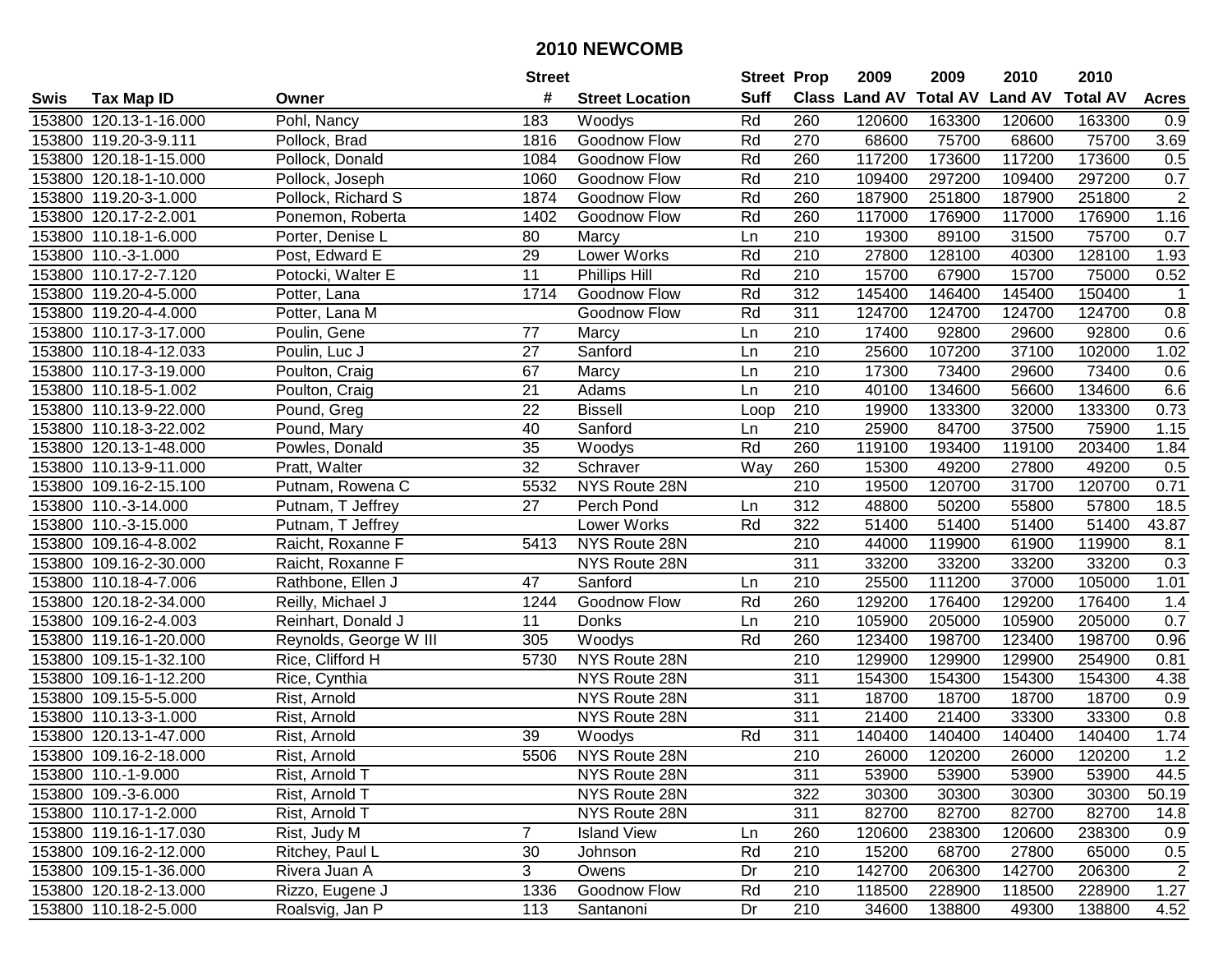# 2010 NEWCOMB

| Swis | Tax Map ID | Owner | Street # | Street Location | Street Suff | Prop Class | 2009 Land AV | 2009 Total AV | 2010 Land AV | 2010 Total AV | Acres |
|---|---|---|---|---|---|---|---|---|---|---|---|
| 153800 | 120.13-1-16.000 | Pohl, Nancy | 183 | Woodys | Rd | 260 | 120600 | 163300 | 120600 | 163300 | 0.9 |
| 153800 | 119.20-3-9.111 | Pollock, Brad | 1816 | Goodnow Flow | Rd | 270 | 68600 | 75700 | 68600 | 75700 | 3.69 |
| 153800 | 120.18-1-15.000 | Pollock, Donald | 1084 | Goodnow Flow | Rd | 260 | 117200 | 173600 | 117200 | 173600 | 0.5 |
| 153800 | 120.18-1-10.000 | Pollock, Joseph | 1060 | Goodnow Flow | Rd | 210 | 109400 | 297200 | 109400 | 297200 | 0.7 |
| 153800 | 119.20-3-1.000 | Pollock, Richard S | 1874 | Goodnow Flow | Rd | 260 | 187900 | 251800 | 187900 | 251800 | 2 |
| 153800 | 120.17-2-2.001 | Ponemon, Roberta | 1402 | Goodnow Flow | Rd | 260 | 117000 | 176900 | 117000 | 176900 | 1.16 |
| 153800 | 110.18-1-6.000 | Porter, Denise L | 80 | Marcy | Ln | 210 | 19300 | 89100 | 31500 | 75700 | 0.7 |
| 153800 | 110.-3-1.000 | Post, Edward E | 29 | Lower Works | Rd | 210 | 27800 | 128100 | 40300 | 128100 | 1.93 |
| 153800 | 110.17-2-7.120 | Potocki, Walter E | 11 | Phillips Hill | Rd | 210 | 15700 | 67900 | 15700 | 75000 | 0.52 |
| 153800 | 119.20-4-5.000 | Potter, Lana | 1714 | Goodnow Flow | Rd | 312 | 145400 | 146400 | 145400 | 150400 | 1 |
| 153800 | 119.20-4-4.000 | Potter, Lana M | | Goodnow Flow | Rd | 311 | 124700 | 124700 | 124700 | 124700 | 0.8 |
| 153800 | 110.17-3-17.000 | Poulin, Gene | 77 | Marcy | Ln | 210 | 17400 | 92800 | 29600 | 92800 | 0.6 |
| 153800 | 110.18-4-12.033 | Poulin, Luc J | 27 | Sanford | Ln | 210 | 25600 | 107200 | 37100 | 102000 | 1.02 |
| 153800 | 110.17-3-19.000 | Poulton, Craig | 67 | Marcy | Ln | 210 | 17300 | 73400 | 29600 | 73400 | 0.6 |
| 153800 | 110.18-5-1.002 | Poulton, Craig | 21 | Adams | Ln | 210 | 40100 | 134600 | 56600 | 134600 | 6.6 |
| 153800 | 110.13-9-22.000 | Pound, Greg | 22 | Bissell | Loop | 210 | 19900 | 133300 | 32000 | 133300 | 0.73 |
| 153800 | 110.18-3-22.002 | Pound, Mary | 40 | Sanford | Ln | 210 | 25900 | 84700 | 37500 | 75900 | 1.15 |
| 153800 | 120.13-1-48.000 | Powles, Donald | 35 | Woodys | Rd | 260 | 119100 | 193400 | 119100 | 203400 | 1.84 |
| 153800 | 110.13-9-11.000 | Pratt, Walter | 32 | Schraver | Way | 260 | 15300 | 49200 | 27800 | 49200 | 0.5 |
| 153800 | 109.16-2-15.100 | Putnam, Rowena C | 5532 | NYS Route 28N | | 210 | 19500 | 120700 | 31700 | 120700 | 0.71 |
| 153800 | 110.-3-14.000 | Putnam, T Jeffrey | 27 | Perch Pond | Ln | 312 | 48800 | 50200 | 55800 | 57800 | 18.5 |
| 153800 | 110.-3-15.000 | Putnam, T Jeffrey | | Lower Works | Rd | 322 | 51400 | 51400 | 51400 | 51400 | 43.87 |
| 153800 | 109.16-4-8.002 | Raicht, Roxanne F | 5413 | NYS Route 28N | | 210 | 44000 | 119900 | 61900 | 119900 | 8.1 |
| 153800 | 109.16-2-30.000 | Raicht, Roxanne F | | NYS Route 28N | | 311 | 33200 | 33200 | 33200 | 33200 | 0.3 |
| 153800 | 110.18-4-7.006 | Rathbone, Ellen J | 47 | Sanford | Ln | 210 | 25500 | 111200 | 37000 | 105000 | 1.01 |
| 153800 | 120.18-2-34.000 | Reilly, Michael J | 1244 | Goodnow Flow | Rd | 260 | 129200 | 176400 | 129200 | 176400 | 1.4 |
| 153800 | 109.16-2-4.003 | Reinhart, Donald J | 11 | Donks | Ln | 210 | 105900 | 205000 | 105900 | 205000 | 0.7 |
| 153800 | 119.16-1-20.000 | Reynolds, George W III | 305 | Woodys | Rd | 260 | 123400 | 198700 | 123400 | 198700 | 0.96 |
| 153800 | 109.15-1-32.100 | Rice, Clifford H | 5730 | NYS Route 28N | | 210 | 129900 | 129900 | 129900 | 254900 | 0.81 |
| 153800 | 109.16-1-12.200 | Rice, Cynthia | | NYS Route 28N | | 311 | 154300 | 154300 | 154300 | 154300 | 4.38 |
| 153800 | 109.15-5-5.000 | Rist, Arnold | | NYS Route 28N | | 311 | 18700 | 18700 | 18700 | 18700 | 0.9 |
| 153800 | 110.13-3-1.000 | Rist, Arnold | | NYS Route 28N | | 311 | 21400 | 21400 | 33300 | 33300 | 0.8 |
| 153800 | 120.13-1-47.000 | Rist, Arnold | 39 | Woodys | Rd | 311 | 140400 | 140400 | 140400 | 140400 | 1.74 |
| 153800 | 109.16-2-18.000 | Rist, Arnold | 5506 | NYS Route 28N | | 210 | 26000 | 120200 | 26000 | 120200 | 1.2 |
| 153800 | 110.-1-9.000 | Rist, Arnold T | | NYS Route 28N | | 311 | 53900 | 53900 | 53900 | 53900 | 44.5 |
| 153800 | 109.-3-6.000 | Rist, Arnold T | | NYS Route 28N | | 322 | 30300 | 30300 | 30300 | 30300 | 50.19 |
| 153800 | 110.17-1-2.000 | Rist, Arnold T | | NYS Route 28N | | 311 | 82700 | 82700 | 82700 | 82700 | 14.8 |
| 153800 | 119.16-1-17.030 | Rist, Judy M | 7 | Island View | Ln | 260 | 120600 | 238300 | 120600 | 238300 | 0.9 |
| 153800 | 109.16-2-12.000 | Ritchey, Paul L | 30 | Johnson | Rd | 210 | 15200 | 68700 | 27800 | 65000 | 0.5 |
| 153800 | 109.15-1-36.000 | Rivera Juan A | 3 | Owens | Dr | 210 | 142700 | 206300 | 142700 | 206300 | 2 |
| 153800 | 120.18-2-13.000 | Rizzo, Eugene J | 1336 | Goodnow Flow | Rd | 210 | 118500 | 228900 | 118500 | 228900 | 1.27 |
| 153800 | 110.18-2-5.000 | Roalsvig, Jan P | 113 | Santanoni | Dr | 210 | 34600 | 138800 | 49300 | 138800 | 4.52 |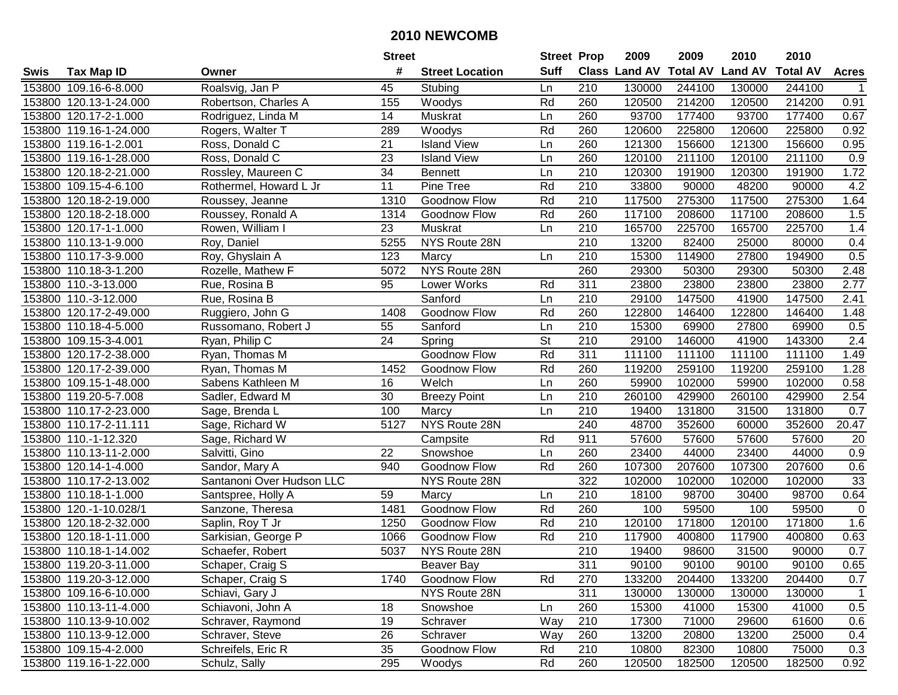# 2010 NEWCOMB

| Swis | Tax Map ID | Owner | Street # | Street Location | Street Suff | Prop Class | 2009 Land AV | 2009 Total AV | 2010 Land AV | 2010 Total AV | Acres |
|---|---|---|---|---|---|---|---|---|---|---|---|
| 153800 | 109.16-6-8.000 | Roalsvig, Jan P | 45 | Stubing | Ln | 210 | 130000 | 244100 | 130000 | 244100 | 1 |
| 153800 | 120.13-1-24.000 | Robertson, Charles A | 155 | Woodys | Rd | 260 | 120500 | 214200 | 120500 | 214200 | 0.91 |
| 153800 | 120.17-2-1.000 | Rodriguez, Linda M | 14 | Muskrat | Ln | 260 | 93700 | 177400 | 93700 | 177400 | 0.67 |
| 153800 | 119.16-1-24.000 | Rogers, Walter T | 289 | Woodys | Rd | 260 | 120600 | 225800 | 120600 | 225800 | 0.92 |
| 153800 | 119.16-1-2.001 | Ross, Donald C | 21 | Island View | Ln | 260 | 121300 | 156600 | 121300 | 156600 | 0.95 |
| 153800 | 119.16-1-28.000 | Ross, Donald C | 23 | Island View | Ln | 260 | 120100 | 211100 | 120100 | 211100 | 0.9 |
| 153800 | 120.18-2-21.000 | Rossley, Maureen C | 34 | Bennett | Ln | 210 | 120300 | 191900 | 120300 | 191900 | 1.72 |
| 153800 | 109.15-4-6.100 | Rothermel, Howard L Jr | 11 | Pine Tree | Rd | 210 | 33800 | 90000 | 48200 | 90000 | 4.2 |
| 153800 | 120.18-2-19.000 | Roussey, Jeanne | 1310 | Goodnow Flow | Rd | 210 | 117500 | 275300 | 117500 | 275300 | 1.64 |
| 153800 | 120.18-2-18.000 | Roussey, Ronald A | 1314 | Goodnow Flow | Rd | 260 | 117100 | 208600 | 117100 | 208600 | 1.5 |
| 153800 | 120.17-1-1.000 | Rowen, William I | 23 | Muskrat | Ln | 210 | 165700 | 225700 | 165700 | 225700 | 1.4 |
| 153800 | 110.13-1-9.000 | Roy, Daniel | 5255 | NYS Route 28N | | 210 | 13200 | 82400 | 25000 | 80000 | 0.4 |
| 153800 | 110.17-3-9.000 | Roy, Ghyslain A | 123 | Marcy | Ln | 210 | 15300 | 114900 | 27800 | 194900 | 0.5 |
| 153800 | 110.18-3-1.200 | Rozelle, Mathew F | 5072 | NYS Route 28N | | 260 | 29300 | 50300 | 29300 | 50300 | 2.48 |
| 153800 | 110.-3-13.000 | Rue, Rosina B | 95 | Lower Works | Rd | 311 | 23800 | 23800 | 23800 | 23800 | 2.77 |
| 153800 | 110.-3-12.000 | Rue, Rosina B | | Sanford | Ln | 210 | 29100 | 147500 | 41900 | 147500 | 2.41 |
| 153800 | 120.17-2-49.000 | Ruggiero, John G | 1408 | Goodnow Flow | Rd | 260 | 122800 | 146400 | 122800 | 146400 | 1.48 |
| 153800 | 110.18-4-5.000 | Russomano, Robert J | 55 | Sanford | Ln | 210 | 15300 | 69900 | 27800 | 69900 | 0.5 |
| 153800 | 109.15-3-4.001 | Ryan, Philip C | 24 | Spring | St | 210 | 29100 | 146000 | 41900 | 143300 | 2.4 |
| 153800 | 120.17-2-38.000 | Ryan, Thomas M | | Goodnow Flow | Rd | 311 | 111100 | 111100 | 111100 | 111100 | 1.49 |
| 153800 | 120.17-2-39.000 | Ryan, Thomas M | 1452 | Goodnow Flow | Rd | 260 | 119200 | 259100 | 119200 | 259100 | 1.28 |
| 153800 | 109.15-1-48.000 | Sabens Kathleen M | 16 | Welch | Ln | 260 | 59900 | 102000 | 59900 | 102000 | 0.58 |
| 153800 | 119.20-5-7.008 | Sadler, Edward M | 30 | Breezy Point | Ln | 210 | 260100 | 429900 | 260100 | 429900 | 2.54 |
| 153800 | 110.17-2-23.000 | Sage, Brenda L | 100 | Marcy | Ln | 210 | 19400 | 131800 | 31500 | 131800 | 0.7 |
| 153800 | 110.17-2-11.111 | Sage, Richard W | 5127 | NYS Route 28N | | 240 | 48700 | 352600 | 60000 | 352600 | 20.47 |
| 153800 | 110.-1-12.320 | Sage, Richard W | | Campsite | Rd | 911 | 57600 | 57600 | 57600 | 57600 | 20 |
| 153800 | 110.13-11-2.000 | Salvitti, Gino | 22 | Snowshoe | Ln | 260 | 23400 | 44000 | 23400 | 44000 | 0.9 |
| 153800 | 120.14-1-4.000 | Sandor, Mary A | 940 | Goodnow Flow | Rd | 260 | 107300 | 207600 | 107300 | 207600 | 0.6 |
| 153800 | 110.17-2-13.002 | Santanoni Over Hudson LLC | | NYS Route 28N | | 322 | 102000 | 102000 | 102000 | 102000 | 33 |
| 153800 | 110.18-1-1.000 | Santspree, Holly A | 59 | Marcy | Ln | 210 | 18100 | 98700 | 30400 | 98700 | 0.64 |
| 153800 | 120.-1-10.028/1 | Sanzone, Theresa | 1481 | Goodnow Flow | Rd | 260 | 100 | 59500 | 100 | 59500 | 0 |
| 153800 | 120.18-2-32.000 | Saplin, Roy T Jr | 1250 | Goodnow Flow | Rd | 210 | 120100 | 171800 | 120100 | 171800 | 1.6 |
| 153800 | 120.18-1-11.000 | Sarkisian, George P | 1066 | Goodnow Flow | Rd | 210 | 117900 | 400800 | 117900 | 400800 | 0.63 |
| 153800 | 110.18-1-14.002 | Schaefer, Robert | 5037 | NYS Route 28N | | 210 | 19400 | 98600 | 31500 | 90000 | 0.7 |
| 153800 | 119.20-3-11.000 | Schaper, Craig S | | Beaver Bay | | 311 | 90100 | 90100 | 90100 | 90100 | 0.65 |
| 153800 | 119.20-3-12.000 | Schaper, Craig S | 1740 | Goodnow Flow | Rd | 270 | 133200 | 204400 | 133200 | 204400 | 0.7 |
| 153800 | 109.16-6-10.000 | Schiavi, Gary J | | NYS Route 28N | | 311 | 130000 | 130000 | 130000 | 130000 | 1 |
| 153800 | 110.13-11-4.000 | Schiavoni, John A | 18 | Snowshoe | Ln | 260 | 15300 | 41000 | 15300 | 41000 | 0.5 |
| 153800 | 110.13-9-10.002 | Schraver, Raymond | 19 | Schraver | Way | 210 | 17300 | 71000 | 29600 | 61600 | 0.6 |
| 153800 | 110.13-9-12.000 | Schraver, Steve | 26 | Schraver | Way | 260 | 13200 | 20800 | 13200 | 25000 | 0.4 |
| 153800 | 109.15-4-2.000 | Schreifels, Eric R | 35 | Goodnow Flow | Rd | 210 | 10800 | 82300 | 10800 | 75000 | 0.3 |
| 153800 | 119.16-1-22.000 | Schulz, Sally | 295 | Woodys | Rd | 260 | 120500 | 182500 | 120500 | 182500 | 0.92 |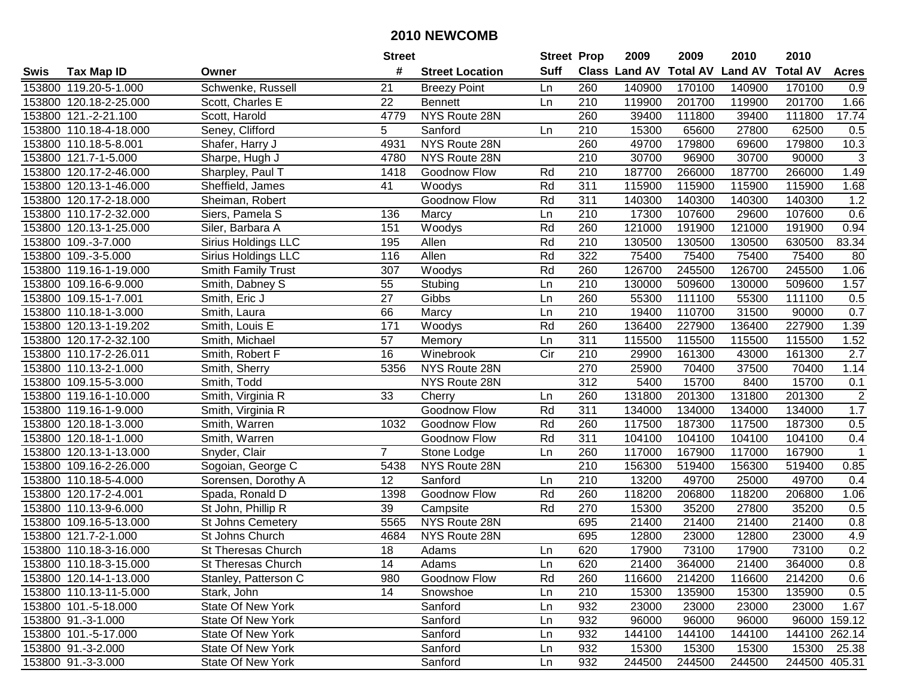# 2010 NEWCOMB

| Swis | Tax Map ID | Owner | Street # | Street Location | Street Suff | Prop Class | 2009 Land AV | 2009 Total AV | 2010 Land AV | 2010 Total AV | Acres |
|---|---|---|---|---|---|---|---|---|---|---|---|
| 153800 | 119.20-5-1.000 | Schwenke, Russell | 21 | Breezy Point | Ln | 260 | 140900 | 170100 | 140900 | 170100 | 0.9 |
| 153800 | 120.18-2-25.000 | Scott, Charles E | 22 | Bennett | Ln | 210 | 119900 | 201700 | 119900 | 201700 | 1.66 |
| 153800 | 121.-2-21.100 | Scott, Harold | 4779 | NYS Route 28N | | 260 | 39400 | 111800 | 39400 | 111800 | 17.74 |
| 153800 | 110.18-4-18.000 | Seney, Clifford | 5 | Sanford | Ln | 210 | 15300 | 65600 | 27800 | 62500 | 0.5 |
| 153800 | 110.18-5-8.001 | Shafer, Harry J | 4931 | NYS Route 28N | | 260 | 49700 | 179800 | 69600 | 179800 | 10.3 |
| 153800 | 121.7-1-5.000 | Sharpe, Hugh J | 4780 | NYS Route 28N | | 210 | 30700 | 96900 | 30700 | 90000 | 3 |
| 153800 | 120.17-2-46.000 | Sharpley, Paul T | 1418 | Goodnow Flow | Rd | 210 | 187700 | 266000 | 187700 | 266000 | 1.49 |
| 153800 | 120.13-1-46.000 | Sheffield, James | 41 | Woodys | Rd | 311 | 115900 | 115900 | 115900 | 115900 | 1.68 |
| 153800 | 120.17-2-18.000 | Sheiman, Robert | | Goodnow Flow | Rd | 311 | 140300 | 140300 | 140300 | 140300 | 1.2 |
| 153800 | 110.17-2-32.000 | Siers, Pamela S | 136 | Marcy | Ln | 210 | 17300 | 107600 | 29600 | 107600 | 0.6 |
| 153800 | 120.13-1-25.000 | Siler, Barbara A | 151 | Woodys | Rd | 260 | 121000 | 191900 | 121000 | 191900 | 0.94 |
| 153800 | 109.-3-7.000 | Sirius Holdings LLC | 195 | Allen | Rd | 210 | 130500 | 130500 | 130500 | 630500 | 83.34 |
| 153800 | 109.-3-5.000 | Sirius Holdings LLC | 116 | Allen | Rd | 322 | 75400 | 75400 | 75400 | 75400 | 80 |
| 153800 | 119.16-1-19.000 | Smith Family Trust | 307 | Woodys | Rd | 260 | 126700 | 245500 | 126700 | 245500 | 1.06 |
| 153800 | 109.16-6-9.000 | Smith, Dabney S | 55 | Stubing | Ln | 210 | 130000 | 509600 | 130000 | 509600 | 1.57 |
| 153800 | 109.15-1-7.001 | Smith, Eric J | 27 | Gibbs | Ln | 260 | 55300 | 111100 | 55300 | 111100 | 0.5 |
| 153800 | 110.18-1-3.000 | Smith, Laura | 66 | Marcy | Ln | 210 | 19400 | 110700 | 31500 | 90000 | 0.7 |
| 153800 | 120.13-1-19.202 | Smith, Louis E | 171 | Woodys | Rd | 260 | 136400 | 227900 | 136400 | 227900 | 1.39 |
| 153800 | 120.17-2-32.100 | Smith, Michael | 57 | Memory | Ln | 311 | 115500 | 115500 | 115500 | 115500 | 1.52 |
| 153800 | 110.17-2-26.011 | Smith, Robert F | 16 | Winebrook | Cir | 210 | 29900 | 161300 | 43000 | 161300 | 2.7 |
| 153800 | 110.13-2-1.000 | Smith, Sherry | 5356 | NYS Route 28N | | 270 | 25900 | 70400 | 37500 | 70400 | 1.14 |
| 153800 | 109.15-5-3.000 | Smith, Todd | | NYS Route 28N | | 312 | 5400 | 15700 | 8400 | 15700 | 0.1 |
| 153800 | 119.16-1-10.000 | Smith, Virginia R | 33 | Cherry | Ln | 260 | 131800 | 201300 | 131800 | 201300 | 2 |
| 153800 | 119.16-1-9.000 | Smith, Virginia R | | Goodnow Flow | Rd | 311 | 134000 | 134000 | 134000 | 134000 | 1.7 |
| 153800 | 120.18-1-3.000 | Smith, Warren | 1032 | Goodnow Flow | Rd | 260 | 117500 | 187300 | 117500 | 187300 | 0.5 |
| 153800 | 120.18-1-1.000 | Smith, Warren | | Goodnow Flow | Rd | 311 | 104100 | 104100 | 104100 | 104100 | 0.4 |
| 153800 | 120.13-1-13.000 | Snyder, Clair | 7 | Stone Lodge | Ln | 260 | 117000 | 167900 | 117000 | 167900 | 1 |
| 153800 | 109.16-2-26.000 | Sogoian, George C | 5438 | NYS Route 28N | | 210 | 156300 | 519400 | 156300 | 519400 | 0.85 |
| 153800 | 110.18-5-4.000 | Sorensen, Dorothy A | 12 | Sanford | Ln | 210 | 13200 | 49700 | 25000 | 49700 | 0.4 |
| 153800 | 120.17-2-4.001 | Spada, Ronald D | 1398 | Goodnow Flow | Rd | 260 | 118200 | 206800 | 118200 | 206800 | 1.06 |
| 153800 | 110.13-9-6.000 | St John, Phillip R | 39 | Campsite | Rd | 270 | 15300 | 35200 | 27800 | 35200 | 0.5 |
| 153800 | 109.16-5-13.000 | St Johns Cemetery | 5565 | NYS Route 28N | | 695 | 21400 | 21400 | 21400 | 21400 | 0.8 |
| 153800 | 121.7-2-1.000 | St Johns Church | 4684 | NYS Route 28N | | 695 | 12800 | 23000 | 12800 | 23000 | 4.9 |
| 153800 | 110.18-3-16.000 | St Theresas Church | 18 | Adams | Ln | 620 | 17900 | 73100 | 17900 | 73100 | 0.2 |
| 153800 | 110.18-3-15.000 | St Theresas Church | 14 | Adams | Ln | 620 | 21400 | 364000 | 21400 | 364000 | 0.8 |
| 153800 | 120.14-1-13.000 | Stanley, Patterson C | 980 | Goodnow Flow | Rd | 260 | 116600 | 214200 | 116600 | 214200 | 0.6 |
| 153800 | 110.13-11-5.000 | Stark, John | 14 | Snowshoe | Ln | 210 | 15300 | 135900 | 15300 | 135900 | 0.5 |
| 153800 | 101.-5-18.000 | State Of New York | | Sanford | Ln | 932 | 23000 | 23000 | 23000 | 23000 | 1.67 |
| 153800 | 91.-3-1.000 | State Of New York | | Sanford | Ln | 932 | 96000 | 96000 | 96000 | 96000 | 159.12 |
| 153800 | 101.-5-17.000 | State Of New York | | Sanford | Ln | 932 | 144100 | 144100 | 144100 | 144100 | 262.14 |
| 153800 | 91.-3-2.000 | State Of New York | | Sanford | Ln | 932 | 15300 | 15300 | 15300 | 15300 | 25.38 |
| 153800 | 91.-3-3.000 | State Of New York | | Sanford | Ln | 932 | 244500 | 244500 | 244500 | 244500 | 405.31 |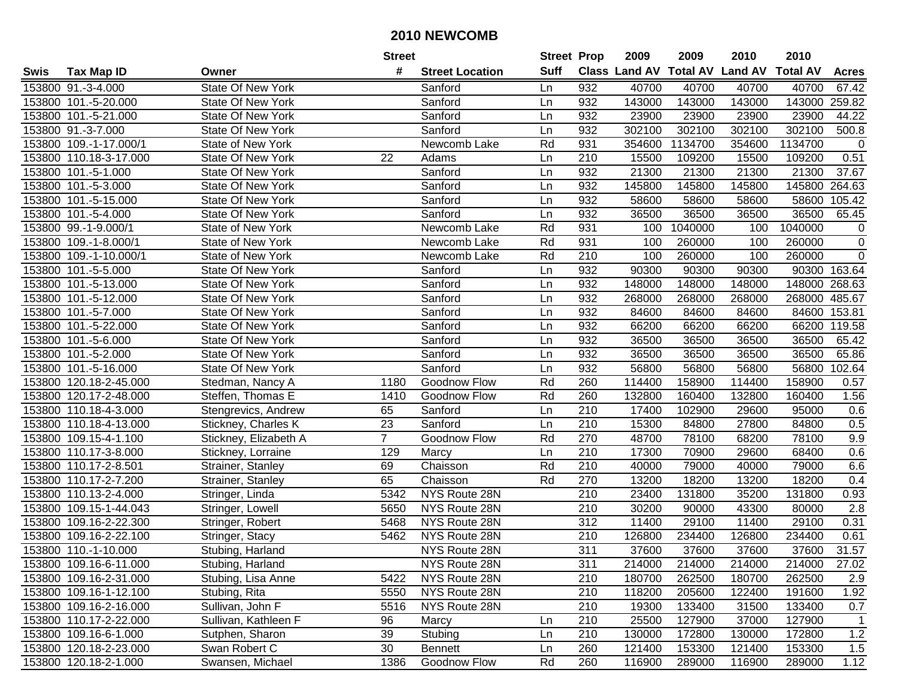# 2010 NEWCOMB

| Swis | Tax Map ID | Owner | Street # | Street Location | Street Suff | Prop Class | 2009 Land AV | 2009 Total AV | 2010 Land AV | 2010 Total AV | Acres |
|---|---|---|---|---|---|---|---|---|---|---|---|
| 153800 | 91.-3-4.000 | State Of New York | | Sanford | Ln | 932 | 40700 | 40700 | 40700 | 40700 | 67.42 |
| 153800 | 101.-5-20.000 | State Of New York | | Sanford | Ln | 932 | 143000 | 143000 | 143000 | 143000 | 259.82 |
| 153800 | 101.-5-21.000 | State Of New York | | Sanford | Ln | 932 | 23900 | 23900 | 23900 | 23900 | 44.22 |
| 153800 | 91.-3-7.000 | State Of New York | | Sanford | Ln | 932 | 302100 | 302100 | 302100 | 302100 | 500.8 |
| 153800 | 109.-1-17.000/1 | State of New York | | Newcomb Lake | Rd | 931 | 354600 | 1134700 | 354600 | 1134700 | 0 |
| 153800 | 110.18-3-17.000 | State Of New York | 22 | Adams | Ln | 210 | 15500 | 109200 | 15500 | 109200 | 0.51 |
| 153800 | 101.-5-1.000 | State Of New York | | Sanford | Ln | 932 | 21300 | 21300 | 21300 | 21300 | 37.67 |
| 153800 | 101.-5-3.000 | State Of New York | | Sanford | Ln | 932 | 145800 | 145800 | 145800 | 145800 | 264.63 |
| 153800 | 101.-5-15.000 | State Of New York | | Sanford | Ln | 932 | 58600 | 58600 | 58600 | 58600 | 105.42 |
| 153800 | 101.-5-4.000 | State Of New York | | Sanford | Ln | 932 | 36500 | 36500 | 36500 | 36500 | 65.45 |
| 153800 | 99.-1-9.000/1 | State of New York | | Newcomb Lake | Rd | 931 | 100 | 1040000 | 100 | 1040000 | 0 |
| 153800 | 109.-1-8.000/1 | State of New York | | Newcomb Lake | Rd | 931 | 100 | 260000 | 100 | 260000 | 0 |
| 153800 | 109.-1-10.000/1 | State of New York | | Newcomb Lake | Rd | 210 | 100 | 260000 | 100 | 260000 | 0 |
| 153800 | 101.-5-5.000 | State Of New York | | Sanford | Ln | 932 | 90300 | 90300 | 90300 | 90300 | 163.64 |
| 153800 | 101.-5-13.000 | State Of New York | | Sanford | Ln | 932 | 148000 | 148000 | 148000 | 148000 | 268.63 |
| 153800 | 101.-5-12.000 | State Of New York | | Sanford | Ln | 932 | 268000 | 268000 | 268000 | 268000 | 485.67 |
| 153800 | 101.-5-7.000 | State Of New York | | Sanford | Ln | 932 | 84600 | 84600 | 84600 | 84600 | 153.81 |
| 153800 | 101.-5-22.000 | State Of New York | | Sanford | Ln | 932 | 66200 | 66200 | 66200 | 66200 | 119.58 |
| 153800 | 101.-5-6.000 | State Of New York | | Sanford | Ln | 932 | 36500 | 36500 | 36500 | 36500 | 65.42 |
| 153800 | 101.-5-2.000 | State Of New York | | Sanford | Ln | 932 | 36500 | 36500 | 36500 | 36500 | 65.86 |
| 153800 | 101.-5-16.000 | State Of New York | | Sanford | Ln | 932 | 56800 | 56800 | 56800 | 56800 | 102.64 |
| 153800 | 120.18-2-45.000 | Stedman, Nancy A | 1180 | Goodnow Flow | Rd | 260 | 114400 | 158900 | 114400 | 158900 | 0.57 |
| 153800 | 120.17-2-48.000 | Steffen, Thomas E | 1410 | Goodnow Flow | Rd | 260 | 132800 | 160400 | 132800 | 160400 | 1.56 |
| 153800 | 110.18-4-3.000 | Stengrevics, Andrew | 65 | Sanford | Ln | 210 | 17400 | 102900 | 29600 | 95000 | 0.6 |
| 153800 | 110.18-4-13.000 | Stickney, Charles K | 23 | Sanford | Ln | 210 | 15300 | 84800 | 27800 | 84800 | 0.5 |
| 153800 | 109.15-4-1.100 | Stickney, Elizabeth A | 7 | Goodnow Flow | Rd | 270 | 48700 | 78100 | 68200 | 78100 | 9.9 |
| 153800 | 110.17-3-8.000 | Stickney, Lorraine | 129 | Marcy | Ln | 210 | 17300 | 70900 | 29600 | 68400 | 0.6 |
| 153800 | 110.17-2-8.501 | Strainer, Stanley | 69 | Chaisson | Rd | 210 | 40000 | 79000 | 40000 | 79000 | 6.6 |
| 153800 | 110.17-2-7.200 | Strainer, Stanley | 65 | Chaisson | Rd | 270 | 13200 | 18200 | 13200 | 18200 | 0.4 |
| 153800 | 110.13-2-4.000 | Stringer, Linda | 5342 | NYS Route 28N | | 210 | 23400 | 131800 | 35200 | 131800 | 0.93 |
| 153800 | 109.15-1-44.043 | Stringer, Lowell | 5650 | NYS Route 28N | | 210 | 30200 | 90000 | 43300 | 80000 | 2.8 |
| 153800 | 109.16-2-22.300 | Stringer, Robert | 5468 | NYS Route 28N | | 312 | 11400 | 29100 | 11400 | 29100 | 0.31 |
| 153800 | 109.16-2-22.100 | Stringer, Stacy | 5462 | NYS Route 28N | | 210 | 126800 | 234400 | 126800 | 234400 | 0.61 |
| 153800 | 110.-1-10.000 | Stubing, Harland | | NYS Route 28N | | 311 | 37600 | 37600 | 37600 | 37600 | 31.57 |
| 153800 | 109.16-6-11.000 | Stubing, Harland | | NYS Route 28N | | 311 | 214000 | 214000 | 214000 | 214000 | 27.02 |
| 153800 | 109.16-2-31.000 | Stubing, Lisa Anne | 5422 | NYS Route 28N | | 210 | 180700 | 262500 | 180700 | 262500 | 2.9 |
| 153800 | 109.16-1-12.100 | Stubing, Rita | 5550 | NYS Route 28N | | 210 | 118200 | 205600 | 122400 | 191600 | 1.92 |
| 153800 | 109.16-2-16.000 | Sullivan, John F | 5516 | NYS Route 28N | | 210 | 19300 | 133400 | 31500 | 133400 | 0.7 |
| 153800 | 110.17-2-22.000 | Sullivan, Kathleen F | 96 | Marcy | Ln | 210 | 25500 | 127900 | 37000 | 127900 | 1 |
| 153800 | 109.16-6-1.000 | Sutphen, Sharon | 39 | Stubing | Ln | 210 | 130000 | 172800 | 130000 | 172800 | 1.2 |
| 153800 | 120.18-2-23.000 | Swan Robert C | 30 | Bennett | Ln | 260 | 121400 | 153300 | 121400 | 153300 | 1.5 |
| 153800 | 120.18-2-1.000 | Swansen, Michael | 1386 | Goodnow Flow | Rd | 260 | 116900 | 289000 | 116900 | 289000 | 1.12 |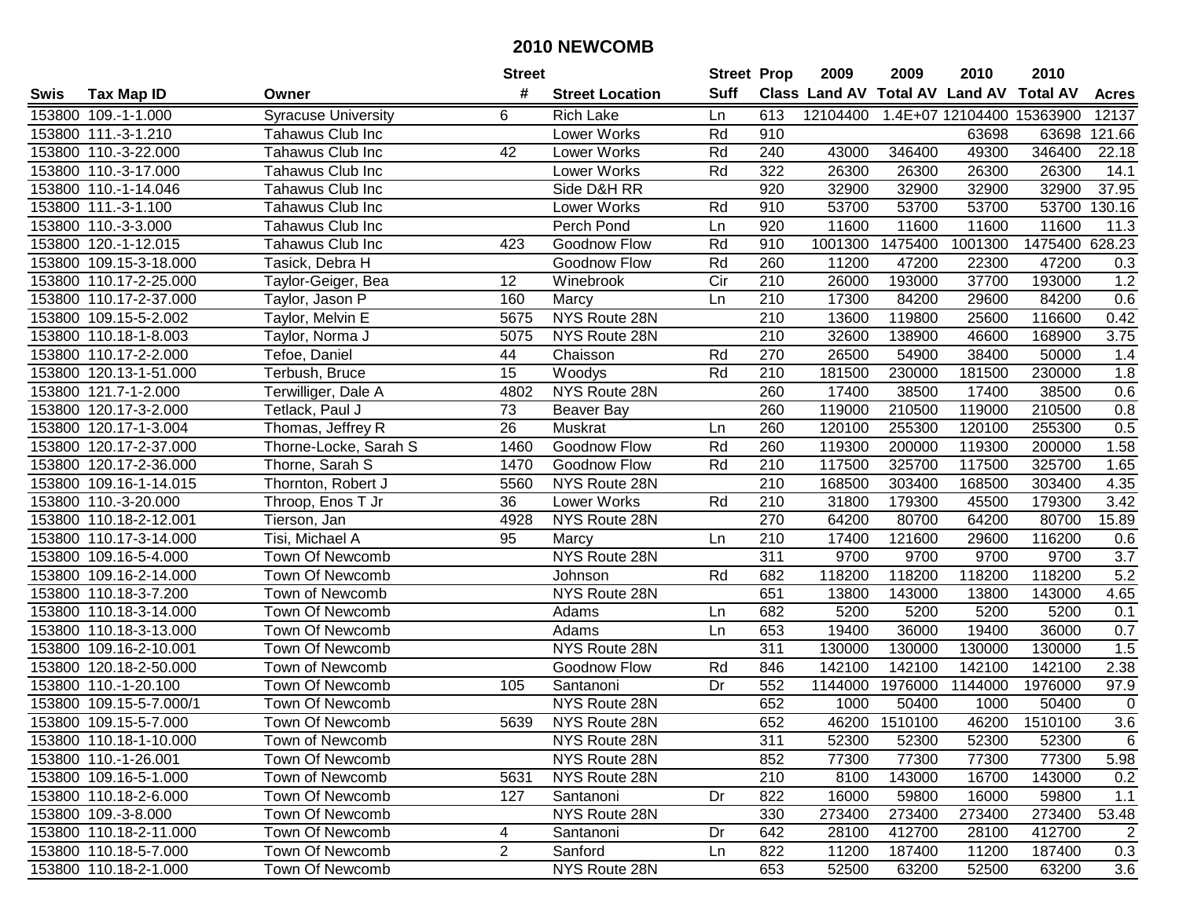# 2010 NEWCOMB

| Swis | Tax Map ID | Owner | Street # | Street Location | Street Suff | Prop Class | 2009 Land AV | 2009 Total AV | 2010 Land AV | 2010 Total AV | Acres |
|---|---|---|---|---|---|---|---|---|---|---|---|
| 153800 | 109.-1-1.000 | Syracuse University | 6 | Rich Lake | Ln | 613 | 12104400 | 1.4E+07 | 12104400 | 15363900 | 12137 |
| 153800 | 111.-3-1.210 | Tahawus Club Inc | | Lower Works | Rd | 910 | | | 63698 | 63698 | 121.66 |
| 153800 | 110.-3-22.000 | Tahawus Club Inc | 42 | Lower Works | Rd | 240 | 43000 | 346400 | 49300 | 346400 | 22.18 |
| 153800 | 110.-3-17.000 | Tahawus Club Inc | | Lower Works | Rd | 322 | 26300 | 26300 | 26300 | 26300 | 14.1 |
| 153800 | 110.-1-14.046 | Tahawus Club Inc | | Side D&H RR | | 920 | 32900 | 32900 | 32900 | 32900 | 37.95 |
| 153800 | 111.-3-1.100 | Tahawus Club Inc | | Lower Works | Rd | 910 | 53700 | 53700 | 53700 | 53700 | 130.16 |
| 153800 | 110.-3-3.000 | Tahawus Club Inc | | Perch Pond | Ln | 920 | 11600 | 11600 | 11600 | 11600 | 11.3 |
| 153800 | 120.-1-12.015 | Tahawus Club Inc | 423 | Goodnow Flow | Rd | 910 | 1001300 | 1475400 | 1001300 | 1475400 | 628.23 |
| 153800 | 109.15-3-18.000 | Tasick, Debra H | | Goodnow Flow | Rd | 260 | 11200 | 47200 | 22300 | 47200 | 0.3 |
| 153800 | 110.17-2-25.000 | Taylor-Geiger, Bea | 12 | Winebrook | Cir | 210 | 26000 | 193000 | 37700 | 193000 | 1.2 |
| 153800 | 110.17-2-37.000 | Taylor, Jason P | 160 | Marcy | Ln | 210 | 17300 | 84200 | 29600 | 84200 | 0.6 |
| 153800 | 109.15-5-2.002 | Taylor, Melvin E | 5675 | NYS Route 28N | | 210 | 13600 | 119800 | 25600 | 116600 | 0.42 |
| 153800 | 110.18-1-8.003 | Taylor, Norma J | 5075 | NYS Route 28N | | 210 | 32600 | 138900 | 46600 | 168900 | 3.75 |
| 153800 | 110.17-2-2.000 | Tefoe, Daniel | 44 | Chaisson | Rd | 270 | 26500 | 54900 | 38400 | 50000 | 1.4 |
| 153800 | 120.13-1-51.000 | Terbush, Bruce | 15 | Woodys | Rd | 210 | 181500 | 230000 | 181500 | 230000 | 1.8 |
| 153800 | 121.7-1-2.000 | Terwilliger, Dale A | 4802 | NYS Route 28N | | 260 | 17400 | 38500 | 17400 | 38500 | 0.6 |
| 153800 | 120.17-3-2.000 | Tetlack, Paul J | 73 | Beaver Bay | | 260 | 119000 | 210500 | 119000 | 210500 | 0.8 |
| 153800 | 120.17-1-3.004 | Thomas, Jeffrey R | 26 | Muskrat | Ln | 260 | 120100 | 255300 | 120100 | 255300 | 0.5 |
| 153800 | 120.17-2-37.000 | Thorne-Locke, Sarah S | 1460 | Goodnow Flow | Rd | 260 | 119300 | 200000 | 119300 | 200000 | 1.58 |
| 153800 | 120.17-2-36.000 | Thorne, Sarah S | 1470 | Goodnow Flow | Rd | 210 | 117500 | 325700 | 117500 | 325700 | 1.65 |
| 153800 | 109.16-1-14.015 | Thornton, Robert J | 5560 | NYS Route 28N | | 210 | 168500 | 303400 | 168500 | 303400 | 4.35 |
| 153800 | 110.-3-20.000 | Throop, Enos T Jr | 36 | Lower Works | Rd | 210 | 31800 | 179300 | 45500 | 179300 | 3.42 |
| 153800 | 110.18-2-12.001 | Tierson, Jan | 4928 | NYS Route 28N | | 270 | 64200 | 80700 | 64200 | 80700 | 15.89 |
| 153800 | 110.17-3-14.000 | Tisi, Michael A | 95 | Marcy | Ln | 210 | 17400 | 121600 | 29600 | 116200 | 0.6 |
| 153800 | 109.16-5-4.000 | Town Of Newcomb | | NYS Route 28N | | 311 | 9700 | 9700 | 9700 | 9700 | 3.7 |
| 153800 | 109.16-2-14.000 | Town Of Newcomb | | Johnson | Rd | 682 | 118200 | 118200 | 118200 | 118200 | 5.2 |
| 153800 | 110.18-3-7.200 | Town of Newcomb | | NYS Route 28N | | 651 | 13800 | 143000 | 13800 | 143000 | 4.65 |
| 153800 | 110.18-3-14.000 | Town Of Newcomb | | Adams | Ln | 682 | 5200 | 5200 | 5200 | 5200 | 0.1 |
| 153800 | 110.18-3-13.000 | Town Of Newcomb | | Adams | Ln | 653 | 19400 | 36000 | 19400 | 36000 | 0.7 |
| 153800 | 109.16-2-10.001 | Town Of Newcomb | | NYS Route 28N | | 311 | 130000 | 130000 | 130000 | 130000 | 1.5 |
| 153800 | 120.18-2-50.000 | Town of Newcomb | | Goodnow Flow | Rd | 846 | 142100 | 142100 | 142100 | 142100 | 2.38 |
| 153800 | 110.-1-20.100 | Town Of Newcomb | 105 | Santanoni | Dr | 552 | 1144000 | 1976000 | 1144000 | 1976000 | 97.9 |
| 153800 | 109.15-5-7.000/1 | Town Of Newcomb | | NYS Route 28N | | 652 | 1000 | 50400 | 1000 | 50400 | 0 |
| 153800 | 109.15-5-7.000 | Town Of Newcomb | 5639 | NYS Route 28N | | 652 | 46200 | 1510100 | 46200 | 1510100 | 3.6 |
| 153800 | 110.18-1-10.000 | Town of Newcomb | | NYS Route 28N | | 311 | 52300 | 52300 | 52300 | 52300 | 6 |
| 153800 | 110.-1-26.001 | Town Of Newcomb | | NYS Route 28N | | 852 | 77300 | 77300 | 77300 | 77300 | 5.98 |
| 153800 | 109.16-5-1.000 | Town of Newcomb | 5631 | NYS Route 28N | | 210 | 8100 | 143000 | 16700 | 143000 | 0.2 |
| 153800 | 110.18-2-6.000 | Town Of Newcomb | 127 | Santanoni | Dr | 822 | 16000 | 59800 | 16000 | 59800 | 1.1 |
| 153800 | 109.-3-8.000 | Town Of Newcomb | | NYS Route 28N | | 330 | 273400 | 273400 | 273400 | 273400 | 53.48 |
| 153800 | 110.18-2-11.000 | Town Of Newcomb | 4 | Santanoni | Dr | 642 | 28100 | 412700 | 28100 | 412700 | 2 |
| 153800 | 110.18-5-7.000 | Town Of Newcomb | 2 | Sanford | Ln | 822 | 11200 | 187400 | 11200 | 187400 | 0.3 |
| 153800 | 110.18-2-1.000 | Town Of Newcomb | | NYS Route 28N | | 653 | 52500 | 63200 | 52500 | 63200 | 3.6 |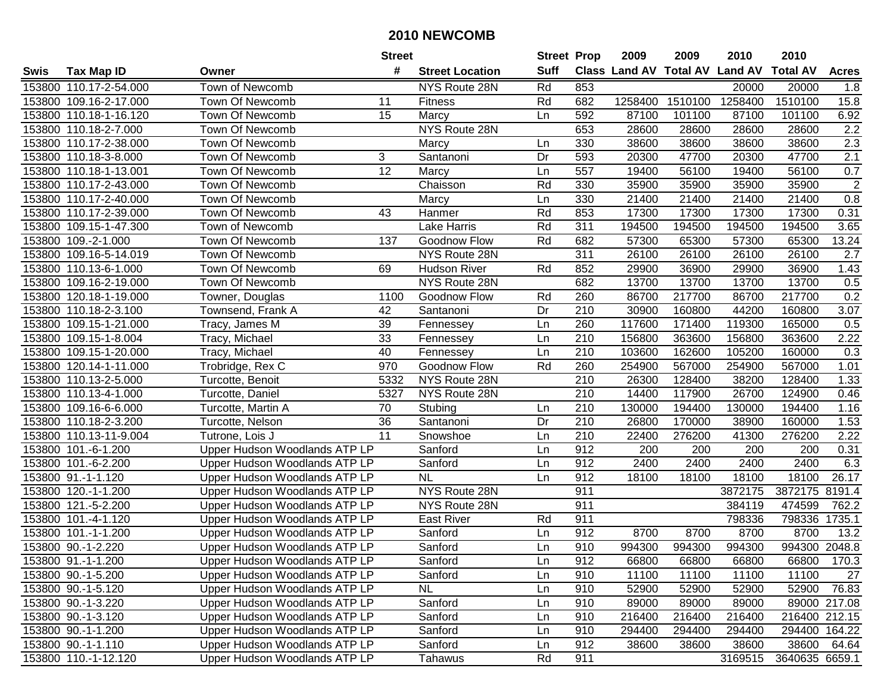# 2010 NEWCOMB

| Swis | Tax Map ID | Owner | Street # | Street Location | Street Suff | Prop Class | 2009 Land AV | 2009 Total AV | 2010 Land AV | 2010 Total AV | Acres |
|---|---|---|---|---|---|---|---|---|---|---|---|
| 153800 | 110.17-2-54.000 | Town of Newcomb | | NYS Route 28N | Rd | 853 | | | 20000 | 20000 | 1.8 |
| 153800 | 109.16-2-17.000 | Town Of Newcomb | 11 | Fitness | Rd | 682 | 1258400 | 1510100 | 1258400 | 1510100 | 15.8 |
| 153800 | 110.18-1-16.120 | Town Of Newcomb | 15 | Marcy | Ln | 592 | 87100 | 101100 | 87100 | 101100 | 6.92 |
| 153800 | 110.18-2-7.000 | Town Of Newcomb | | NYS Route 28N | | 653 | 28600 | 28600 | 28600 | 28600 | 2.2 |
| 153800 | 110.17-2-38.000 | Town Of Newcomb | | Marcy | Ln | 330 | 38600 | 38600 | 38600 | 38600 | 2.3 |
| 153800 | 110.18-3-8.000 | Town Of Newcomb | 3 | Santanoni | Dr | 593 | 20300 | 47700 | 20300 | 47700 | 2.1 |
| 153800 | 110.18-1-13.001 | Town Of Newcomb | 12 | Marcy | Ln | 557 | 19400 | 56100 | 19400 | 56100 | 0.7 |
| 153800 | 110.17-2-43.000 | Town Of Newcomb | | Chaisson | Rd | 330 | 35900 | 35900 | 35900 | 35900 | 2 |
| 153800 | 110.17-2-40.000 | Town Of Newcomb | | Marcy | Ln | 330 | 21400 | 21400 | 21400 | 21400 | 0.8 |
| 153800 | 110.17-2-39.000 | Town Of Newcomb | 43 | Hanmer | Rd | 853 | 17300 | 17300 | 17300 | 17300 | 0.31 |
| 153800 | 109.15-1-47.300 | Town of Newcomb | | Lake Harris | Rd | 311 | 194500 | 194500 | 194500 | 194500 | 3.65 |
| 153800 | 109.-2-1.000 | Town Of Newcomb | 137 | Goodnow Flow | Rd | 682 | 57300 | 65300 | 57300 | 65300 | 13.24 |
| 153800 | 109.16-5-14.019 | Town Of Newcomb | | NYS Route 28N | | 311 | 26100 | 26100 | 26100 | 26100 | 2.7 |
| 153800 | 110.13-6-1.000 | Town Of Newcomb | 69 | Hudson River | Rd | 852 | 29900 | 36900 | 29900 | 36900 | 1.43 |
| 153800 | 109.16-2-19.000 | Town Of Newcomb | | NYS Route 28N | | 682 | 13700 | 13700 | 13700 | 13700 | 0.5 |
| 153800 | 120.18-1-19.000 | Towner, Douglas | 1100 | Goodnow Flow | Rd | 260 | 86700 | 217700 | 86700 | 217700 | 0.2 |
| 153800 | 110.18-2-3.100 | Townsend, Frank A | 42 | Santanoni | Dr | 210 | 30900 | 160800 | 44200 | 160800 | 3.07 |
| 153800 | 109.15-1-21.000 | Tracy, James M | 39 | Fennessey | Ln | 260 | 117600 | 171400 | 119300 | 165000 | 0.5 |
| 153800 | 109.15-1-8.004 | Tracy, Michael | 33 | Fennessey | Ln | 210 | 156800 | 363600 | 156800 | 363600 | 2.22 |
| 153800 | 109.15-1-20.000 | Tracy, Michael | 40 | Fennessey | Ln | 210 | 103600 | 162600 | 105200 | 160000 | 0.3 |
| 153800 | 120.14-1-11.000 | Trobridge, Rex C | 970 | Goodnow Flow | Rd | 260 | 254900 | 567000 | 254900 | 567000 | 1.01 |
| 153800 | 110.13-2-5.000 | Turcotte, Benoit | 5332 | NYS Route 28N | | 210 | 26300 | 128400 | 38200 | 128400 | 1.33 |
| 153800 | 110.13-4-1.000 | Turcotte, Daniel | 5327 | NYS Route 28N | | 210 | 14400 | 117900 | 26700 | 124900 | 0.46 |
| 153800 | 109.16-6-6.000 | Turcotte, Martin A | 70 | Stubing | Ln | 210 | 130000 | 194400 | 130000 | 194400 | 1.16 |
| 153800 | 110.18-2-3.200 | Turcotte, Nelson | 36 | Santanoni | Dr | 210 | 26800 | 170000 | 38900 | 160000 | 1.53 |
| 153800 | 110.13-11-9.004 | Tutrone, Lois J | 11 | Snowshoe | Ln | 210 | 22400 | 276200 | 41300 | 276200 | 2.22 |
| 153800 | 101.-6-1.200 | Upper Hudson Woodlands ATP LP | | Sanford | Ln | 912 | 200 | 200 | 200 | 200 | 0.31 |
| 153800 | 101.-6-2.200 | Upper Hudson Woodlands ATP LP | | Sanford | Ln | 912 | 2400 | 2400 | 2400 | 2400 | 6.3 |
| 153800 | 91.-1-1.120 | Upper Hudson Woodlands ATP LP | | NL | Ln | 912 | 18100 | 18100 | 18100 | 18100 | 26.17 |
| 153800 | 120.-1-1.200 | Upper Hudson Woodlands ATP LP | | NYS Route 28N | | 911 | | | 3872175 | 3872175 | 8191.4 |
| 153800 | 121.-5-2.200 | Upper Hudson Woodlands ATP LP | | NYS Route 28N | | 911 | | | 384119 | 474599 | 762.2 |
| 153800 | 101.-4-1.120 | Upper Hudson Woodlands ATP LP | | East River | Rd | 911 | | | 798336 | 798336 | 1735.1 |
| 153800 | 101.-1-1.200 | Upper Hudson Woodlands ATP LP | | Sanford | Ln | 912 | 8700 | 8700 | 8700 | 8700 | 13.2 |
| 153800 | 90.-1-2.220 | Upper Hudson Woodlands ATP LP | | Sanford | Ln | 910 | 994300 | 994300 | 994300 | 994300 | 2048.8 |
| 153800 | 91.-1-1.200 | Upper Hudson Woodlands ATP LP | | Sanford | Ln | 912 | 66800 | 66800 | 66800 | 66800 | 170.3 |
| 153800 | 90.-1-5.200 | Upper Hudson Woodlands ATP LP | | Sanford | Ln | 910 | 11100 | 11100 | 11100 | 11100 | 27 |
| 153800 | 90.-1-5.120 | Upper Hudson Woodlands ATP LP | | NL | Ln | 910 | 52900 | 52900 | 52900 | 52900 | 76.83 |
| 153800 | 90.-1-3.220 | Upper Hudson Woodlands ATP LP | | Sanford | Ln | 910 | 89000 | 89000 | 89000 | 89000 | 217.08 |
| 153800 | 90.-1-3.120 | Upper Hudson Woodlands ATP LP | | Sanford | Ln | 910 | 216400 | 216400 | 216400 | 216400 | 212.15 |
| 153800 | 90.-1-1.200 | Upper Hudson Woodlands ATP LP | | Sanford | Ln | 910 | 294400 | 294400 | 294400 | 294400 | 164.22 |
| 153800 | 90.-1-1.110 | Upper Hudson Woodlands ATP LP | | Sanford | Ln | 912 | 38600 | 38600 | 38600 | 38600 | 64.64 |
| 153800 | 110.-1-12.120 | Upper Hudson Woodlands ATP LP | | Tahawus | Rd | 911 | | | 3169515 | 3640635 | 6659.1 |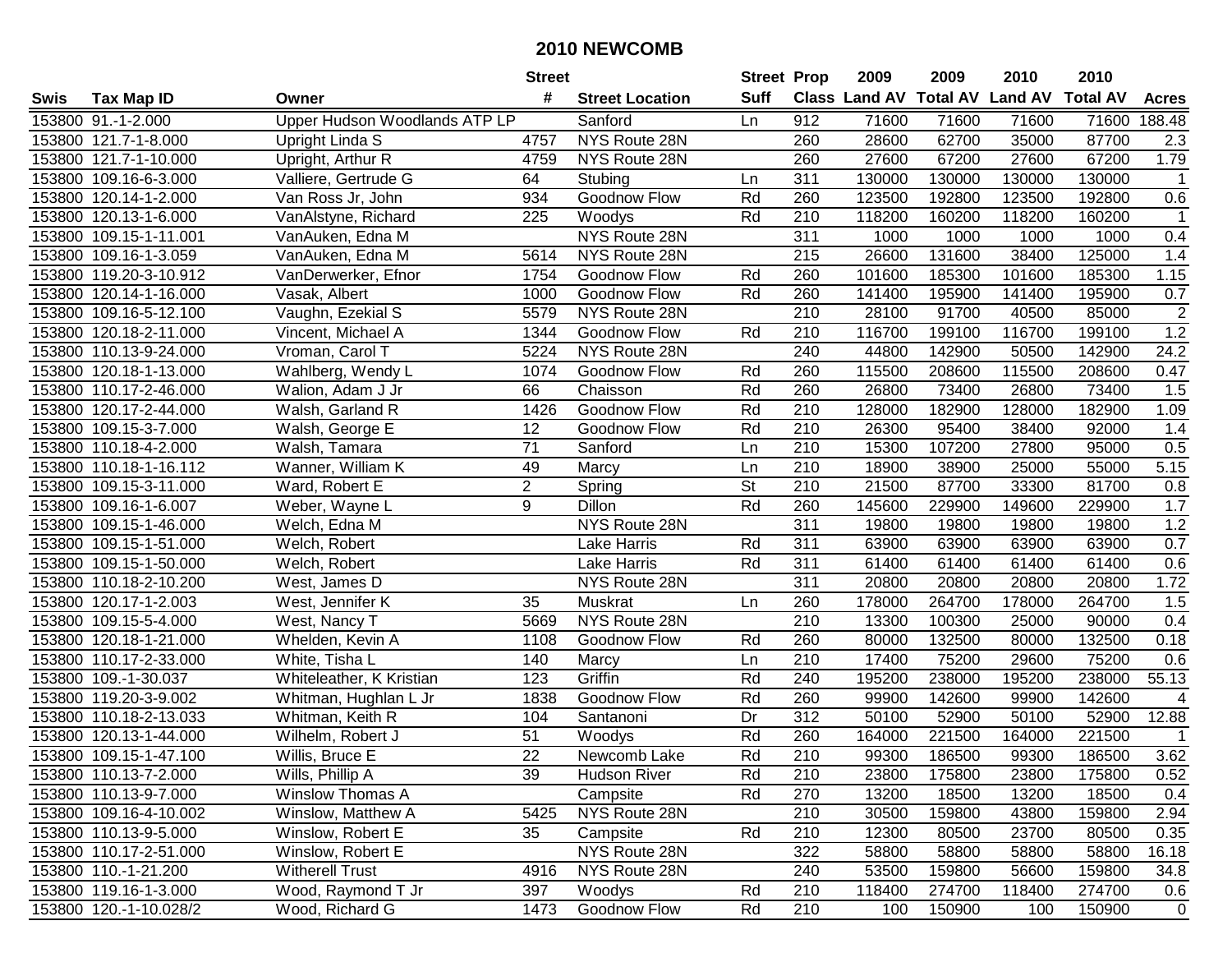# 2010 NEWCOMB

| Swis | Tax Map ID | Owner | Street # | Street Location | Street Suff | Prop Class | 2009 Land AV | 2009 Total AV | 2010 Land AV | 2010 Total AV | Acres |
|---|---|---|---|---|---|---|---|---|---|---|---|
| 153800 | 91.-1-2.000 | Upper Hudson Woodlands ATP LP | | Sanford | Ln | 912 | 71600 | 71600 | 71600 | 71600 | 188.48 |
| 153800 | 121.7-1-8.000 | Upright Linda S | 4757 | NYS Route 28N | | 260 | 28600 | 62700 | 35000 | 87700 | 2.3 |
| 153800 | 121.7-1-10.000 | Upright, Arthur R | 4759 | NYS Route 28N | | 260 | 27600 | 67200 | 27600 | 67200 | 1.79 |
| 153800 | 109.16-6-3.000 | Valliere, Gertrude G | 64 | Stubing | Ln | 311 | 130000 | 130000 | 130000 | 130000 | 1 |
| 153800 | 120.14-1-2.000 | Van Ross Jr, John | 934 | Goodnow Flow | Rd | 260 | 123500 | 192800 | 123500 | 192800 | 0.6 |
| 153800 | 120.13-1-6.000 | VanAlstyne, Richard | 225 | Woodys | Rd | 210 | 118200 | 160200 | 118200 | 160200 | 1 |
| 153800 | 109.15-1-11.001 | VanAuken, Edna M | | NYS Route 28N | | 311 | 1000 | 1000 | 1000 | 1000 | 0.4 |
| 153800 | 109.16-1-3.059 | VanAuken, Edna M | 5614 | NYS Route 28N | | 215 | 26600 | 131600 | 38400 | 125000 | 1.4 |
| 153800 | 119.20-3-10.912 | VanDerwerker, Efnor | 1754 | Goodnow Flow | Rd | 260 | 101600 | 185300 | 101600 | 185300 | 1.15 |
| 153800 | 120.14-1-16.000 | Vasak, Albert | 1000 | Goodnow Flow | Rd | 260 | 141400 | 195900 | 141400 | 195900 | 0.7 |
| 153800 | 109.16-5-12.100 | Vaughn, Ezekial S | 5579 | NYS Route 28N | | 210 | 28100 | 91700 | 40500 | 85000 | 2 |
| 153800 | 120.18-2-11.000 | Vincent, Michael A | 1344 | Goodnow Flow | Rd | 210 | 116700 | 199100 | 116700 | 199100 | 1.2 |
| 153800 | 110.13-9-24.000 | Vroman, Carol T | 5224 | NYS Route 28N | | 240 | 44800 | 142900 | 50500 | 142900 | 24.2 |
| 153800 | 120.18-1-13.000 | Wahlberg, Wendy L | 1074 | Goodnow Flow | Rd | 260 | 115500 | 208600 | 115500 | 208600 | 0.47 |
| 153800 | 110.17-2-46.000 | Walion, Adam J Jr | 66 | Chaisson | Rd | 260 | 26800 | 73400 | 26800 | 73400 | 1.5 |
| 153800 | 120.17-2-44.000 | Walsh, Garland R | 1426 | Goodnow Flow | Rd | 210 | 128000 | 182900 | 128000 | 182900 | 1.09 |
| 153800 | 109.15-3-7.000 | Walsh, George E | 12 | Goodnow Flow | Rd | 210 | 26300 | 95400 | 38400 | 92000 | 1.4 |
| 153800 | 110.18-4-2.000 | Walsh, Tamara | 71 | Sanford | Ln | 210 | 15300 | 107200 | 27800 | 95000 | 0.5 |
| 153800 | 110.18-1-16.112 | Wanner, William K | 49 | Marcy | Ln | 210 | 18900 | 38900 | 25000 | 55000 | 5.15 |
| 153800 | 109.15-3-11.000 | Ward, Robert E | 2 | Spring | St | 210 | 21500 | 87700 | 33300 | 81700 | 0.8 |
| 153800 | 109.16-1-6.007 | Weber, Wayne L | 9 | Dillon | Rd | 260 | 145600 | 229900 | 149600 | 229900 | 1.7 |
| 153800 | 109.15-1-46.000 | Welch, Edna M | | NYS Route 28N | | 311 | 19800 | 19800 | 19800 | 19800 | 1.2 |
| 153800 | 109.15-1-51.000 | Welch, Robert | | Lake Harris | Rd | 311 | 63900 | 63900 | 63900 | 63900 | 0.7 |
| 153800 | 109.15-1-50.000 | Welch, Robert | | Lake Harris | Rd | 311 | 61400 | 61400 | 61400 | 61400 | 0.6 |
| 153800 | 110.18-2-10.200 | West, James D | | NYS Route 28N | | 311 | 20800 | 20800 | 20800 | 20800 | 1.72 |
| 153800 | 120.17-1-2.003 | West, Jennifer K | 35 | Muskrat | Ln | 260 | 178000 | 264700 | 178000 | 264700 | 1.5 |
| 153800 | 109.15-5-4.000 | West, Nancy T | 5669 | NYS Route 28N | | 210 | 13300 | 100300 | 25000 | 90000 | 0.4 |
| 153800 | 120.18-1-21.000 | Whelden, Kevin A | 1108 | Goodnow Flow | Rd | 260 | 80000 | 132500 | 80000 | 132500 | 0.18 |
| 153800 | 110.17-2-33.000 | White, Tisha L | 140 | Marcy | Ln | 210 | 17400 | 75200 | 29600 | 75200 | 0.6 |
| 153800 | 109.-1-30.037 | Whiteleather, K Kristian | 123 | Griffin | Rd | 240 | 195200 | 238000 | 195200 | 238000 | 55.13 |
| 153800 | 119.20-3-9.002 | Whitman, Hughlan L Jr | 1838 | Goodnow Flow | Rd | 260 | 99900 | 142600 | 99900 | 142600 | 4 |
| 153800 | 110.18-2-13.033 | Whitman, Keith R | 104 | Santanoni | Dr | 312 | 50100 | 52900 | 50100 | 52900 | 12.88 |
| 153800 | 120.13-1-44.000 | Wilhelm, Robert J | 51 | Woodys | Rd | 260 | 164000 | 221500 | 164000 | 221500 | 1 |
| 153800 | 109.15-1-47.100 | Willis, Bruce E | 22 | Newcomb Lake | Rd | 210 | 99300 | 186500 | 99300 | 186500 | 3.62 |
| 153800 | 110.13-7-2.000 | Wills, Phillip A | 39 | Hudson River | Rd | 210 | 23800 | 175800 | 23800 | 175800 | 0.52 |
| 153800 | 110.13-9-7.000 | Winslow Thomas A | | Campsite | Rd | 270 | 13200 | 18500 | 13200 | 18500 | 0.4 |
| 153800 | 109.16-4-10.002 | Winslow, Matthew A | 5425 | NYS Route 28N | | 210 | 30500 | 159800 | 43800 | 159800 | 2.94 |
| 153800 | 110.13-9-5.000 | Winslow, Robert E | 35 | Campsite | Rd | 210 | 12300 | 80500 | 23700 | 80500 | 0.35 |
| 153800 | 110.17-2-51.000 | Winslow, Robert E | | NYS Route 28N | | 322 | 58800 | 58800 | 58800 | 58800 | 16.18 |
| 153800 | 110.-1-21.200 | Witherell Trust | 4916 | NYS Route 28N | | 240 | 53500 | 159800 | 56600 | 159800 | 34.8 |
| 153800 | 119.16-1-3.000 | Wood, Raymond T Jr | 397 | Woodys | Rd | 210 | 118400 | 274700 | 118400 | 274700 | 0.6 |
| 153800 | 120.-1-10.028/2 | Wood, Richard G | 1473 | Goodnow Flow | Rd | 210 | 100 | 150900 | 100 | 150900 | 0 |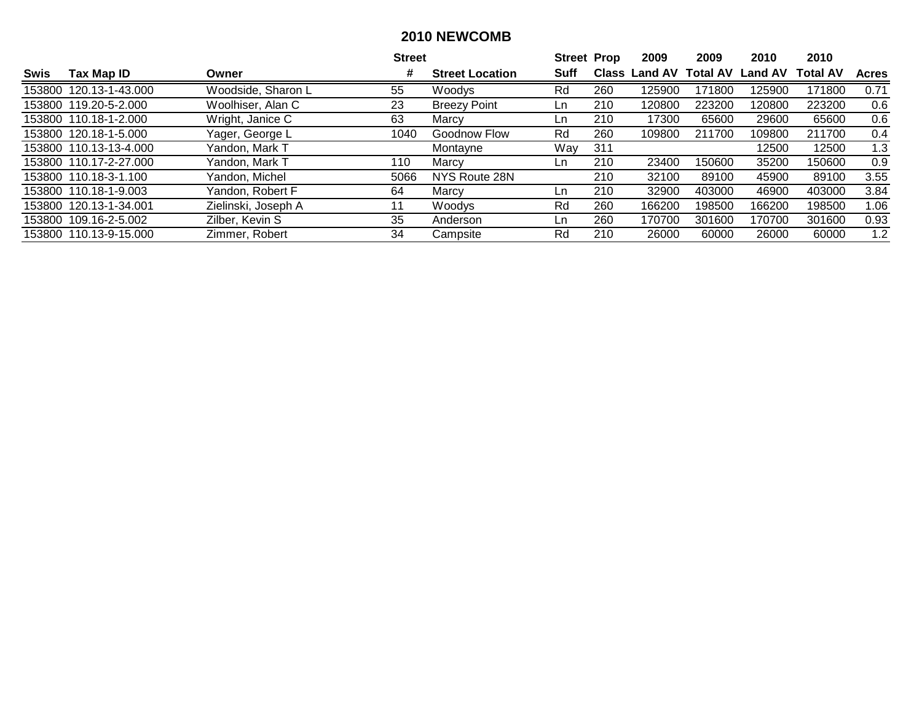# 2010 NEWCOMB

| Swis | Tax Map ID | Owner | Street # | Street Location | Street Suff | Prop Class | 2009 Land AV | 2009 Total AV | 2010 Land AV | 2010 Total AV | Acres |
|---|---|---|---|---|---|---|---|---|---|---|---|
| 153800 | 120.13-1-43.000 | Woodside, Sharon L | 55 | Woodys | Rd | 260 | 125900 | 171800 | 125900 | 171800 | 0.71 |
| 153800 | 119.20-5-2.000 | Woolhiser, Alan C | 23 | Breezy Point | Ln | 210 | 120800 | 223200 | 120800 | 223200 | 0.6 |
| 153800 | 110.18-1-2.000 | Wright, Janice C | 63 | Marcy | Ln | 210 | 17300 | 65600 | 29600 | 65600 | 0.6 |
| 153800 | 120.18-1-5.000 | Yager, George L | 1040 | Goodnow Flow | Rd | 260 | 109800 | 211700 | 109800 | 211700 | 0.4 |
| 153800 | 110.13-13-4.000 | Yandon, Mark T | | Montayne | Way | 311 | | | 12500 | 12500 | 1.3 |
| 153800 | 110.17-2-27.000 | Yandon, Mark T | 110 | Marcy | Ln | 210 | 23400 | 150600 | 35200 | 150600 | 0.9 |
| 153800 | 110.18-3-1.100 | Yandon, Michel | 5066 | NYS Route 28N | | 210 | 32100 | 89100 | 45900 | 89100 | 3.55 |
| 153800 | 110.18-1-9.003 | Yandon, Robert F | 64 | Marcy | Ln | 210 | 32900 | 403000 | 46900 | 403000 | 3.84 |
| 153800 | 120.13-1-34.001 | Zielinski, Joseph A | 11 | Woodys | Rd | 260 | 166200 | 198500 | 166200 | 198500 | 1.06 |
| 153800 | 109.16-2-5.002 | Zilber, Kevin S | 35 | Anderson | Ln | 260 | 170700 | 301600 | 170700 | 301600 | 0.93 |
| 153800 | 110.13-9-15.000 | Zimmer, Robert | 34 | Campsite | Rd | 210 | 26000 | 60000 | 26000 | 60000 | 1.2 |